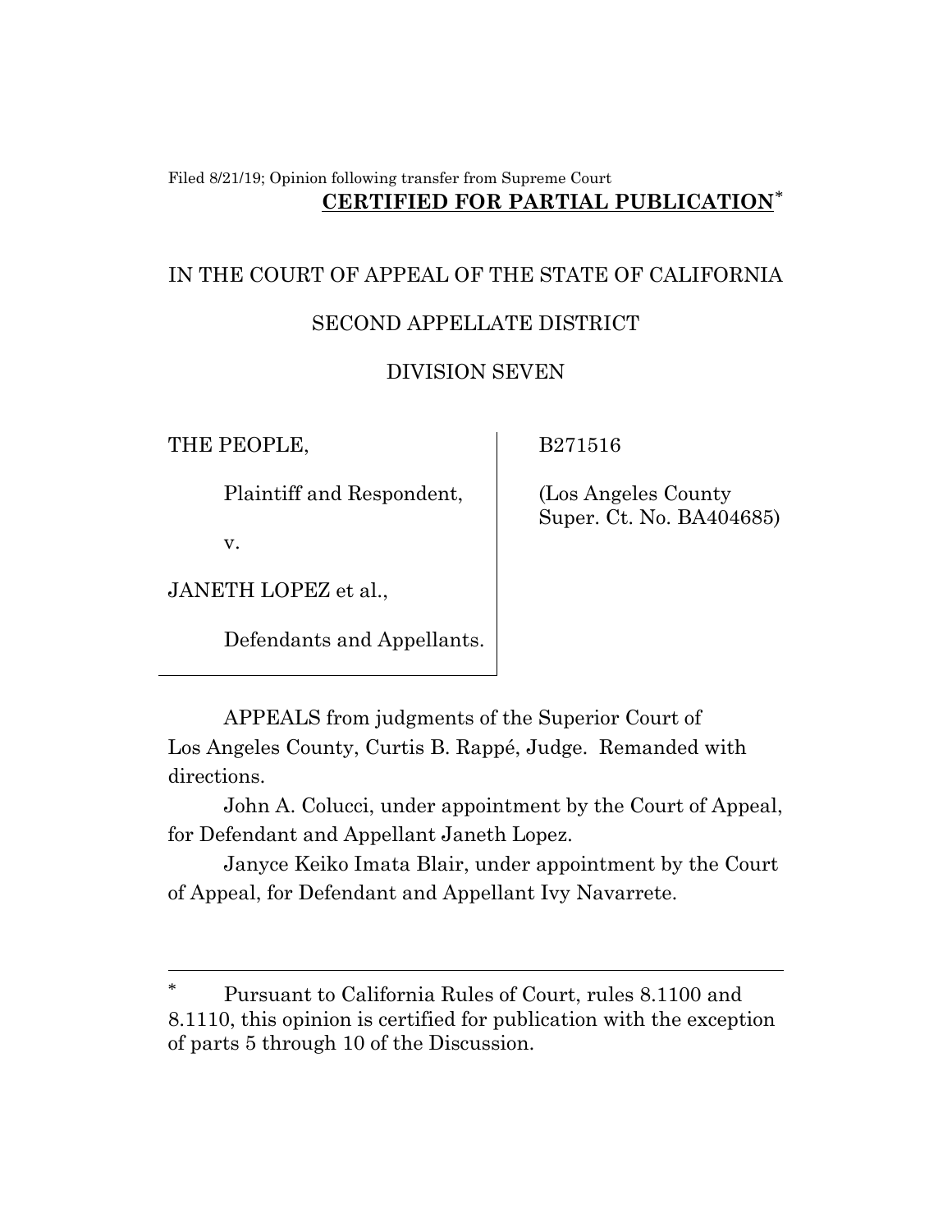Filed 8/21/19; Opinion following transfer from Supreme Court

**CERTIFIED FOR PARTIAL PUBLICATION**[*]

IN THE COURT OF APPEAL OF THE STATE OF CALIFORNIA

SECOND APPELLATE DISTRICT

DIVISION SEVEN

| | |
|---|---|
| THE PEOPLE,<br><br>Plaintiff and Respondent,<br><br>v.<br><br>JANETH LOPEZ et al.,<br><br>Defendants and Appellants. | B271516<br><br>(Los Angeles County Super. Ct. No. BA404685) |

APPEALS from judgments of the Superior Court of Los Angeles County, Curtis B. Rappé, Judge. Remanded with directions.

John A. Colucci, under appointment by the Court of Appeal, for Defendant and Appellant Janeth Lopez.

Janyce Keiko Imata Blair, under appointment by the Court of Appeal, for Defendant and Appellant Ivy Navarrete.

---

[*] Pursuant to California Rules of Court, rules 8.1100 and 8.1110, this opinion is certified for publication with the exception of parts 5 through 10 of the Discussion.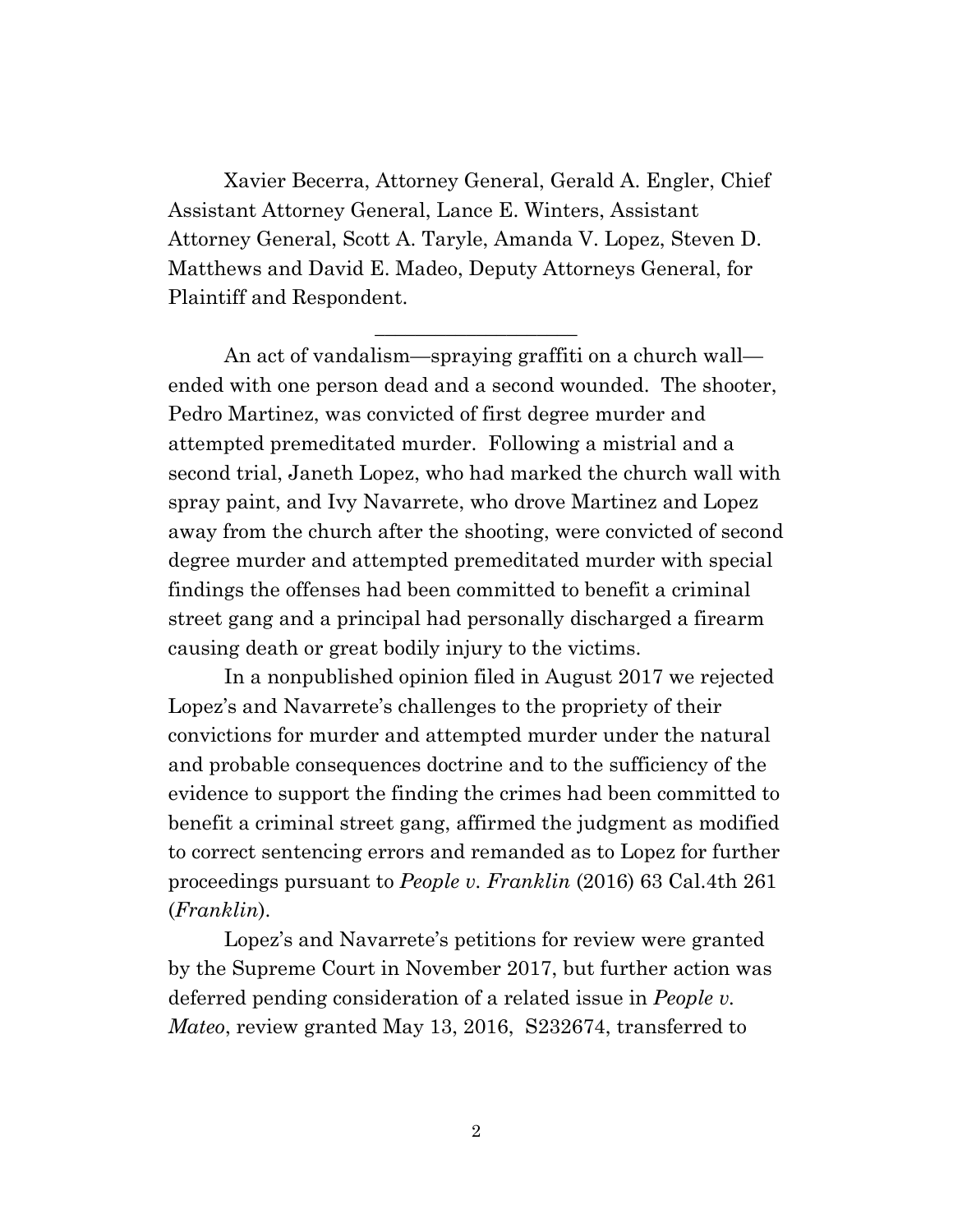Xavier Becerra, Attorney General, Gerald A. Engler, Chief Assistant Attorney General, Lance E. Winters, Assistant Attorney General, Scott A. Taryle, Amanda V. Lopez, Steven D. Matthews and David E. Madeo, Deputy Attorneys General, for Plaintiff and Respondent.

---

An act of vandalism—spraying graffiti on a church wall—ended with one person dead and a second wounded. The shooter, Pedro Martinez, was convicted of first degree murder and attempted premeditated murder. Following a mistrial and a second trial, Janeth Lopez, who had marked the church wall with spray paint, and Ivy Navarrete, who drove Martinez and Lopez away from the church after the shooting, were convicted of second degree murder and attempted premeditated murder with special findings the offenses had been committed to benefit a criminal street gang and a principal had personally discharged a firearm causing death or great bodily injury to the victims.

In a nonpublished opinion filed in August 2017 we rejected Lopez's and Navarrete's challenges to the propriety of their convictions for murder and attempted murder under the natural and probable consequences doctrine and to the sufficiency of the evidence to support the finding the crimes had been committed to benefit a criminal street gang, affirmed the judgment as modified to correct sentencing errors and remanded as to Lopez for further proceedings pursuant to *People v. Franklin* (2016) 63 Cal.4th 261 (*Franklin*).

Lopez's and Navarrete's petitions for review were granted by the Supreme Court in November 2017, but further action was deferred pending consideration of a related issue in *People v. Mateo*, review granted May 13, 2016, S232674, transferred to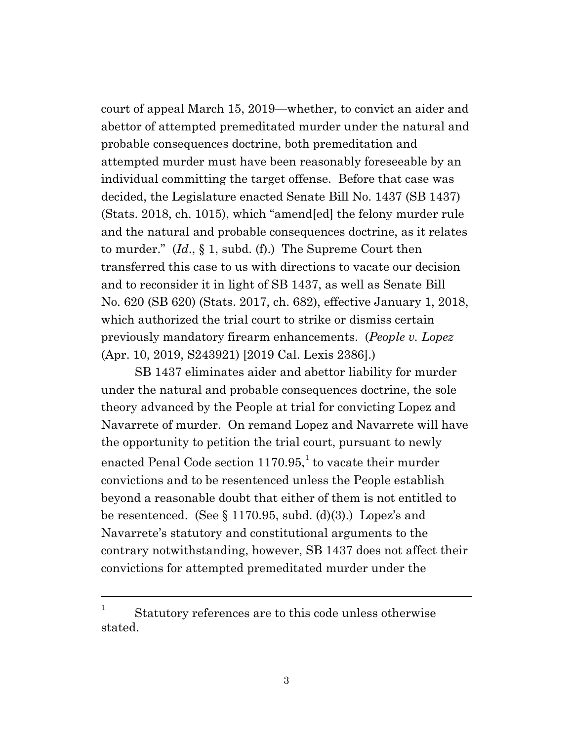court of appeal March 15, 2019—whether, to convict an aider and abettor of attempted premeditated murder under the natural and probable consequences doctrine, both premeditation and attempted murder must have been reasonably foreseeable by an individual committing the target offense. Before that case was decided, the Legislature enacted Senate Bill No. 1437 (SB 1437) (Stats. 2018, ch. 1015), which "amend[ed] the felony murder rule and the natural and probable consequences doctrine, as it relates to murder." (*Id*., § 1, subd. (f).) The Supreme Court then transferred this case to us with directions to vacate our decision and to reconsider it in light of SB 1437, as well as Senate Bill No. 620 (SB 620) (Stats. 2017, ch. 682), effective January 1, 2018, which authorized the trial court to strike or dismiss certain previously mandatory firearm enhancements. (*People v. Lopez* (Apr. 10, 2019, S243921) [2019 Cal. Lexis 2386].)

SB 1437 eliminates aider and abettor liability for murder under the natural and probable consequences doctrine, the sole theory advanced by the People at trial for convicting Lopez and Navarrete of murder. On remand Lopez and Navarrete will have the opportunity to petition the trial court, pursuant to newly enacted Penal Code section 1170.95,[1] to vacate their murder convictions and to be resentenced unless the People establish beyond a reasonable doubt that either of them is not entitled to be resentenced. (See § 1170.95, subd. (d)(3).) Lopez's and Navarrete's statutory and constitutional arguments to the contrary notwithstanding, however, SB 1437 does not affect their convictions for attempted premeditated murder under the

[1] Statutory references are to this code unless otherwise stated.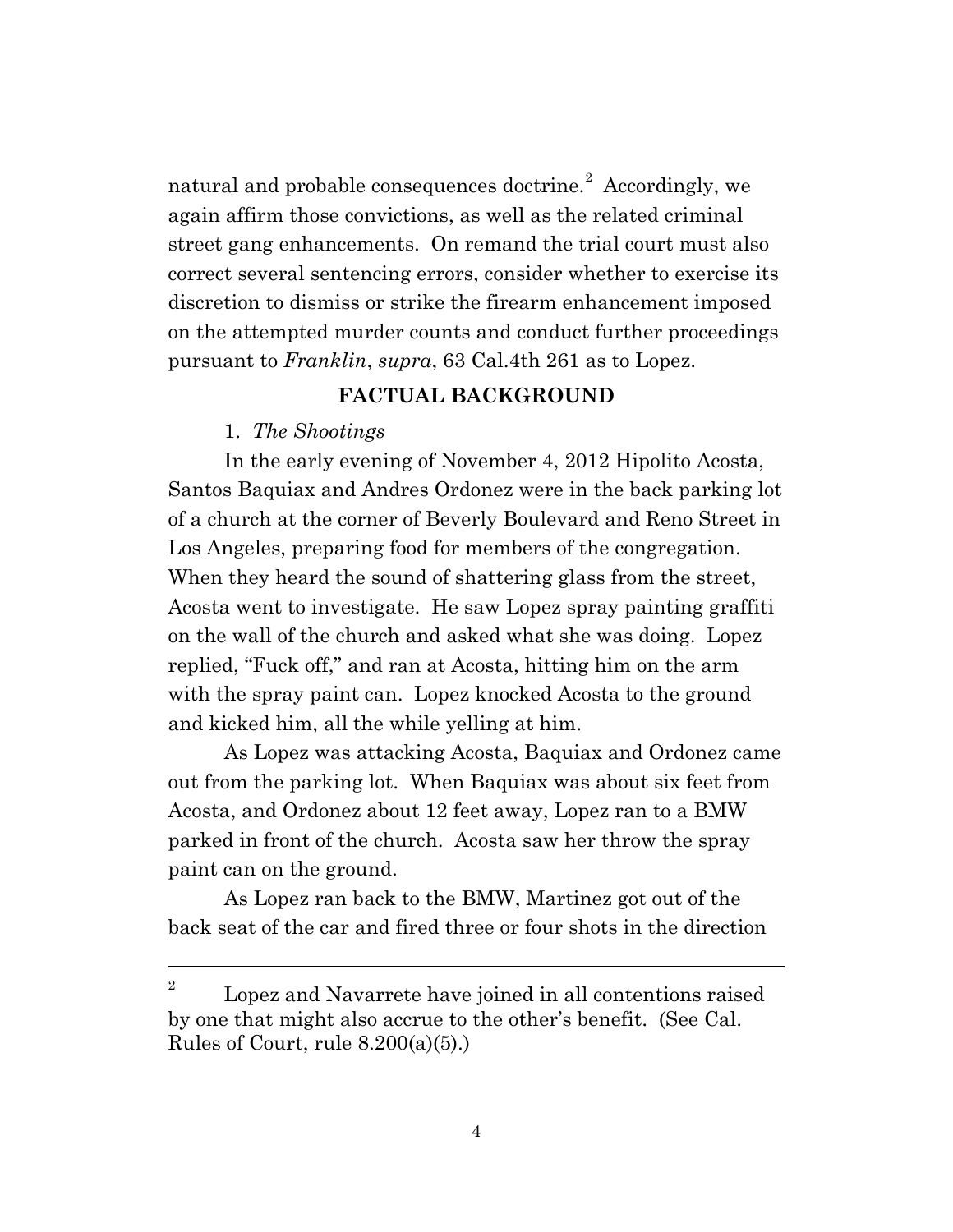natural and probable consequences doctrine.[2] Accordingly, we again affirm those convictions, as well as the related criminal street gang enhancements. On remand the trial court must also correct several sentencing errors, consider whether to exercise its discretion to dismiss or strike the firearm enhancement imposed on the attempted murder counts and conduct further proceedings pursuant to *Franklin*, *supra*, 63 Cal.4th 261 as to Lopez.

## FACTUAL BACKGROUND

1. *The Shootings*

In the early evening of November 4, 2012 Hipolito Acosta, Santos Baquiax and Andres Ordonez were in the back parking lot of a church at the corner of Beverly Boulevard and Reno Street in Los Angeles, preparing food for members of the congregation. When they heard the sound of shattering glass from the street, Acosta went to investigate. He saw Lopez spray painting graffiti on the wall of the church and asked what she was doing. Lopez replied, "Fuck off," and ran at Acosta, hitting him on the arm with the spray paint can. Lopez knocked Acosta to the ground and kicked him, all the while yelling at him.

As Lopez was attacking Acosta, Baquiax and Ordonez came out from the parking lot. When Baquiax was about six feet from Acosta, and Ordonez about 12 feet away, Lopez ran to a BMW parked in front of the church. Acosta saw her throw the spray paint can on the ground.

As Lopez ran back to the BMW, Martinez got out of the back seat of the car and fired three or four shots in the direction

---

[2] Lopez and Navarrete have joined in all contentions raised by one that might also accrue to the other's benefit. (See Cal. Rules of Court, rule 8.200(a)(5).)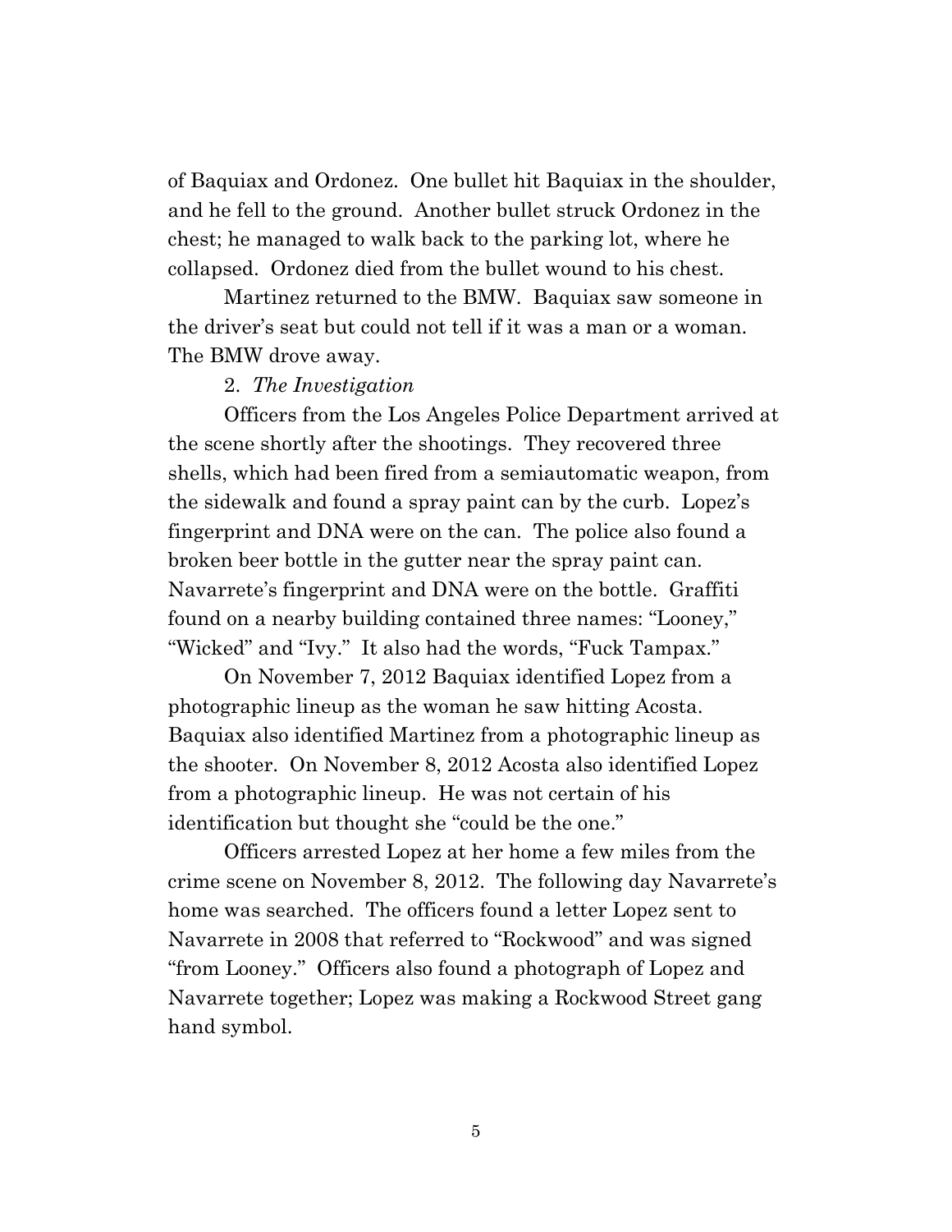of Baquiax and Ordonez. One bullet hit Baquiax in the shoulder, and he fell to the ground. Another bullet struck Ordonez in the chest; he managed to walk back to the parking lot, where he collapsed. Ordonez died from the bullet wound to his chest.

Martinez returned to the BMW. Baquiax saw someone in the driver's seat but could not tell if it was a man or a woman. The BMW drove away.

2. *The Investigation*

Officers from the Los Angeles Police Department arrived at the scene shortly after the shootings. They recovered three shells, which had been fired from a semiautomatic weapon, from the sidewalk and found a spray paint can by the curb. Lopez's fingerprint and DNA were on the can. The police also found a broken beer bottle in the gutter near the spray paint can. Navarrete's fingerprint and DNA were on the bottle. Graffiti found on a nearby building contained three names: "Looney," "Wicked" and "Ivy." It also had the words, "Fuck Tampax."

On November 7, 2012 Baquiax identified Lopez from a photographic lineup as the woman he saw hitting Acosta. Baquiax also identified Martinez from a photographic lineup as the shooter. On November 8, 2012 Acosta also identified Lopez from a photographic lineup. He was not certain of his identification but thought she "could be the one."

Officers arrested Lopez at her home a few miles from the crime scene on November 8, 2012. The following day Navarrete's home was searched. The officers found a letter Lopez sent to Navarrete in 2008 that referred to "Rockwood" and was signed "from Looney." Officers also found a photograph of Lopez and Navarrete together; Lopez was making a Rockwood Street gang hand symbol.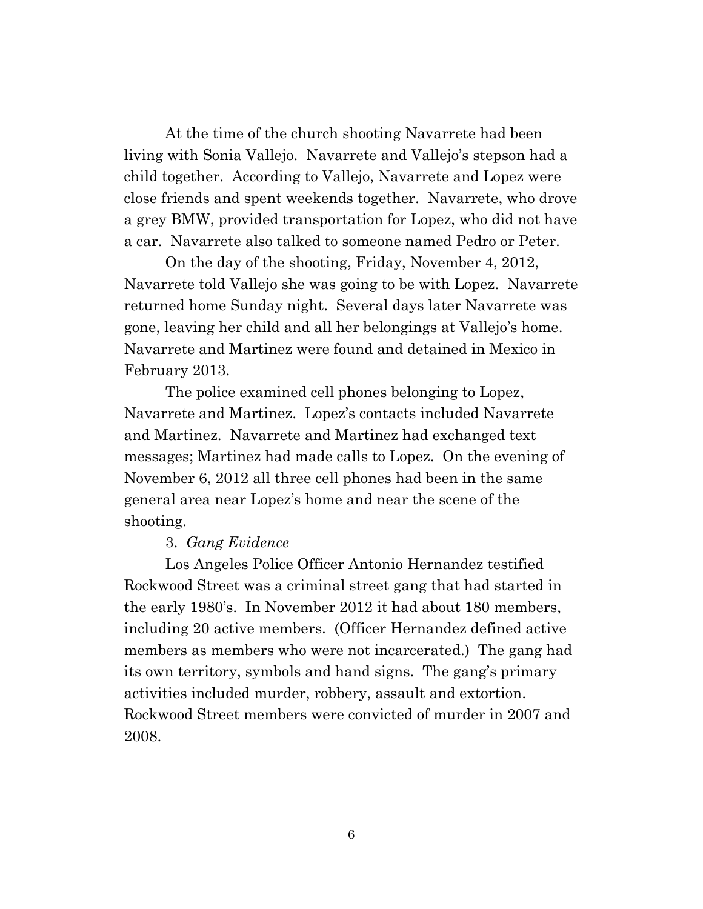At the time of the church shooting Navarrete had been living with Sonia Vallejo. Navarrete and Vallejo's stepson had a child together. According to Vallejo, Navarrete and Lopez were close friends and spent weekends together. Navarrete, who drove a grey BMW, provided transportation for Lopez, who did not have a car. Navarrete also talked to someone named Pedro or Peter.

On the day of the shooting, Friday, November 4, 2012, Navarrete told Vallejo she was going to be with Lopez. Navarrete returned home Sunday night. Several days later Navarrete was gone, leaving her child and all her belongings at Vallejo's home. Navarrete and Martinez were found and detained in Mexico in February 2013.

The police examined cell phones belonging to Lopez, Navarrete and Martinez. Lopez's contacts included Navarrete and Martinez. Navarrete and Martinez had exchanged text messages; Martinez had made calls to Lopez. On the evening of November 6, 2012 all three cell phones had been in the same general area near Lopez's home and near the scene of the shooting.

3. *Gang Evidence*

Los Angeles Police Officer Antonio Hernandez testified Rockwood Street was a criminal street gang that had started in the early 1980's. In November 2012 it had about 180 members, including 20 active members. (Officer Hernandez defined active members as members who were not incarcerated.) The gang had its own territory, symbols and hand signs. The gang's primary activities included murder, robbery, assault and extortion. Rockwood Street members were convicted of murder in 2007 and 2008.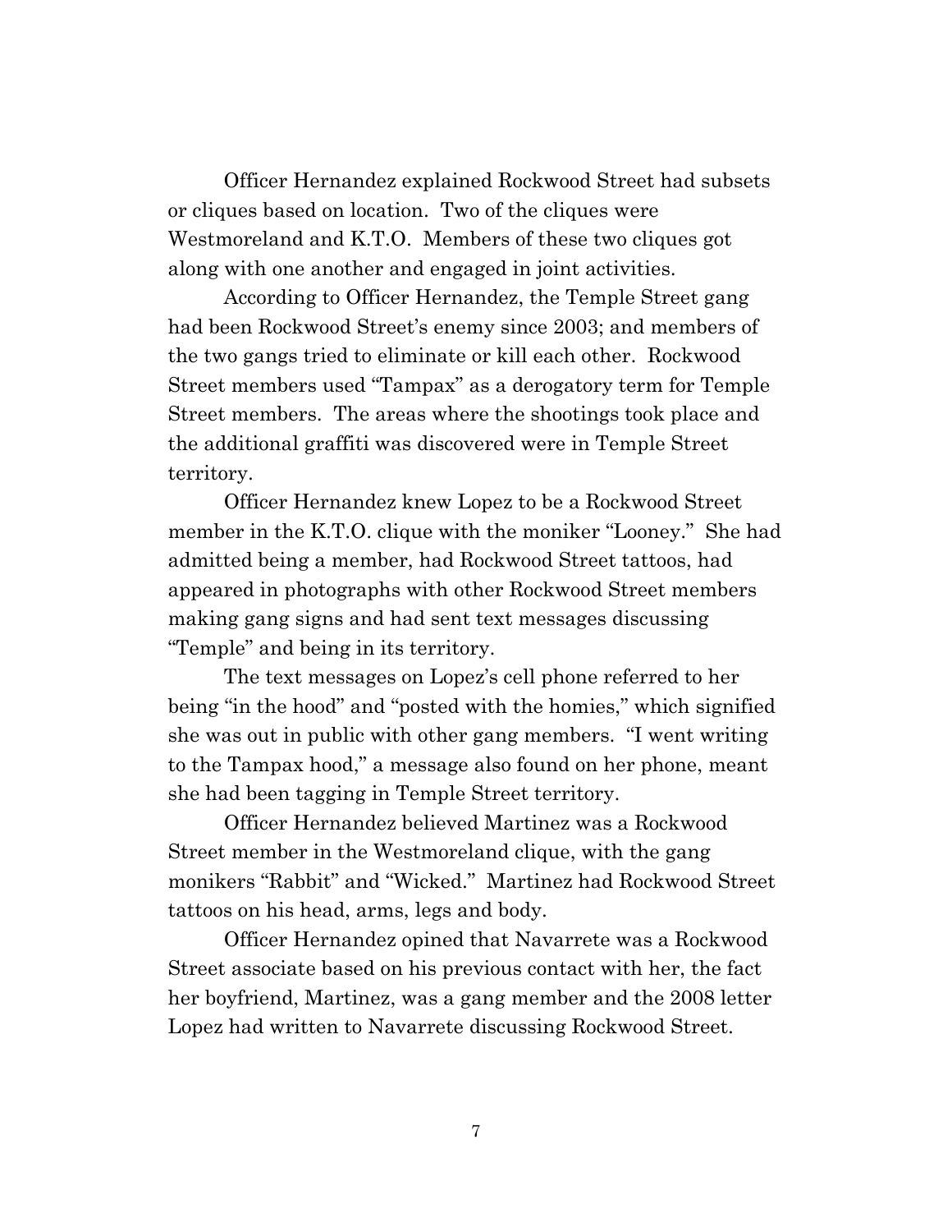Officer Hernandez explained Rockwood Street had subsets or cliques based on location. Two of the cliques were Westmoreland and K.T.O. Members of these two cliques got along with one another and engaged in joint activities.

According to Officer Hernandez, the Temple Street gang had been Rockwood Street's enemy since 2003; and members of the two gangs tried to eliminate or kill each other. Rockwood Street members used "Tampax" as a derogatory term for Temple Street members. The areas where the shootings took place and the additional graffiti was discovered were in Temple Street territory.

Officer Hernandez knew Lopez to be a Rockwood Street member in the K.T.O. clique with the moniker "Looney." She had admitted being a member, had Rockwood Street tattoos, had appeared in photographs with other Rockwood Street members making gang signs and had sent text messages discussing "Temple" and being in its territory.

The text messages on Lopez's cell phone referred to her being "in the hood" and "posted with the homies," which signified she was out in public with other gang members. "I went writing to the Tampax hood," a message also found on her phone, meant she had been tagging in Temple Street territory.

Officer Hernandez believed Martinez was a Rockwood Street member in the Westmoreland clique, with the gang monikers "Rabbit" and "Wicked." Martinez had Rockwood Street tattoos on his head, arms, legs and body.

Officer Hernandez opined that Navarrete was a Rockwood Street associate based on his previous contact with her, the fact her boyfriend, Martinez, was a gang member and the 2008 letter Lopez had written to Navarrete discussing Rockwood Street.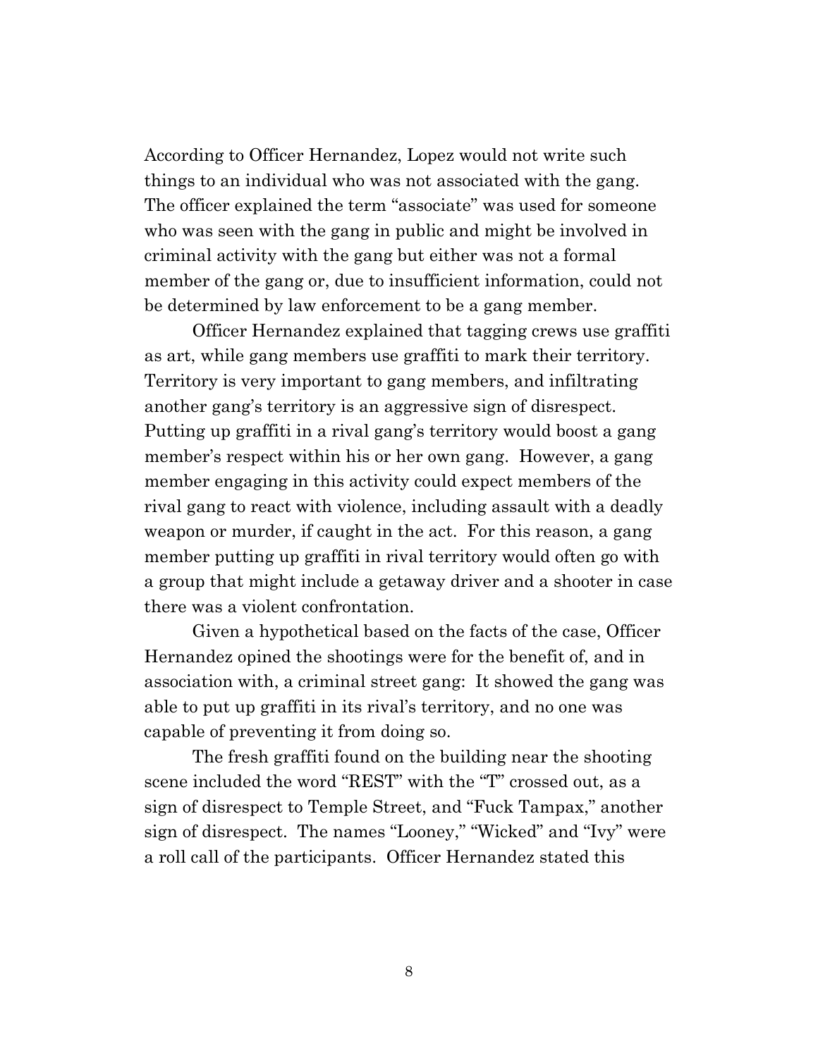According to Officer Hernandez, Lopez would not write such things to an individual who was not associated with the gang. The officer explained the term "associate" was used for someone who was seen with the gang in public and might be involved in criminal activity with the gang but either was not a formal member of the gang or, due to insufficient information, could not be determined by law enforcement to be a gang member.

Officer Hernandez explained that tagging crews use graffiti as art, while gang members use graffiti to mark their territory. Territory is very important to gang members, and infiltrating another gang's territory is an aggressive sign of disrespect. Putting up graffiti in a rival gang's territory would boost a gang member's respect within his or her own gang. However, a gang member engaging in this activity could expect members of the rival gang to react with violence, including assault with a deadly weapon or murder, if caught in the act. For this reason, a gang member putting up graffiti in rival territory would often go with a group that might include a getaway driver and a shooter in case there was a violent confrontation.

Given a hypothetical based on the facts of the case, Officer Hernandez opined the shootings were for the benefit of, and in association with, a criminal street gang: It showed the gang was able to put up graffiti in its rival's territory, and no one was capable of preventing it from doing so.

The fresh graffiti found on the building near the shooting scene included the word "REST" with the "T" crossed out, as a sign of disrespect to Temple Street, and "Fuck Tampax," another sign of disrespect. The names "Looney," "Wicked" and "Ivy" were a roll call of the participants. Officer Hernandez stated this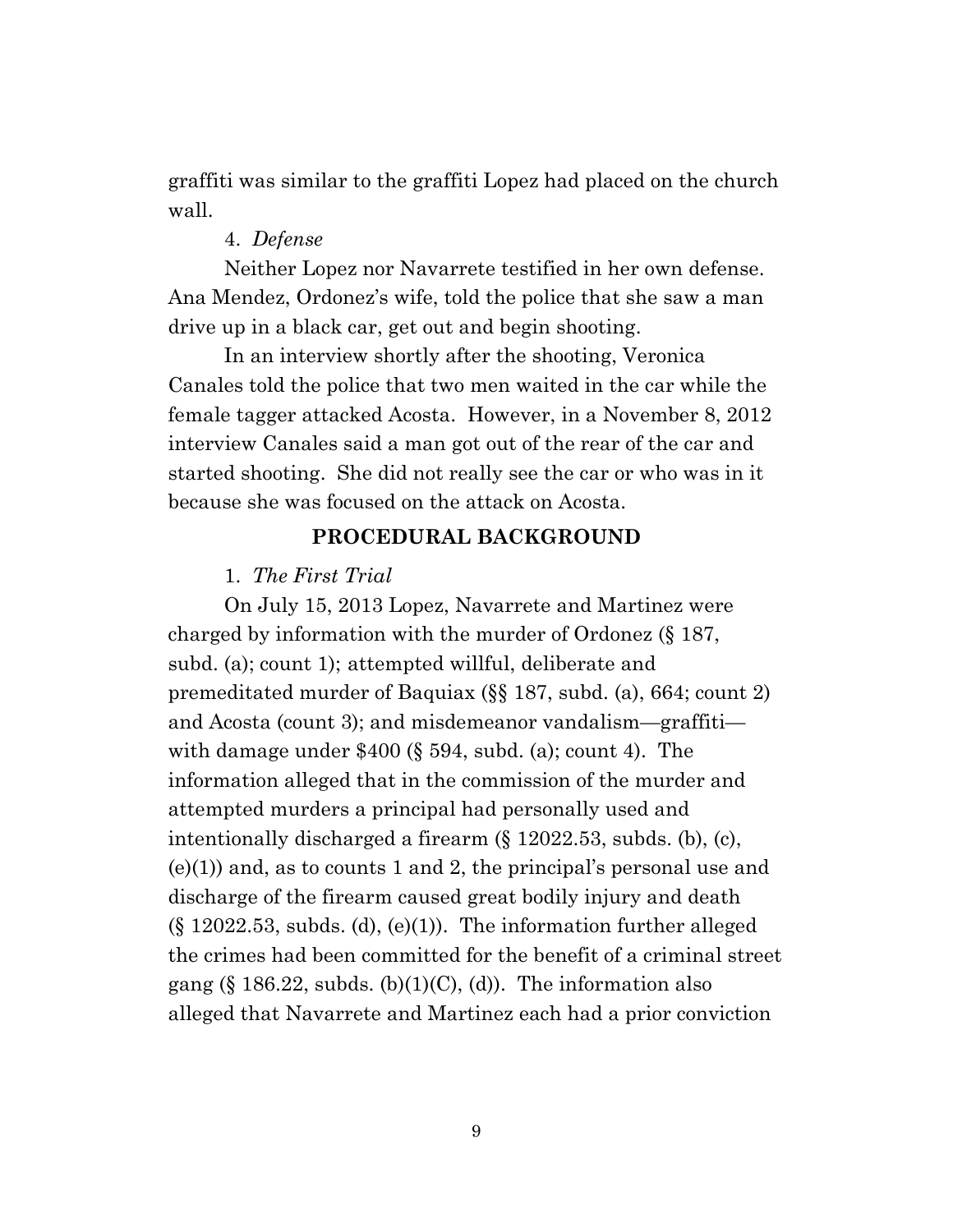graffiti was similar to the graffiti Lopez had placed on the church wall.

4. *Defense*

Neither Lopez nor Navarrete testified in her own defense. Ana Mendez, Ordonez's wife, told the police that she saw a man drive up in a black car, get out and begin shooting.

In an interview shortly after the shooting, Veronica Canales told the police that two men waited in the car while the female tagger attacked Acosta. However, in a November 8, 2012 interview Canales said a man got out of the rear of the car and started shooting. She did not really see the car or who was in it because she was focused on the attack on Acosta.

## PROCEDURAL BACKGROUND

1. *The First Trial*

On July 15, 2013 Lopez, Navarrete and Martinez were charged by information with the murder of Ordonez (§ 187, subd. (a); count 1); attempted willful, deliberate and premeditated murder of Baquiax (§§ 187, subd. (a), 664; count 2) and Acosta (count 3); and misdemeanor vandalism—graffiti—with damage under $400 (§ 594, subd. (a); count 4). The information alleged that in the commission of the murder and attempted murders a principal had personally used and intentionally discharged a firearm (§ 12022.53, subds. (b), (c), (e)(1)) and, as to counts 1 and 2, the principal's personal use and discharge of the firearm caused great bodily injury and death (§ 12022.53, subds. (d), (e)(1)). The information further alleged the crimes had been committed for the benefit of a criminal street gang (§ 186.22, subds. (b)(1)(C), (d)). The information also alleged that Navarrete and Martinez each had a prior conviction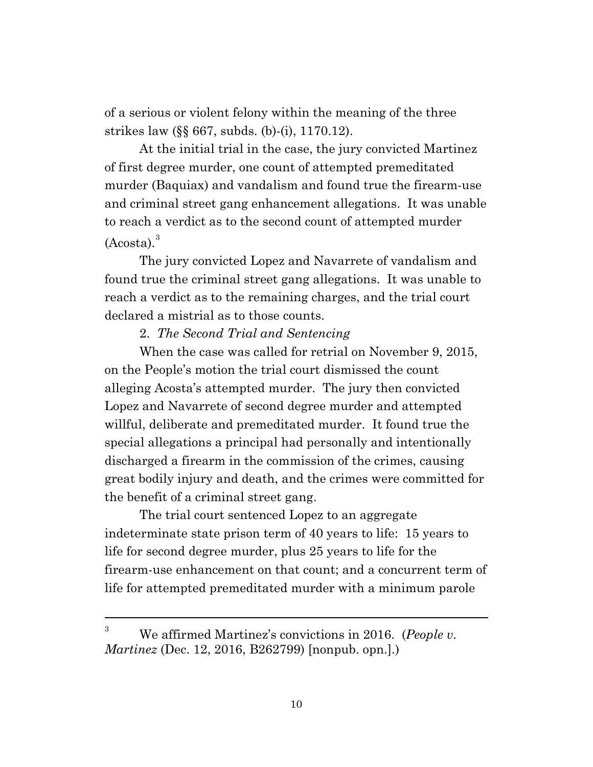of a serious or violent felony within the meaning of the three strikes law (§§ 667, subds. (b)-(i), 1170.12).

At the initial trial in the case, the jury convicted Martinez of first degree murder, one count of attempted premeditated murder (Baquiax) and vandalism and found true the firearm-use and criminal street gang enhancement allegations. It was unable to reach a verdict as to the second count of attempted murder (Acosta).[3]

The jury convicted Lopez and Navarrete of vandalism and found true the criminal street gang allegations. It was unable to reach a verdict as to the remaining charges, and the trial court declared a mistrial as to those counts.

2. *The Second Trial and Sentencing*

When the case was called for retrial on November 9, 2015, on the People's motion the trial court dismissed the count alleging Acosta's attempted murder. The jury then convicted Lopez and Navarrete of second degree murder and attempted willful, deliberate and premeditated murder. It found true the special allegations a principal had personally and intentionally discharged a firearm in the commission of the crimes, causing great bodily injury and death, and the crimes were committed for the benefit of a criminal street gang.

The trial court sentenced Lopez to an aggregate indeterminate state prison term of 40 years to life: 15 years to life for second degree murder, plus 25 years to life for the firearm-use enhancement on that count; and a concurrent term of life for attempted premeditated murder with a minimum parole

---

[3] We affirmed Martinez's convictions in 2016. (*People v. Martinez* (Dec. 12, 2016, B262799) [nonpub. opn.].)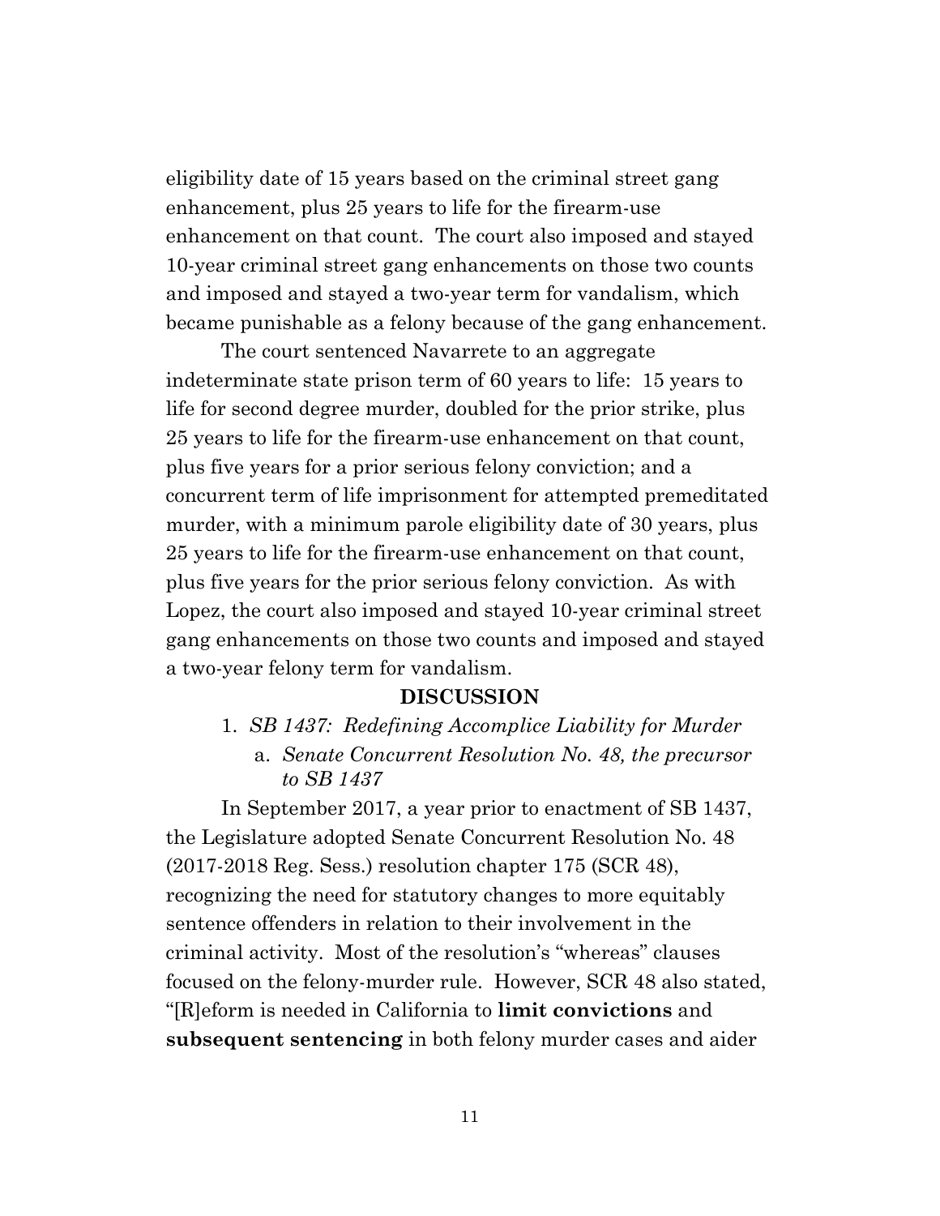eligibility date of 15 years based on the criminal street gang enhancement, plus 25 years to life for the firearm-use enhancement on that count. The court also imposed and stayed 10-year criminal street gang enhancements on those two counts and imposed and stayed a two-year term for vandalism, which became punishable as a felony because of the gang enhancement.

The court sentenced Navarrete to an aggregate indeterminate state prison term of 60 years to life: 15 years to life for second degree murder, doubled for the prior strike, plus 25 years to life for the firearm-use enhancement on that count, plus five years for a prior serious felony conviction; and a concurrent term of life imprisonment for attempted premeditated murder, with a minimum parole eligibility date of 30 years, plus 25 years to life for the firearm-use enhancement on that count, plus five years for the prior serious felony conviction. As with Lopez, the court also imposed and stayed 10-year criminal street gang enhancements on those two counts and imposed and stayed a two-year felony term for vandalism.

## DISCUSSION

1. *SB 1437: Redefining Accomplice Liability for Murder*
   a. *Senate Concurrent Resolution No. 48, the precursor to SB 1437*

In September 2017, a year prior to enactment of SB 1437, the Legislature adopted Senate Concurrent Resolution No. 48 (2017-2018 Reg. Sess.) resolution chapter 175 (SCR 48), recognizing the need for statutory changes to more equitably sentence offenders in relation to their involvement in the criminal activity. Most of the resolution's "whereas" clauses focused on the felony-murder rule. However, SCR 48 also stated, "[R]eform is needed in California to **limit convictions** and **subsequent sentencing** in both felony murder cases and aider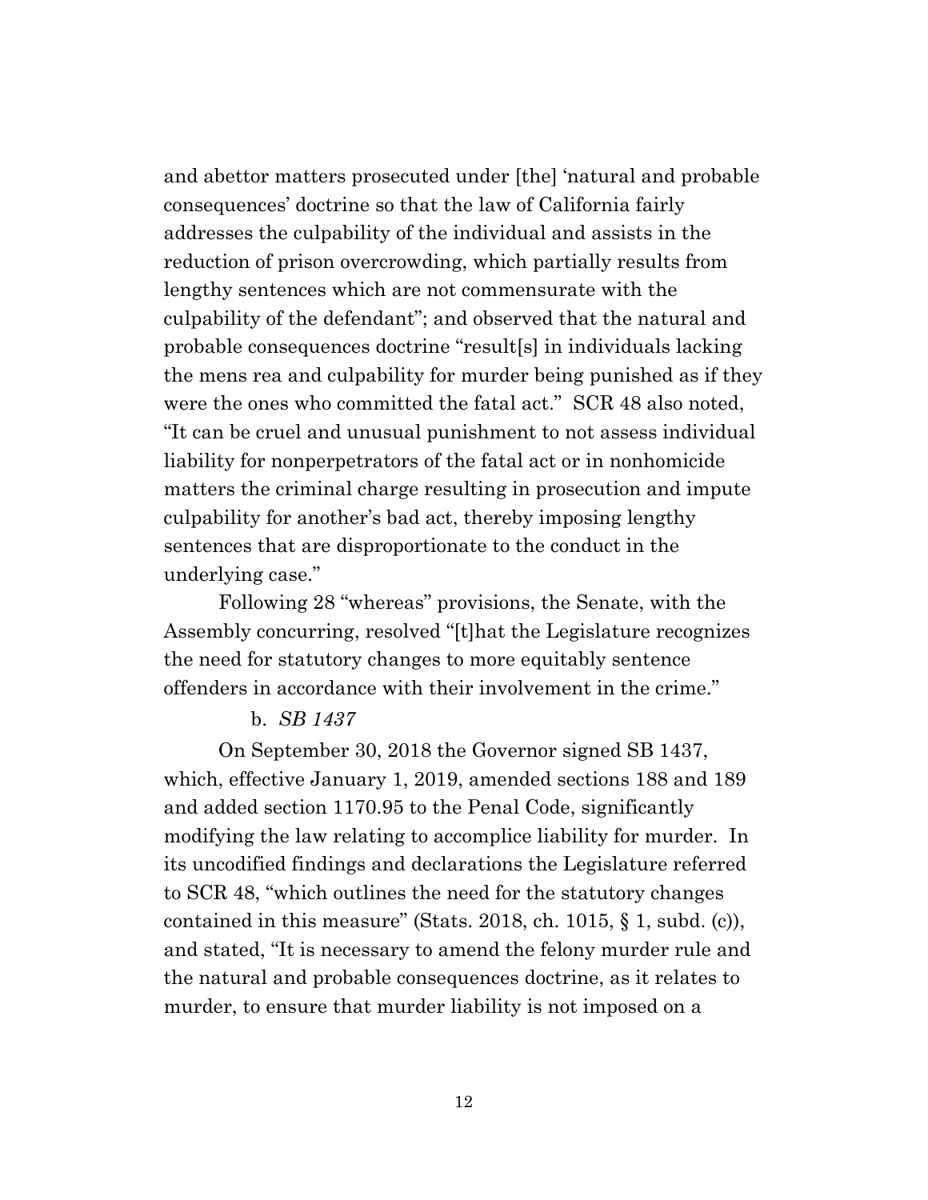and abettor matters prosecuted under [the] 'natural and probable consequences' doctrine so that the law of California fairly addresses the culpability of the individual and assists in the reduction of prison overcrowding, which partially results from lengthy sentences which are not commensurate with the culpability of the defendant"; and observed that the natural and probable consequences doctrine "result[s] in individuals lacking the mens rea and culpability for murder being punished as if they were the ones who committed the fatal act." SCR 48 also noted, "It can be cruel and unusual punishment to not assess individual liability for nonperpetrators of the fatal act or in nonhomicide matters the criminal charge resulting in prosecution and impute culpability for another's bad act, thereby imposing lengthy sentences that are disproportionate to the conduct in the underlying case."

Following 28 "whereas" provisions, the Senate, with the Assembly concurring, resolved "[t]hat the Legislature recognizes the need for statutory changes to more equitably sentence offenders in accordance with their involvement in the crime."

b. *SB 1437*

On September 30, 2018 the Governor signed SB 1437, which, effective January 1, 2019, amended sections 188 and 189 and added section 1170.95 to the Penal Code, significantly modifying the law relating to accomplice liability for murder. In its uncodified findings and declarations the Legislature referred to SCR 48, "which outlines the need for the statutory changes contained in this measure" (Stats. 2018, ch. 1015, § 1, subd. (c)), and stated, "It is necessary to amend the felony murder rule and the natural and probable consequences doctrine, as it relates to murder, to ensure that murder liability is not imposed on a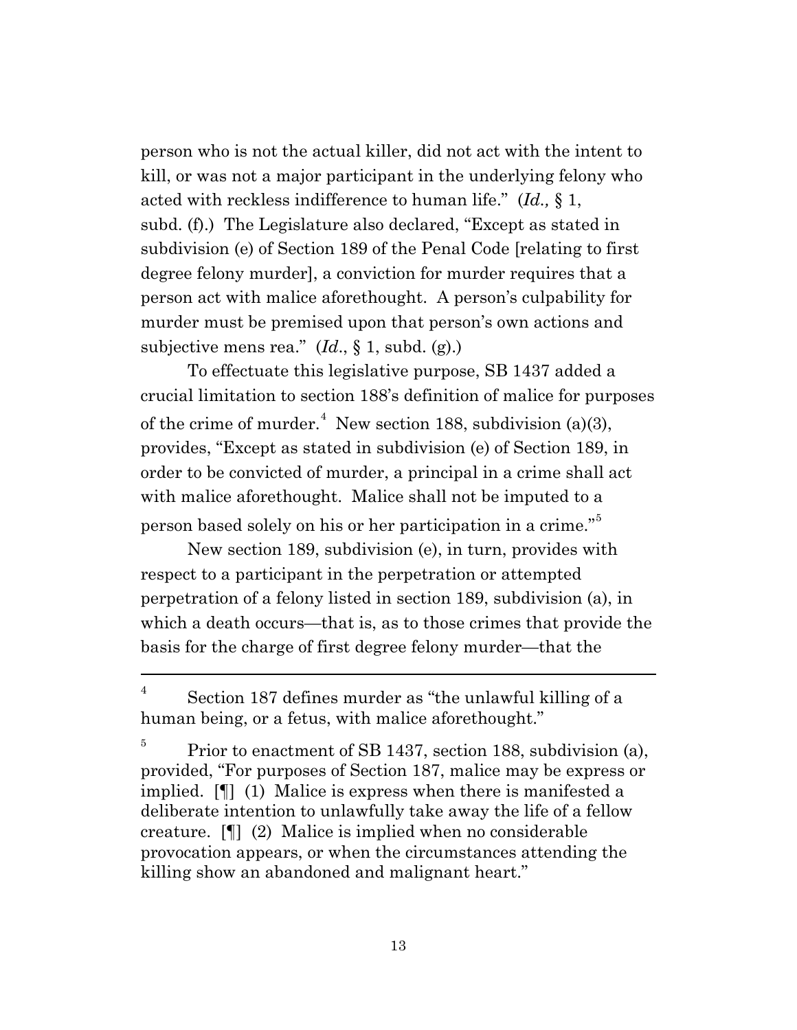person who is not the actual killer, did not act with the intent to kill, or was not a major participant in the underlying felony who acted with reckless indifference to human life." (*Id.,* § 1, subd. (f).) The Legislature also declared, "Except as stated in subdivision (e) of Section 189 of the Penal Code [relating to first degree felony murder], a conviction for murder requires that a person act with malice aforethought. A person's culpability for murder must be premised upon that person's own actions and subjective mens rea." (*Id.*, § 1, subd. (g).)

To effectuate this legislative purpose, SB 1437 added a crucial limitation to section 188's definition of malice for purposes of the crime of murder.[4] New section 188, subdivision (a)(3), provides, "Except as stated in subdivision (e) of Section 189, in order to be convicted of murder, a principal in a crime shall act with malice aforethought. Malice shall not be imputed to a person based solely on his or her participation in a crime."[5]

New section 189, subdivision (e), in turn, provides with respect to a participant in the perpetration or attempted perpetration of a felony listed in section 189, subdivision (a), in which a death occurs—that is, as to those crimes that provide the basis for the charge of first degree felony murder—that the

---

[4] Section 187 defines murder as "the unlawful killing of a human being, or a fetus, with malice aforethought."

[5] Prior to enactment of SB 1437, section 188, subdivision (a), provided, "For purposes of Section 187, malice may be express or implied. [¶] (1) Malice is express when there is manifested a deliberate intention to unlawfully take away the life of a fellow creature. [¶] (2) Malice is implied when no considerable provocation appears, or when the circumstances attending the killing show an abandoned and malignant heart."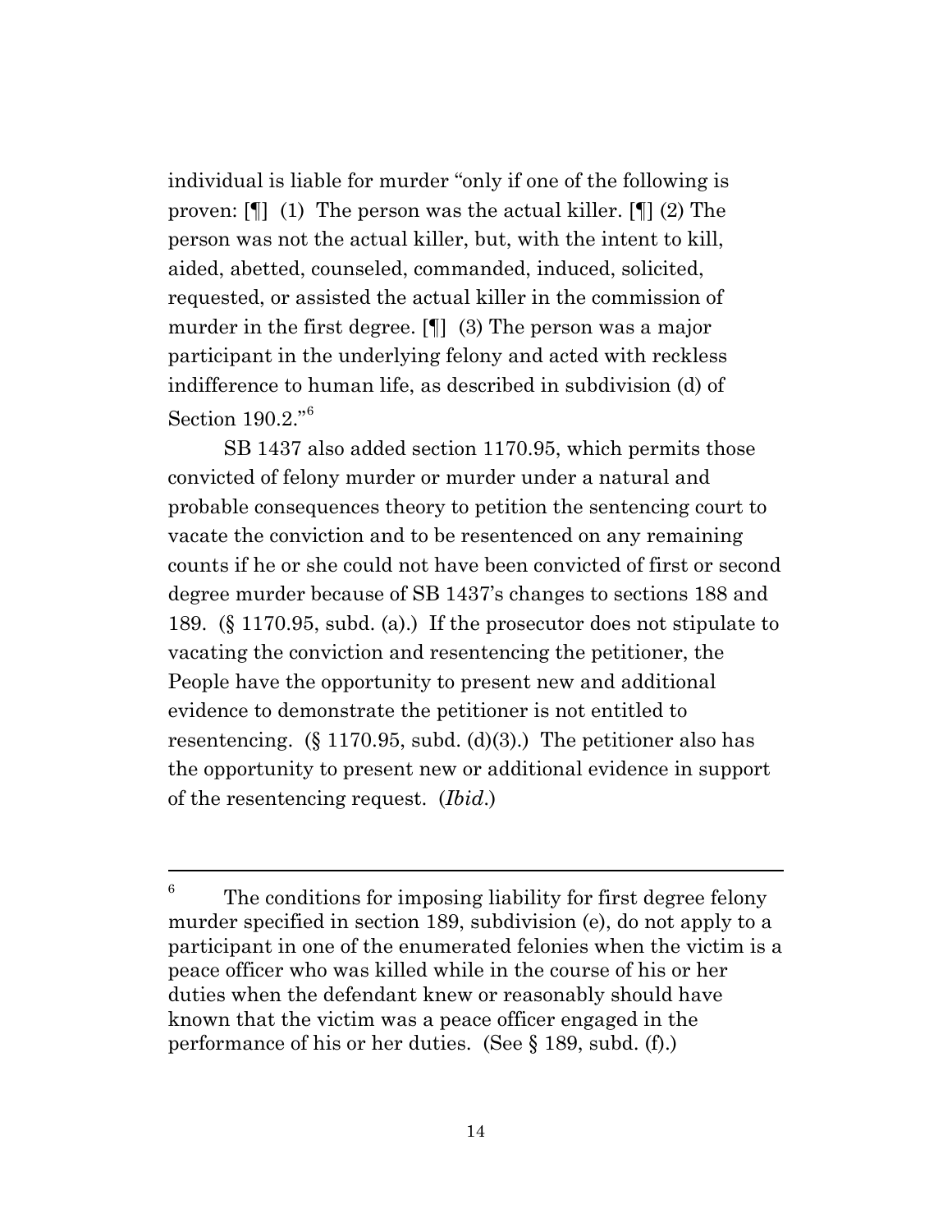individual is liable for murder "only if one of the following is proven: [¶] (1) The person was the actual killer. [¶] (2) The person was not the actual killer, but, with the intent to kill, aided, abetted, counseled, commanded, induced, solicited, requested, or assisted the actual killer in the commission of murder in the first degree. [¶] (3) The person was a major participant in the underlying felony and acted with reckless indifference to human life, as described in subdivision (d) of Section 190.2."[6]

SB 1437 also added section 1170.95, which permits those convicted of felony murder or murder under a natural and probable consequences theory to petition the sentencing court to vacate the conviction and to be resentenced on any remaining counts if he or she could not have been convicted of first or second degree murder because of SB 1437's changes to sections 188 and 189. (§ 1170.95, subd. (a).) If the prosecutor does not stipulate to vacating the conviction and resentencing the petitioner, the People have the opportunity to present new and additional evidence to demonstrate the petitioner is not entitled to resentencing. (§ 1170.95, subd. (d)(3).) The petitioner also has the opportunity to present new or additional evidence in support of the resentencing request. (*Ibid.*)

---

[6] The conditions for imposing liability for first degree felony murder specified in section 189, subdivision (e), do not apply to a participant in one of the enumerated felonies when the victim is a peace officer who was killed while in the course of his or her duties when the defendant knew or reasonably should have known that the victim was a peace officer engaged in the performance of his or her duties. (See § 189, subd. (f).)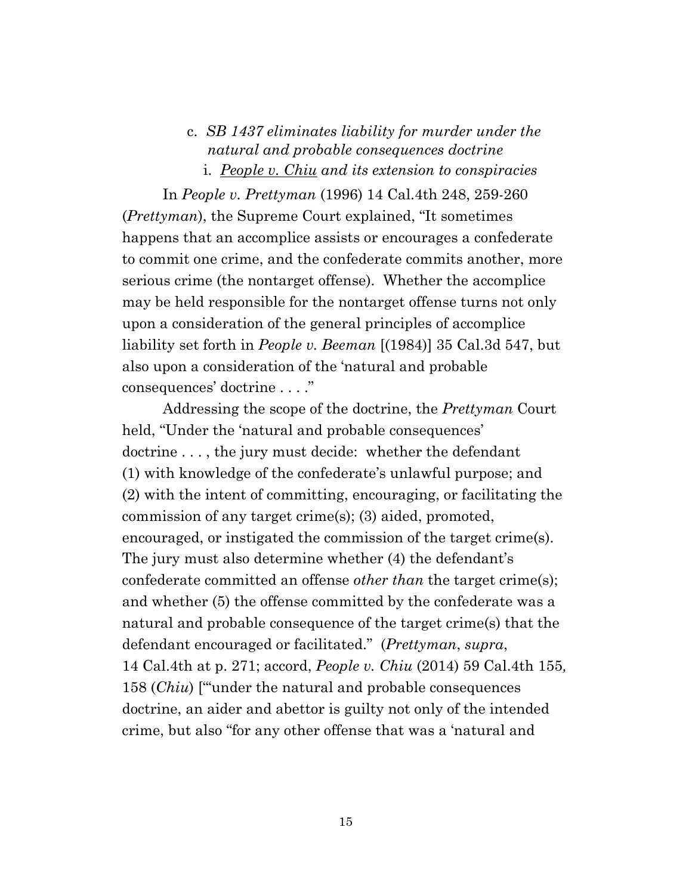c. *SB 1437 eliminates liability for murder under the natural and probable consequences doctrine*

i. *People v. Chiu and its extension to conspiracies*

In *People v. Prettyman* (1996) 14 Cal.4th 248, 259-260 (*Prettyman*), the Supreme Court explained, "It sometimes happens that an accomplice assists or encourages a confederate to commit one crime, and the confederate commits another, more serious crime (the nontarget offense). Whether the accomplice may be held responsible for the nontarget offense turns not only upon a consideration of the general principles of accomplice liability set forth in *People v. Beeman* [(1984)] 35 Cal.3d 547, but also upon a consideration of the 'natural and probable consequences' doctrine . . . ."

Addressing the scope of the doctrine, the *Prettyman* Court held, "Under the 'natural and probable consequences' doctrine . . . , the jury must decide: whether the defendant (1) with knowledge of the confederate's unlawful purpose; and (2) with the intent of committing, encouraging, or facilitating the commission of any target crime(s); (3) aided, promoted, encouraged, or instigated the commission of the target crime(s). The jury must also determine whether (4) the defendant's confederate committed an offense *other than* the target crime(s); and whether (5) the offense committed by the confederate was a natural and probable consequence of the target crime(s) that the defendant encouraged or facilitated." (*Prettyman*, *supra*, 14 Cal.4th at p. 271; accord, *People v. Chiu* (2014) 59 Cal.4th 155, 158 (*Chiu*) ["'under the natural and probable consequences doctrine, an aider and abettor is guilty not only of the intended crime, but also "for any other offense that was a 'natural and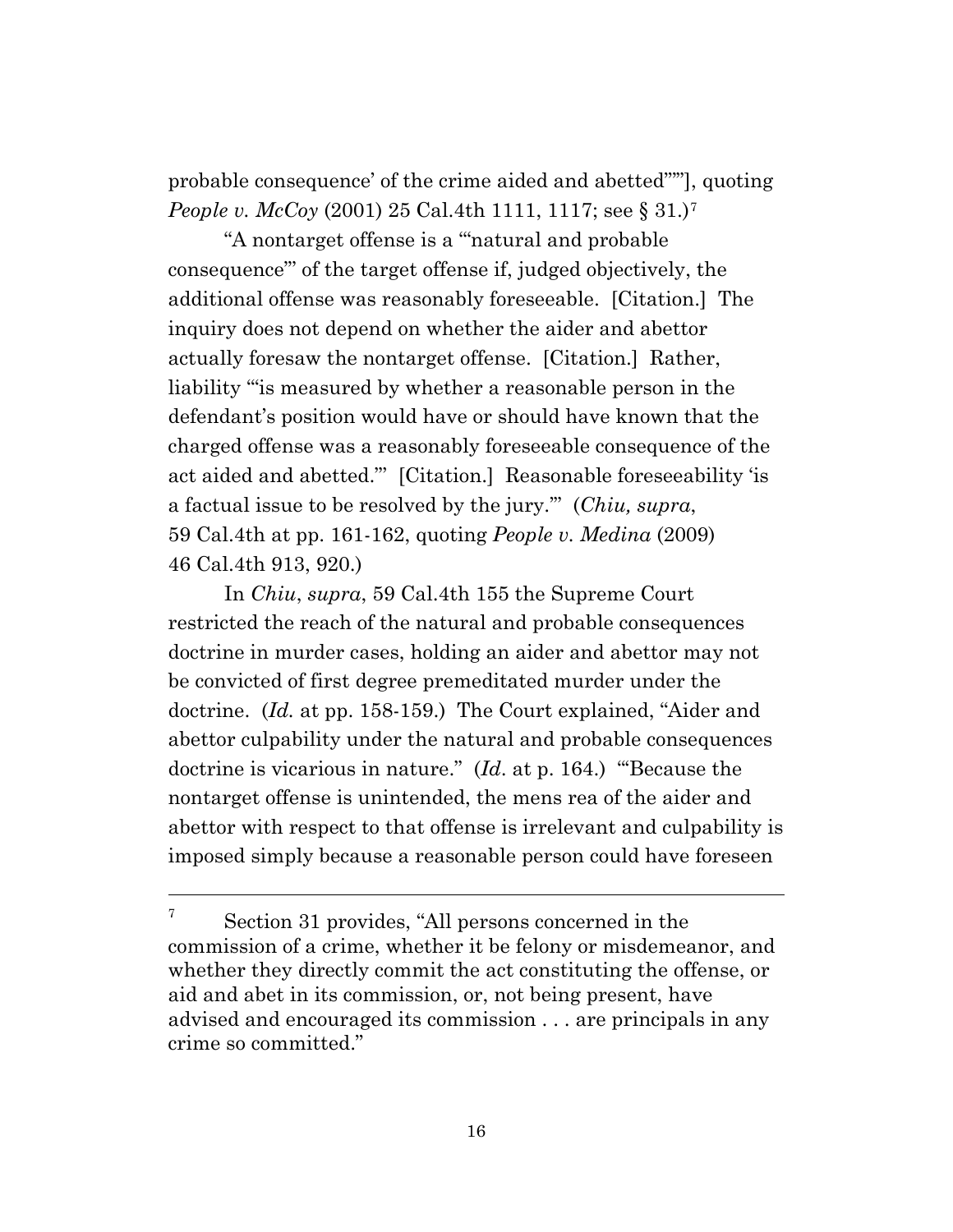probable consequence' of the crime aided and abetted'""], quoting *People v. McCoy* (2001) 25 Cal.4th 1111, 1117; see § 31.)[7]

"A nontarget offense is a '"natural and probable consequence"' of the target offense if, judged objectively, the additional offense was reasonably foreseeable. [Citation.] The inquiry does not depend on whether the aider and abettor actually foresaw the nontarget offense. [Citation.] Rather, liability '"is measured by whether a reasonable person in the defendant's position would have or should have known that the charged offense was a reasonably foreseeable consequence of the act aided and abetted."' [Citation.] Reasonable foreseeability 'is a factual issue to be resolved by the jury.'" (*Chiu, supra*, 59 Cal.4th at pp. 161-162, quoting *People v. Medina* (2009) 46 Cal.4th 913, 920.)

In *Chiu*, *supra*, 59 Cal.4th 155 the Supreme Court restricted the reach of the natural and probable consequences doctrine in murder cases, holding an aider and abettor may not be convicted of first degree premeditated murder under the doctrine. (*Id.* at pp. 158-159.) The Court explained, "Aider and abettor culpability under the natural and probable consequences doctrine is vicarious in nature." (*Id*. at p. 164.) "'Because the nontarget offense is unintended, the mens rea of the aider and abettor with respect to that offense is irrelevant and culpability is imposed simply because a reasonable person could have foreseen

---

[7] Section 31 provides, "All persons concerned in the commission of a crime, whether it be felony or misdemeanor, and whether they directly commit the act constituting the offense, or aid and abet in its commission, or, not being present, have advised and encouraged its commission . . . are principals in any crime so committed."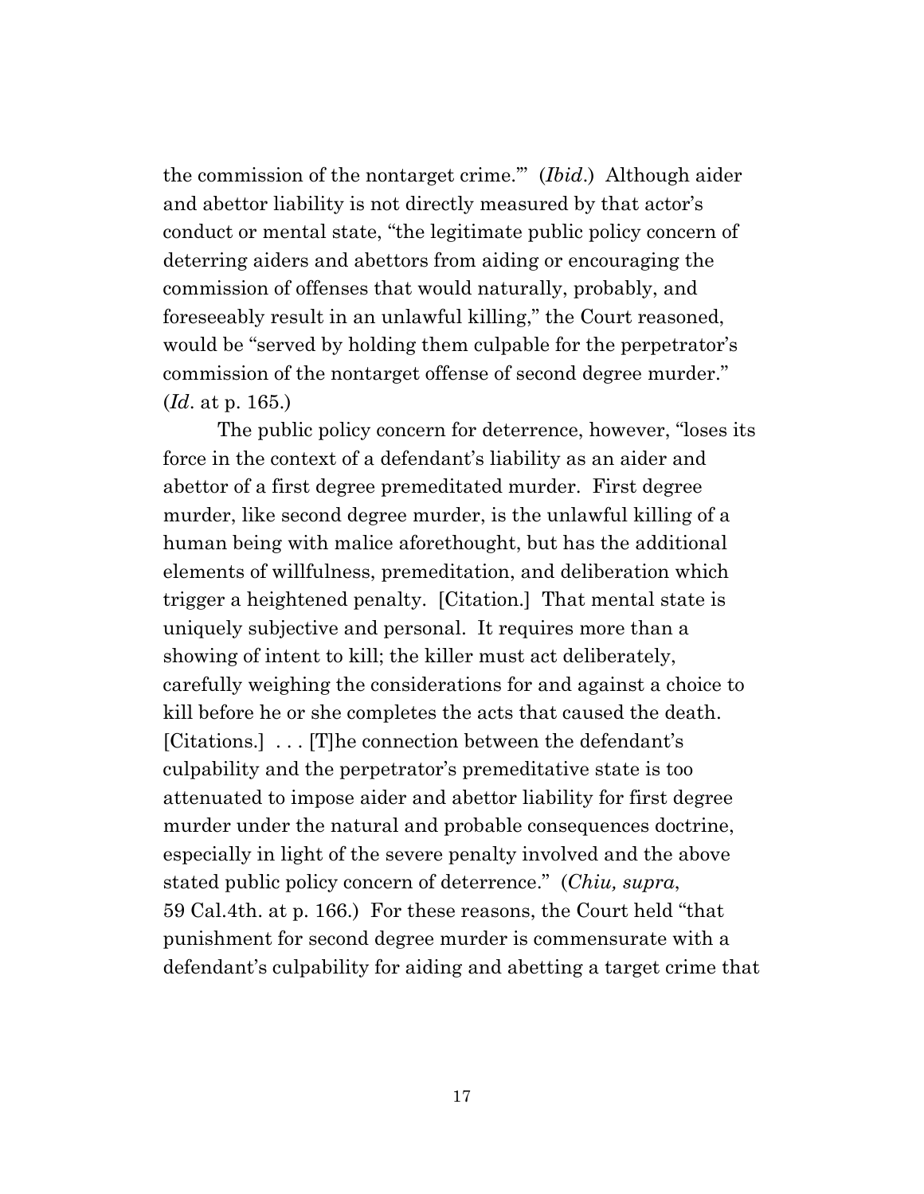the commission of the nontarget crime.'" (*Ibid.*) Although aider and abettor liability is not directly measured by that actor's conduct or mental state, "the legitimate public policy concern of deterring aiders and abettors from aiding or encouraging the commission of offenses that would naturally, probably, and foreseeably result in an unlawful killing," the Court reasoned, would be "served by holding them culpable for the perpetrator's commission of the nontarget offense of second degree murder." (*Id*. at p. 165.)

The public policy concern for deterrence, however, "loses its force in the context of a defendant's liability as an aider and abettor of a first degree premeditated murder. First degree murder, like second degree murder, is the unlawful killing of a human being with malice aforethought, but has the additional elements of willfulness, premeditation, and deliberation which trigger a heightened penalty. [Citation.] That mental state is uniquely subjective and personal. It requires more than a showing of intent to kill; the killer must act deliberately, carefully weighing the considerations for and against a choice to kill before he or she completes the acts that caused the death. [Citations.] . . . [T]he connection between the defendant's culpability and the perpetrator's premeditative state is too attenuated to impose aider and abettor liability for first degree murder under the natural and probable consequences doctrine, especially in light of the severe penalty involved and the above stated public policy concern of deterrence." (*Chiu, supra*, 59 Cal.4th. at p. 166.) For these reasons, the Court held "that punishment for second degree murder is commensurate with a defendant's culpability for aiding and abetting a target crime that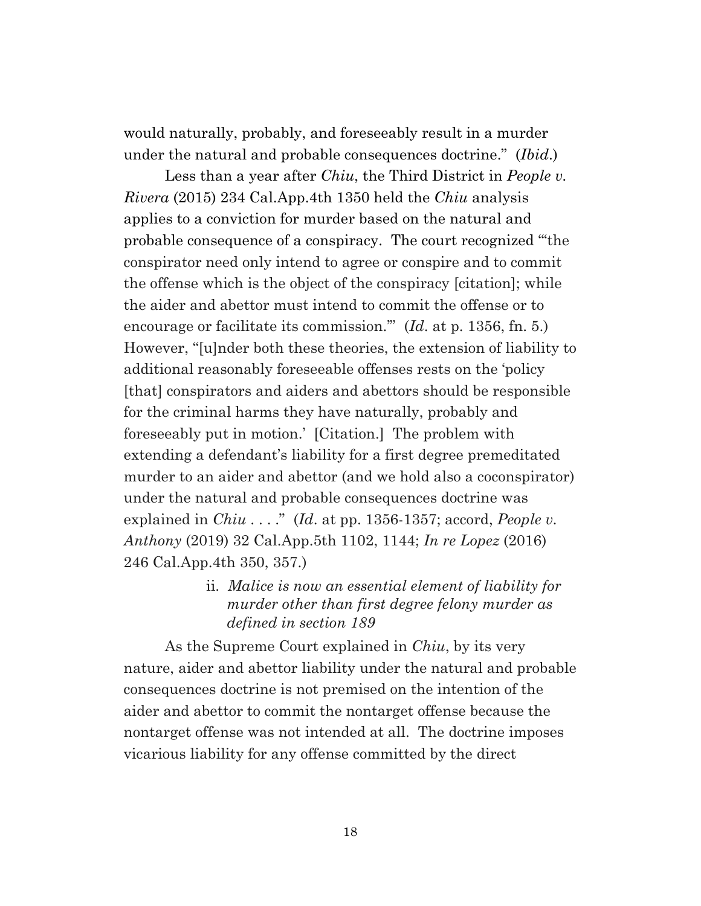would naturally, probably, and foreseeably result in a murder under the natural and probable consequences doctrine." (*Ibid*.)

Less than a year after *Chiu*, the Third District in *People v. Rivera* (2015) 234 Cal.App.4th 1350 held the *Chiu* analysis applies to a conviction for murder based on the natural and probable consequence of a conspiracy. The court recognized "'the conspirator need only intend to agree or conspire and to commit the offense which is the object of the conspiracy [citation]; while the aider and abettor must intend to commit the offense or to encourage or facilitate its commission.'" (*Id*. at p. 1356, fn. 5.) However, "[u]nder both these theories, the extension of liability to additional reasonably foreseeable offenses rests on the 'policy [that] conspirators and aiders and abettors should be responsible for the criminal harms they have naturally, probably and foreseeably put in motion.' [Citation.] The problem with extending a defendant's liability for a first degree premeditated murder to an aider and abettor (and we hold also a coconspirator) under the natural and probable consequences doctrine was explained in *Chiu* . . . ." (*Id*. at pp. 1356-1357; accord, *People v. Anthony* (2019) 32 Cal.App.5th 1102, 1144; *In re Lopez* (2016) 246 Cal.App.4th 350, 357.)

ii. *Malice is now an essential element of liability for murder other than first degree felony murder as defined in section 189*

As the Supreme Court explained in *Chiu*, by its very nature, aider and abettor liability under the natural and probable consequences doctrine is not premised on the intention of the aider and abettor to commit the nontarget offense because the nontarget offense was not intended at all. The doctrine imposes vicarious liability for any offense committed by the direct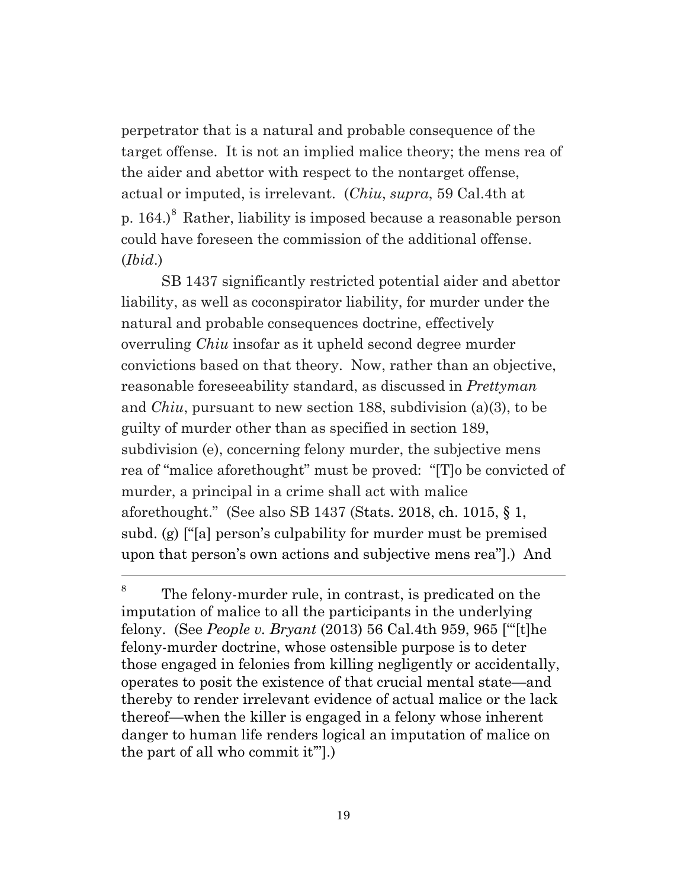perpetrator that is a natural and probable consequence of the target offense. It is not an implied malice theory; the mens rea of the aider and abettor with respect to the nontarget offense, actual or imputed, is irrelevant. (*Chiu*, *supra*, 59 Cal.4th at p. 164.)[8] Rather, liability is imposed because a reasonable person could have foreseen the commission of the additional offense. (*Ibid*.)

SB 1437 significantly restricted potential aider and abettor liability, as well as coconspirator liability, for murder under the natural and probable consequences doctrine, effectively overruling *Chiu* insofar as it upheld second degree murder convictions based on that theory. Now, rather than an objective, reasonable foreseeability standard, as discussed in *Prettyman* and *Chiu*, pursuant to new section 188, subdivision (a)(3), to be guilty of murder other than as specified in section 189, subdivision (e), concerning felony murder, the subjective mens rea of "malice aforethought" must be proved: "[T]o be convicted of murder, a principal in a crime shall act with malice aforethought." (See also SB 1437 (Stats. 2018, ch. 1015, § 1, subd. (g) ["[a] person's culpability for murder must be premised upon that person's own actions and subjective mens rea"].) And

---

[8] The felony-murder rule, in contrast, is predicated on the imputation of malice to all the participants in the underlying felony. (See *People v. Bryant* (2013) 56 Cal.4th 959, 965 ["'[t]he felony-murder doctrine, whose ostensible purpose is to deter those engaged in felonies from killing negligently or accidentally, operates to posit the existence of that crucial mental state—and thereby to render irrelevant evidence of actual malice or the lack thereof—when the killer is engaged in a felony whose inherent danger to human life renders logical an imputation of malice on the part of all who commit it'"].)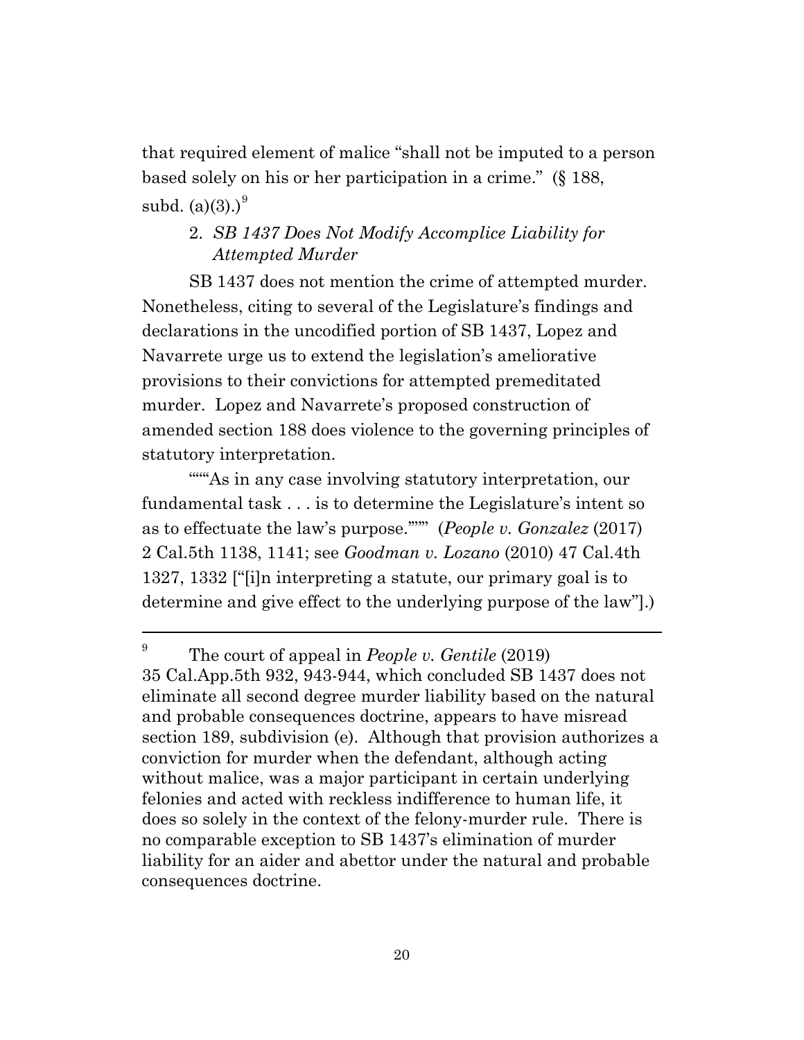that required element of malice "shall not be imputed to a person based solely on his or her participation in a crime." (§ 188, subd. (a)(3).)[9]

2. *SB 1437 Does Not Modify Accomplice Liability for Attempted Murder*

SB 1437 does not mention the crime of attempted murder. Nonetheless, citing to several of the Legislature's findings and declarations in the uncodified portion of SB 1437, Lopez and Navarrete urge us to extend the legislation's ameliorative provisions to their convictions for attempted premeditated murder. Lopez and Navarrete's proposed construction of amended section 188 does violence to the governing principles of statutory interpretation.

""""As in any case involving statutory interpretation, our fundamental task . . . is to determine the Legislature's intent so as to effectuate the law's purpose."""" (*People v. Gonzalez* (2017) 2 Cal.5th 1138, 1141; see *Goodman v. Lozano* (2010) 47 Cal.4th 1327, 1332 ["[i]n interpreting a statute, our primary goal is to determine and give effect to the underlying purpose of the law"].)

---

[9] The court of appeal in *People v. Gentile* (2019) 35 Cal.App.5th 932, 943-944, which concluded SB 1437 does not eliminate all second degree murder liability based on the natural and probable consequences doctrine, appears to have misread section 189, subdivision (e). Although that provision authorizes a conviction for murder when the defendant, although acting without malice, was a major participant in certain underlying felonies and acted with reckless indifference to human life, it does so solely in the context of the felony-murder rule. There is no comparable exception to SB 1437's elimination of murder liability for an aider and abettor under the natural and probable consequences doctrine.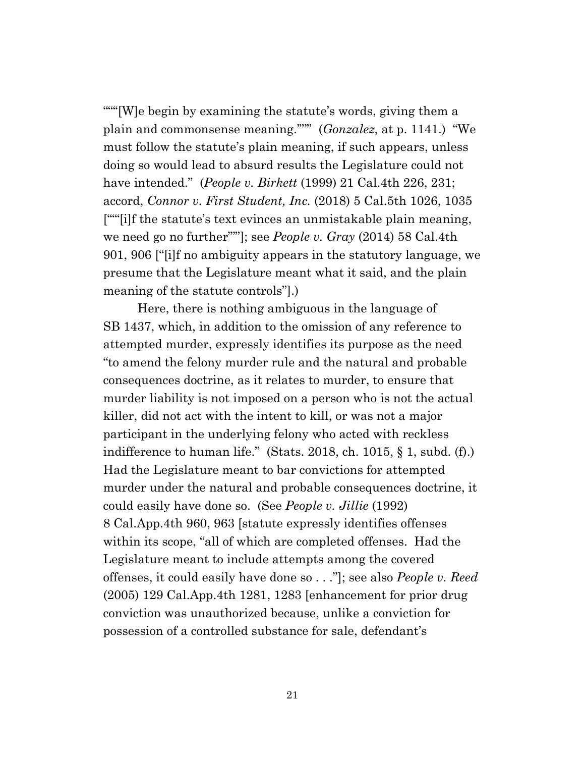""""[W]e begin by examining the statute's words, giving them a plain and commonsense meaning."""" (*Gonzalez*, at p. 1141.) "We must follow the statute's plain meaning, if such appears, unless doing so would lead to absurd results the Legislature could not have intended." (*People v. Birkett* (1999) 21 Cal.4th 226, 231; accord, *Connor v. First Student, Inc.* (2018) 5 Cal.5th 1026, 1035 [""""[i]f the statute's text evinces an unmistakable plain meaning, we need go no further""""]; see *People v. Gray* (2014) 58 Cal.4th 901, 906 ["[i]f no ambiguity appears in the statutory language, we presume that the Legislature meant what it said, and the plain meaning of the statute controls"].)

Here, there is nothing ambiguous in the language of SB 1437, which, in addition to the omission of any reference to attempted murder, expressly identifies its purpose as the need "to amend the felony murder rule and the natural and probable consequences doctrine, as it relates to murder, to ensure that murder liability is not imposed on a person who is not the actual killer, did not act with the intent to kill, or was not a major participant in the underlying felony who acted with reckless indifference to human life." (Stats. 2018, ch. 1015, § 1, subd. (f).) Had the Legislature meant to bar convictions for attempted murder under the natural and probable consequences doctrine, it could easily have done so. (See *People v. Jillie* (1992) 8 Cal.App.4th 960, 963 [statute expressly identifies offenses within its scope, "all of which are completed offenses. Had the Legislature meant to include attempts among the covered offenses, it could easily have done so . . ."]; see also *People v. Reed* (2005) 129 Cal.App.4th 1281, 1283 [enhancement for prior drug conviction was unauthorized because, unlike a conviction for possession of a controlled substance for sale, defendant's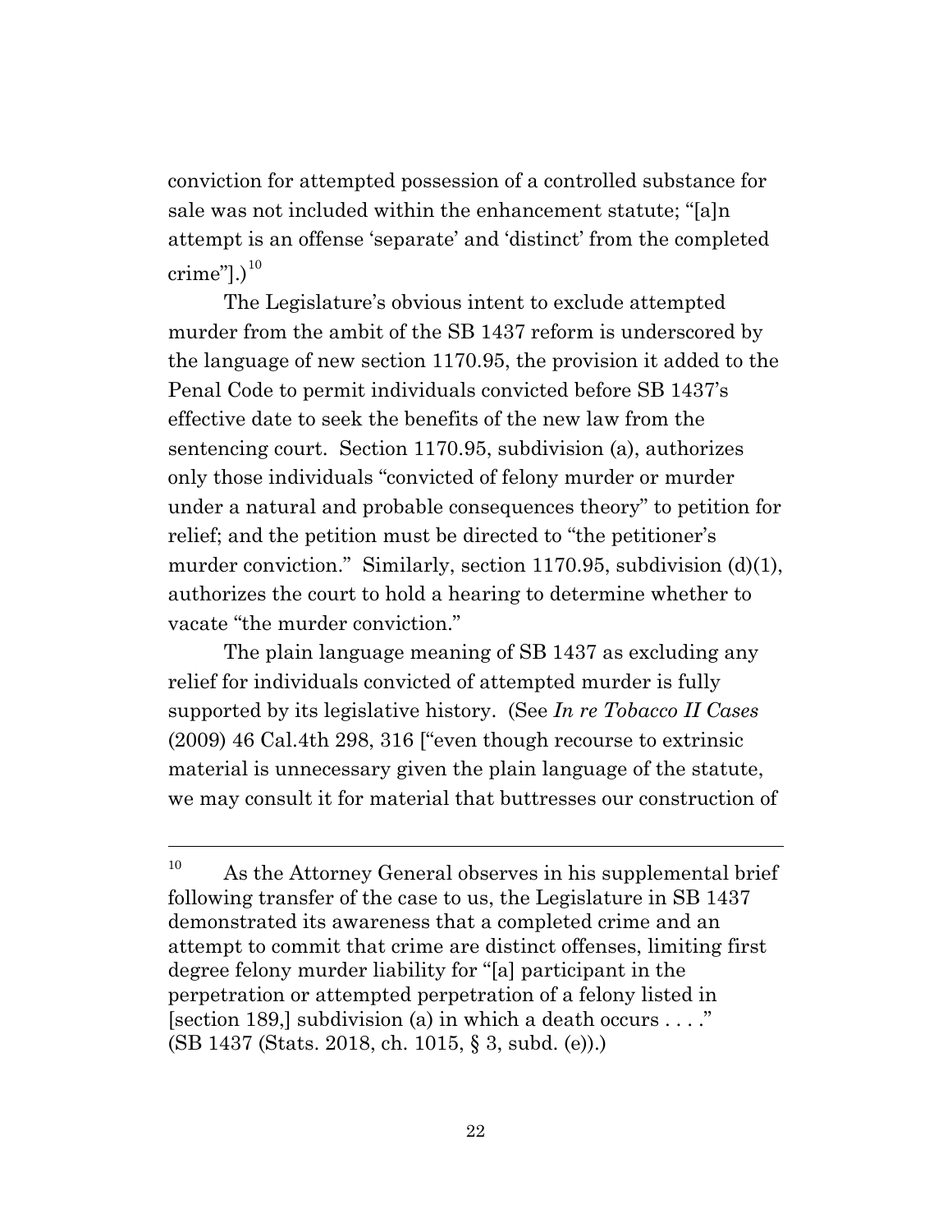conviction for attempted possession of a controlled substance for sale was not included within the enhancement statute; "[a]n attempt is an offense 'separate' and 'distinct' from the completed crime"].)[10]

The Legislature's obvious intent to exclude attempted murder from the ambit of the SB 1437 reform is underscored by the language of new section 1170.95, the provision it added to the Penal Code to permit individuals convicted before SB 1437's effective date to seek the benefits of the new law from the sentencing court. Section 1170.95, subdivision (a), authorizes only those individuals "convicted of felony murder or murder under a natural and probable consequences theory" to petition for relief; and the petition must be directed to "the petitioner's murder conviction." Similarly, section 1170.95, subdivision (d)(1), authorizes the court to hold a hearing to determine whether to vacate "the murder conviction."

The plain language meaning of SB 1437 as excluding any relief for individuals convicted of attempted murder is fully supported by its legislative history. (See *In re Tobacco II Cases* (2009) 46 Cal.4th 298, 316 ["even though recourse to extrinsic material is unnecessary given the plain language of the statute, we may consult it for material that buttresses our construction of

---

[10] As the Attorney General observes in his supplemental brief following transfer of the case to us, the Legislature in SB 1437 demonstrated its awareness that a completed crime and an attempt to commit that crime are distinct offenses, limiting first degree felony murder liability for "[a] participant in the perpetration or attempted perpetration of a felony listed in [section 189,] subdivision (a) in which a death occurs . . . ." (SB 1437 (Stats. 2018, ch. 1015, § 3, subd. (e)).)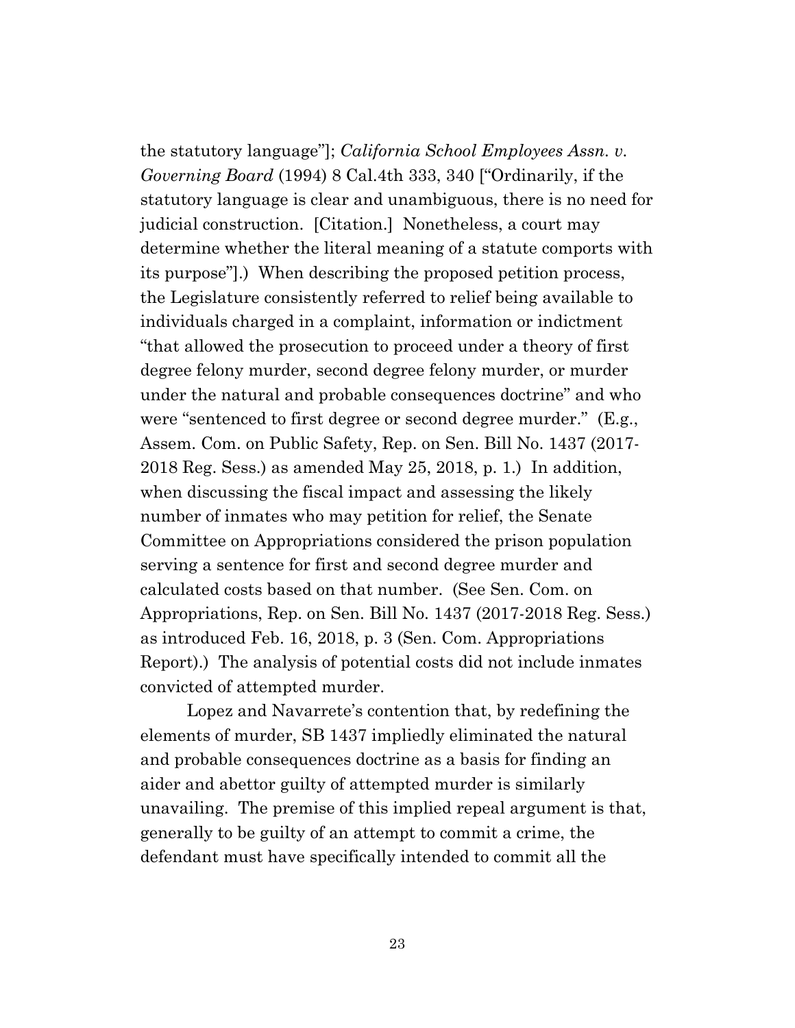the statutory language"]; *California School Employees Assn. v. Governing Board* (1994) 8 Cal.4th 333, 340 ["Ordinarily, if the statutory language is clear and unambiguous, there is no need for judicial construction. [Citation.] Nonetheless, a court may determine whether the literal meaning of a statute comports with its purpose"].) When describing the proposed petition process, the Legislature consistently referred to relief being available to individuals charged in a complaint, information or indictment "that allowed the prosecution to proceed under a theory of first degree felony murder, second degree felony murder, or murder under the natural and probable consequences doctrine" and who were "sentenced to first degree or second degree murder." (E.g., Assem. Com. on Public Safety, Rep. on Sen. Bill No. 1437 (2017-2018 Reg. Sess.) as amended May 25, 2018, p. 1.) In addition, when discussing the fiscal impact and assessing the likely number of inmates who may petition for relief, the Senate Committee on Appropriations considered the prison population serving a sentence for first and second degree murder and calculated costs based on that number. (See Sen. Com. on Appropriations, Rep. on Sen. Bill No. 1437 (2017-2018 Reg. Sess.) as introduced Feb. 16, 2018, p. 3 (Sen. Com. Appropriations Report).) The analysis of potential costs did not include inmates convicted of attempted murder.

Lopez and Navarrete's contention that, by redefining the elements of murder, SB 1437 impliedly eliminated the natural and probable consequences doctrine as a basis for finding an aider and abettor guilty of attempted murder is similarly unavailing. The premise of this implied repeal argument is that, generally to be guilty of an attempt to commit a crime, the defendant must have specifically intended to commit all the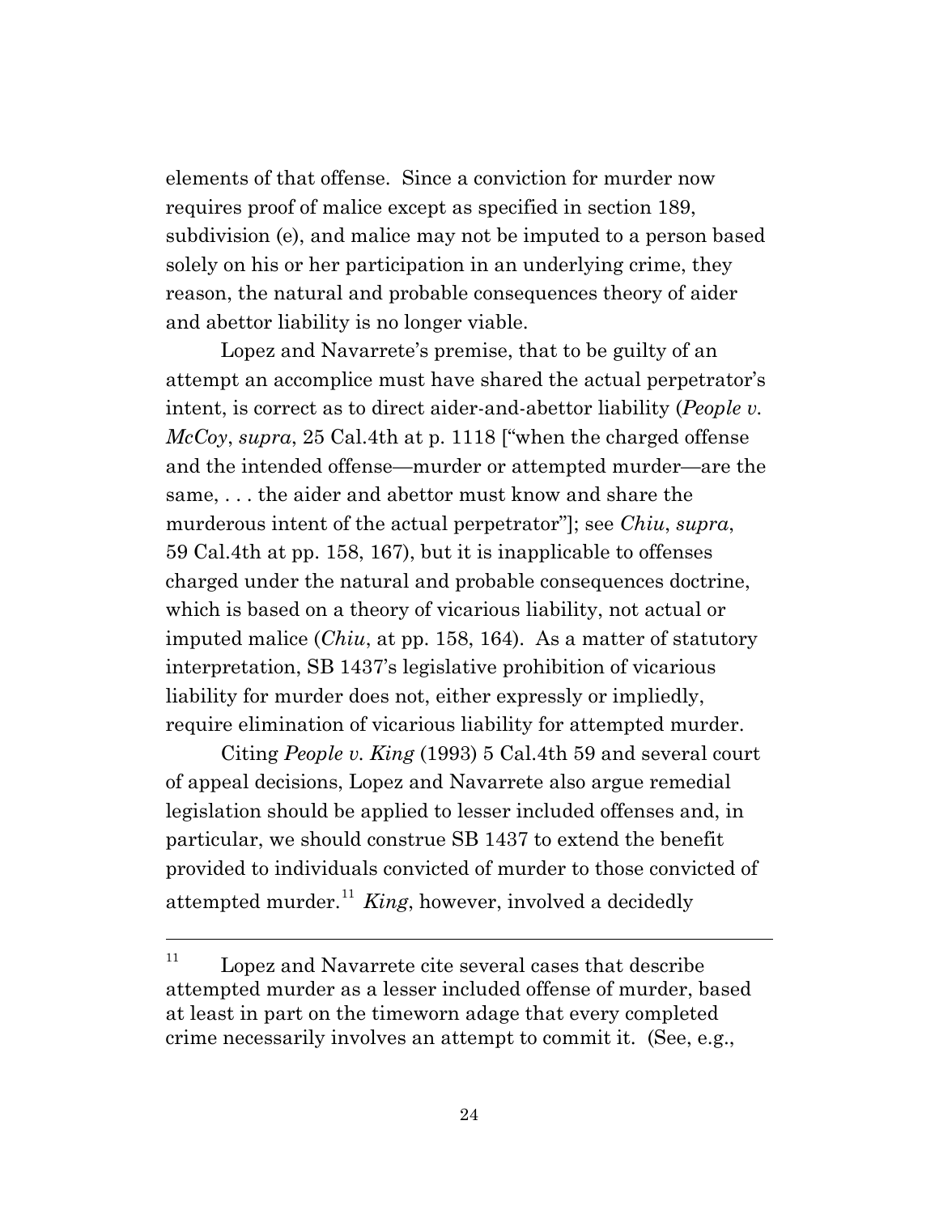elements of that offense. Since a conviction for murder now requires proof of malice except as specified in section 189, subdivision (e), and malice may not be imputed to a person based solely on his or her participation in an underlying crime, they reason, the natural and probable consequences theory of aider and abettor liability is no longer viable.

Lopez and Navarrete's premise, that to be guilty of an attempt an accomplice must have shared the actual perpetrator's intent, is correct as to direct aider-and-abettor liability (*People v. McCoy*, *supra*, 25 Cal.4th at p. 1118 ["when the charged offense and the intended offense—murder or attempted murder—are the same, . . . the aider and abettor must know and share the murderous intent of the actual perpetrator"]; see *Chiu*, *supra*, 59 Cal.4th at pp. 158, 167), but it is inapplicable to offenses charged under the natural and probable consequences doctrine, which is based on a theory of vicarious liability, not actual or imputed malice (*Chiu*, at pp. 158, 164). As a matter of statutory interpretation, SB 1437's legislative prohibition of vicarious liability for murder does not, either expressly or impliedly, require elimination of vicarious liability for attempted murder.

Citing *People v. King* (1993) 5 Cal.4th 59 and several court of appeal decisions, Lopez and Navarrete also argue remedial legislation should be applied to lesser included offenses and, in particular, we should construe SB 1437 to extend the benefit provided to individuals convicted of murder to those convicted of attempted murder.[11] *King*, however, involved a decidedly

---

[11] Lopez and Navarrete cite several cases that describe attempted murder as a lesser included offense of murder, based at least in part on the timeworn adage that every completed crime necessarily involves an attempt to commit it. (See, e.g.,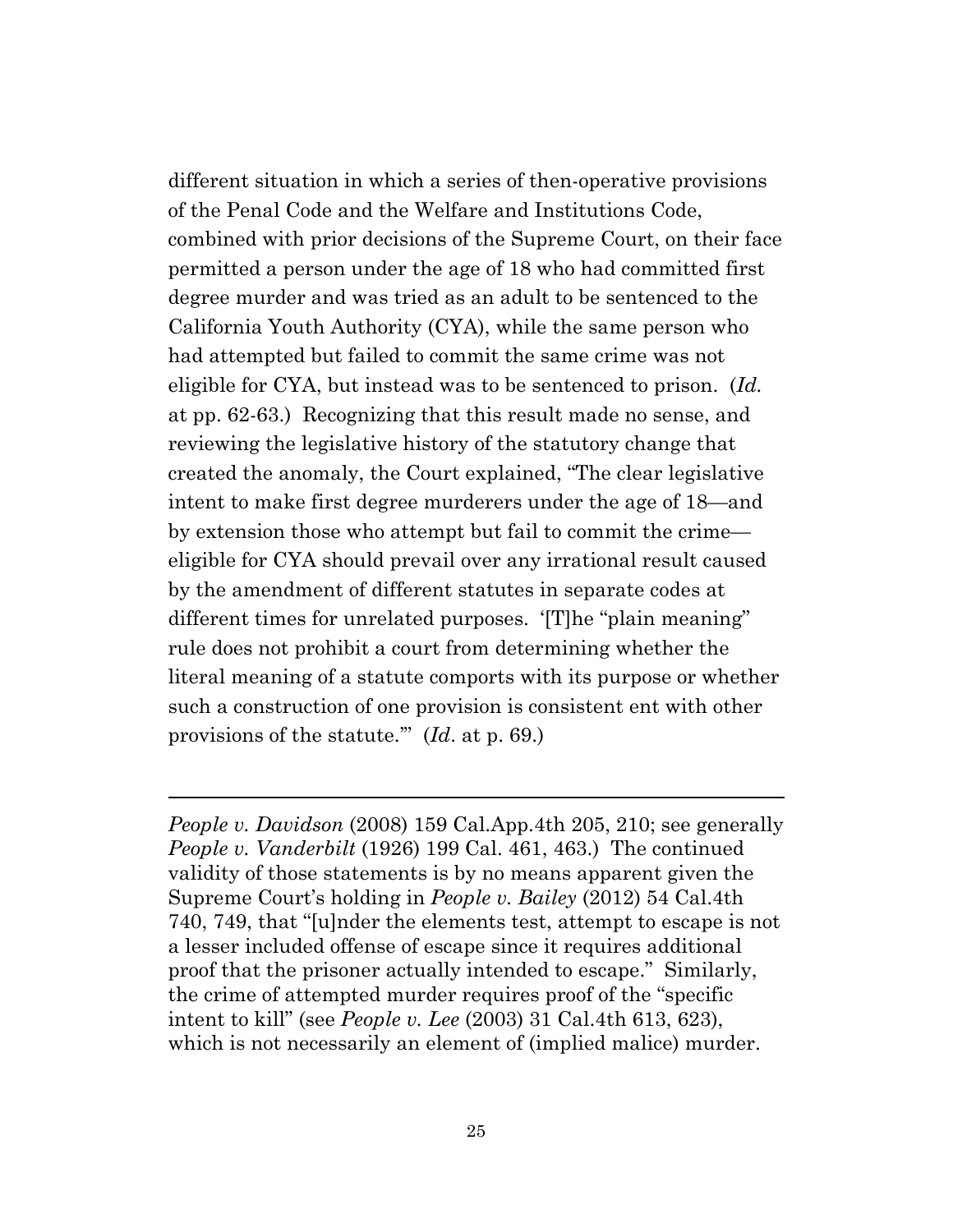different situation in which a series of then-operative provisions of the Penal Code and the Welfare and Institutions Code, combined with prior decisions of the Supreme Court, on their face permitted a person under the age of 18 who had committed first degree murder and was tried as an adult to be sentenced to the California Youth Authority (CYA), while the same person who had attempted but failed to commit the same crime was not eligible for CYA, but instead was to be sentenced to prison. (*Id.* at pp. 62-63.) Recognizing that this result made no sense, and reviewing the legislative history of the statutory change that created the anomaly, the Court explained, "The clear legislative intent to make first degree murderers under the age of 18—and by extension those who attempt but fail to commit the crime—eligible for CYA should prevail over any irrational result caused by the amendment of different statutes in separate codes at different times for unrelated purposes. '[T]he "plain meaning" rule does not prohibit a court from determining whether the literal meaning of a statute comports with its purpose or whether such a construction of one provision is consistent ent with other provisions of the statute.'" (*Id*. at p. 69.)

---

*People v. Davidson* (2008) 159 Cal.App.4th 205, 210; see generally *People v. Vanderbilt* (1926) 199 Cal. 461, 463.) The continued validity of those statements is by no means apparent given the Supreme Court's holding in *People v. Bailey* (2012) 54 Cal.4th 740, 749, that "[u]nder the elements test, attempt to escape is not a lesser included offense of escape since it requires additional proof that the prisoner actually intended to escape." Similarly, the crime of attempted murder requires proof of the "specific intent to kill" (see *People v. Lee* (2003) 31 Cal.4th 613, 623), which is not necessarily an element of (implied malice) murder.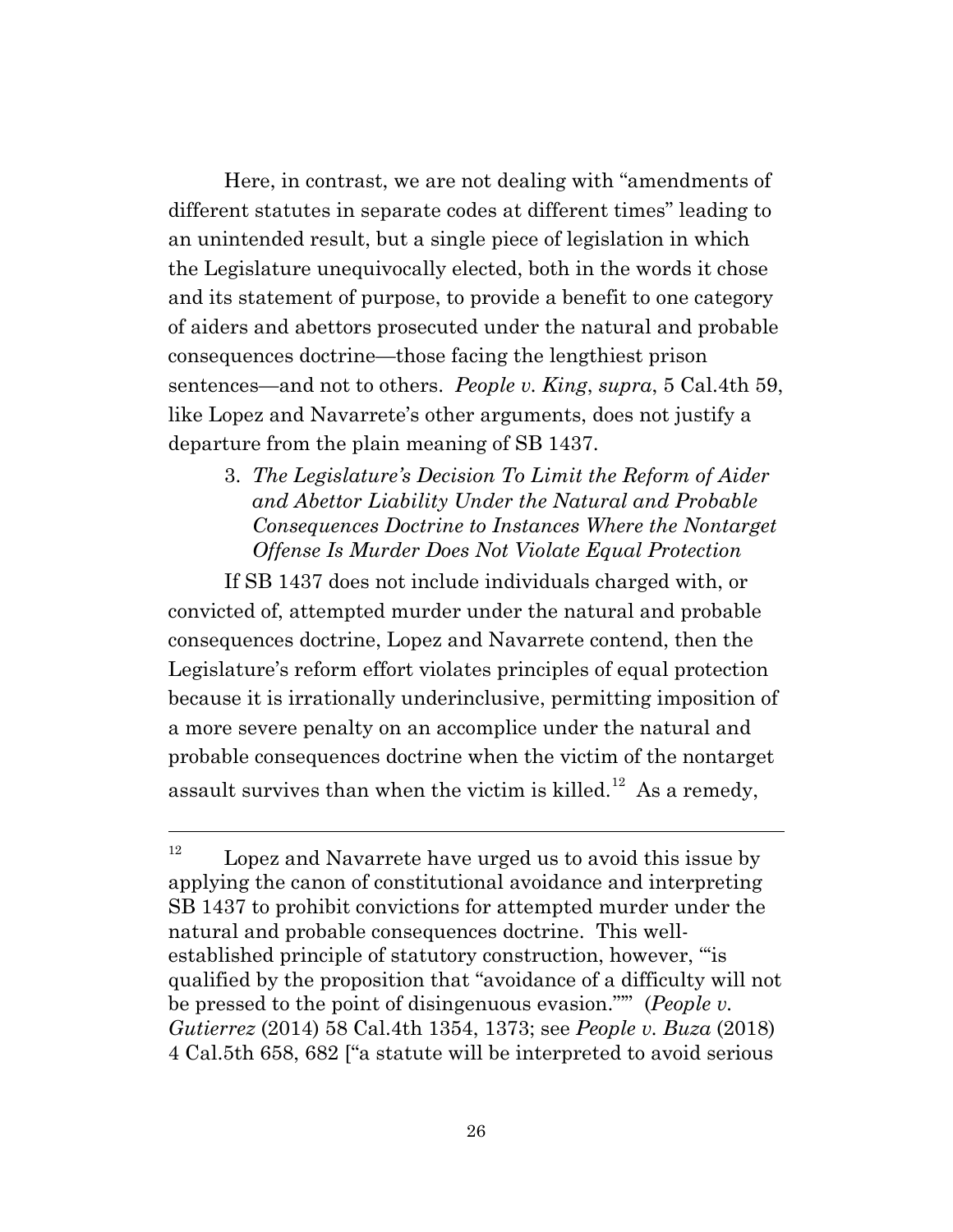Here, in contrast, we are not dealing with "amendments of different statutes in separate codes at different times" leading to an unintended result, but a single piece of legislation in which the Legislature unequivocally elected, both in the words it chose and its statement of purpose, to provide a benefit to one category of aiders and abettors prosecuted under the natural and probable consequences doctrine—those facing the lengthiest prison sentences—and not to others. *People v. King*, *supra*, 5 Cal.4th 59, like Lopez and Navarrete's other arguments, does not justify a departure from the plain meaning of SB 1437.

3. *The Legislature's Decision To Limit the Reform of Aider and Abettor Liability Under the Natural and Probable Consequences Doctrine to Instances Where the Nontarget Offense Is Murder Does Not Violate Equal Protection*

If SB 1437 does not include individuals charged with, or convicted of, attempted murder under the natural and probable consequences doctrine, Lopez and Navarrete contend, then the Legislature's reform effort violates principles of equal protection because it is irrationally underinclusive, permitting imposition of a more severe penalty on an accomplice under the natural and probable consequences doctrine when the victim of the nontarget assault survives than when the victim is killed.[12] As a remedy,

---

[12] Lopez and Navarrete have urged us to avoid this issue by applying the canon of constitutional avoidance and interpreting SB 1437 to prohibit convictions for attempted murder under the natural and probable consequences doctrine. This well-established principle of statutory construction, however, "'is qualified by the proposition that "avoidance of a difficulty will not be pressed to the point of disingenuous evasion."'" (*People v. Gutierrez* (2014) 58 Cal.4th 1354, 1373; see *People v. Buza* (2018) 4 Cal.5th 658, 682 ["a statute will be interpreted to avoid serious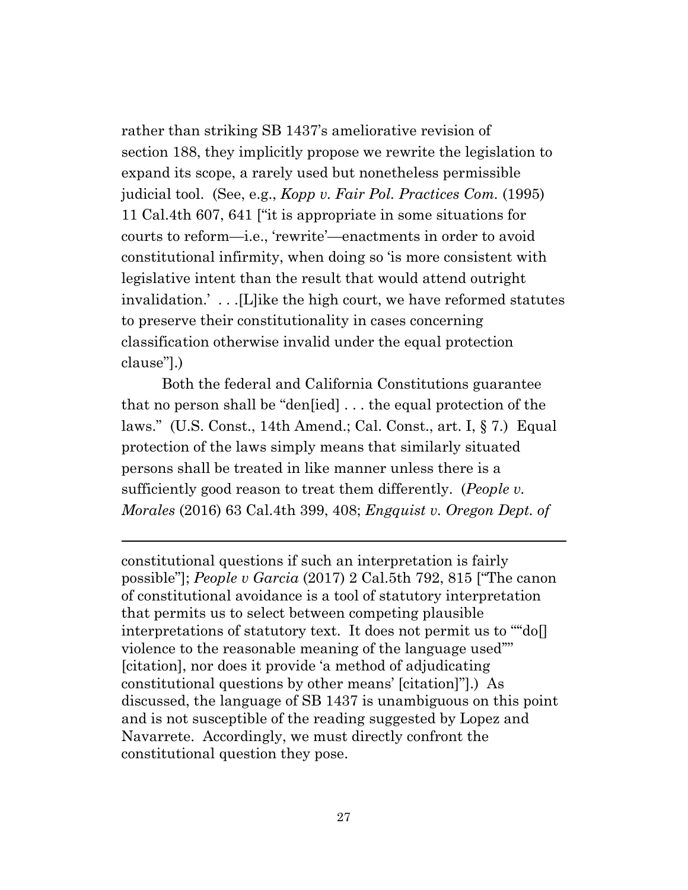rather than striking SB 1437's ameliorative revision of section 188, they implicitly propose we rewrite the legislation to expand its scope, a rarely used but nonetheless permissible judicial tool. (See, e.g., *Kopp v. Fair Pol. Practices Com.* (1995) 11 Cal.4th 607, 641 ["it is appropriate in some situations for courts to reform—i.e., 'rewrite'—enactments in order to avoid constitutional infirmity, when doing so 'is more consistent with legislative intent than the result that would attend outright invalidation.' . . .[L]ike the high court, we have reformed statutes to preserve their constitutionality in cases concerning classification otherwise invalid under the equal protection clause"].)

Both the federal and California Constitutions guarantee that no person shall be "den[ied] . . . the equal protection of the laws." (U.S. Const., 14th Amend.; Cal. Const., art. I, § 7.) Equal protection of the laws simply means that similarly situated persons shall be treated in like manner unless there is a sufficiently good reason to treat them differently. (*People v. Morales* (2016) 63 Cal.4th 399, 408; *Engquist v. Oregon Dept. of*

---

constitutional questions if such an interpretation is fairly possible"]; *People v Garcia* (2017) 2 Cal.5th 792, 815 ["The canon of constitutional avoidance is a tool of statutory interpretation that permits us to select between competing plausible interpretations of statutory text. It does not permit us to ""do[] violence to the reasonable meaning of the language used"" [citation], nor does it provide 'a method of adjudicating constitutional questions by other means' [citation]"].) As discussed, the language of SB 1437 is unambiguous on this point and is not susceptible of the reading suggested by Lopez and Navarrete. Accordingly, we must directly confront the constitutional question they pose.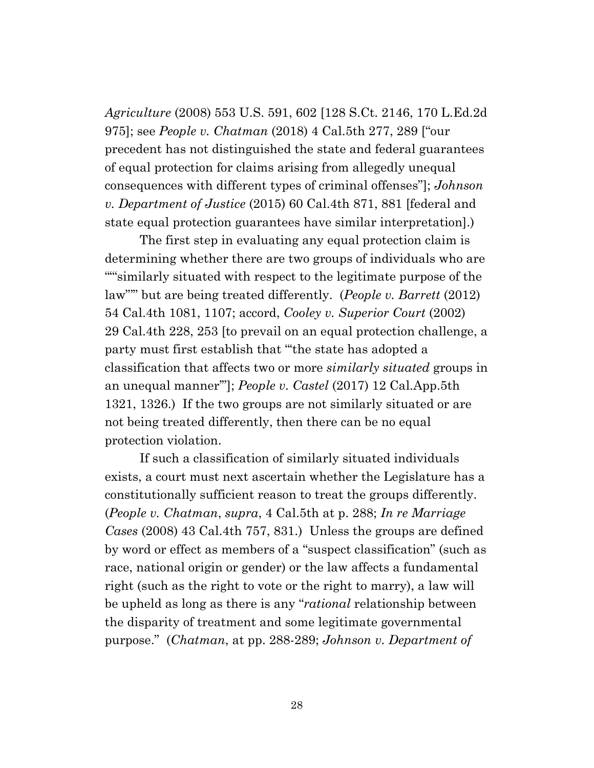*Agriculture* (2008) 553 U.S. 591, 602 [128 S.Ct. 2146, 170 L.Ed.2d 975]; see *People v. Chatman* (2018) 4 Cal.5th 277, 289 ["our precedent has not distinguished the state and federal guarantees of equal protection for claims arising from allegedly unequal consequences with different types of criminal offenses"]; *Johnson v. Department of Justice* (2015) 60 Cal.4th 871, 881 [federal and state equal protection guarantees have similar interpretation].)

The first step in evaluating any equal protection claim is determining whether there are two groups of individuals who are """similarly situated with respect to the legitimate purpose of the law""" but are being treated differently. (*People v. Barrett* (2012) 54 Cal.4th 1081, 1107; accord, *Cooley v. Superior Court* (2002) 29 Cal.4th 228, 253 [to prevail on an equal protection challenge, a party must first establish that "'the state has adopted a classification that affects two or more *similarly situated* groups in an unequal manner'"]; *People v. Castel* (2017) 12 Cal.App.5th 1321, 1326.) If the two groups are not similarly situated or are not being treated differently, then there can be no equal protection violation.

If such a classification of similarly situated individuals exists, a court must next ascertain whether the Legislature has a constitutionally sufficient reason to treat the groups differently. (*People v. Chatman*, *supra*, 4 Cal.5th at p. 288; *In re Marriage Cases* (2008) 43 Cal.4th 757, 831.) Unless the groups are defined by word or effect as members of a "suspect classification" (such as race, national origin or gender) or the law affects a fundamental right (such as the right to vote or the right to marry), a law will be upheld as long as there is any "*rational* relationship between the disparity of treatment and some legitimate governmental purpose." (*Chatman*, at pp. 288-289; *Johnson v. Department of*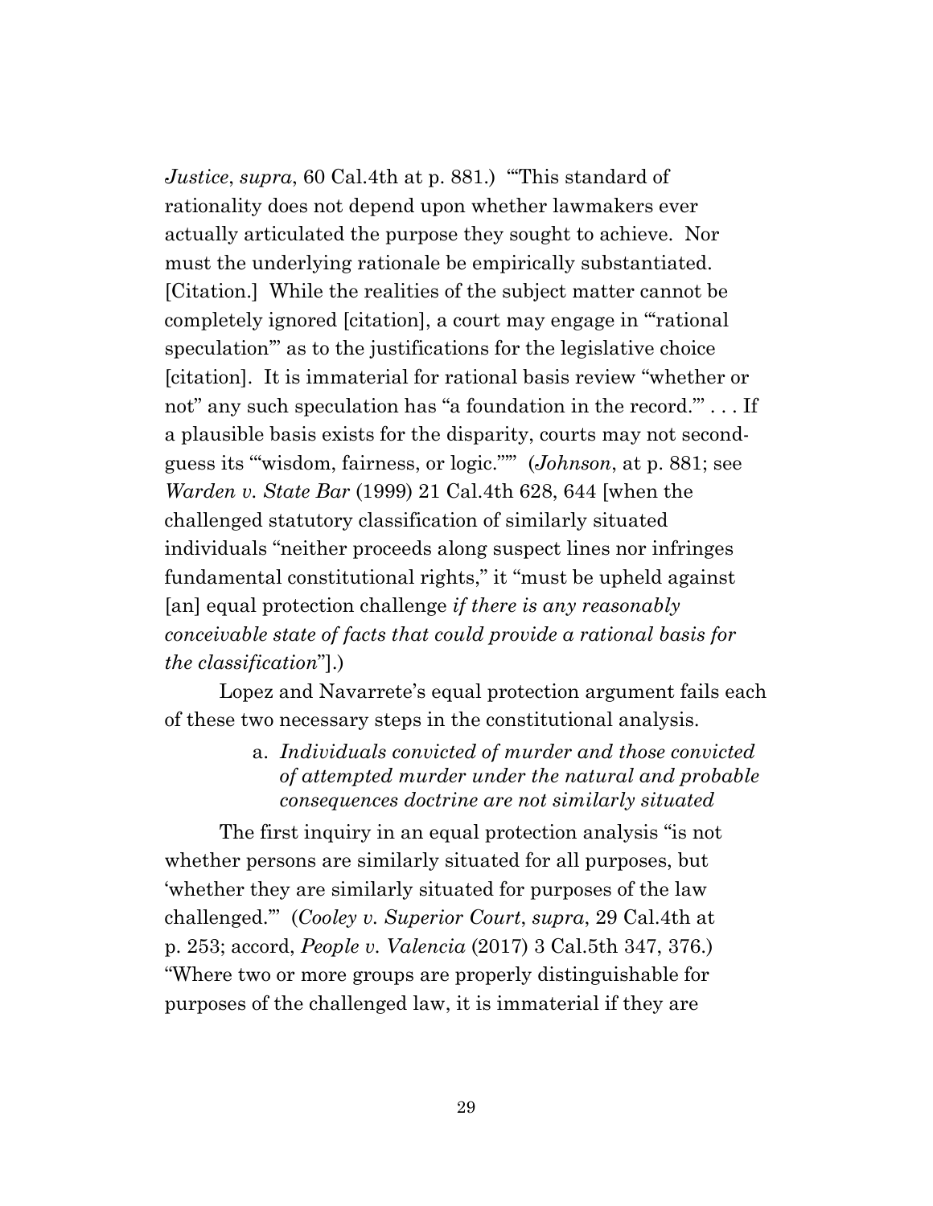*Justice*, *supra*, 60 Cal.4th at p. 881.) "'This standard of rationality does not depend upon whether lawmakers ever actually articulated the purpose they sought to achieve. Nor must the underlying rationale be empirically substantiated. [Citation.] While the realities of the subject matter cannot be completely ignored [citation], a court may engage in '"rational speculation"' as to the justifications for the legislative choice [citation]. It is immaterial for rational basis review "whether or not" any such speculation has "a foundation in the record."' . . . If a plausible basis exists for the disparity, courts may not second-guess its '"wisdom, fairness, or logic."'" (*Johnson*, at p. 881; see *Warden v. State Bar* (1999) 21 Cal.4th 628, 644 [when the challenged statutory classification of similarly situated individuals "neither proceeds along suspect lines nor infringes fundamental constitutional rights," it "must be upheld against [an] equal protection challenge *if there is any reasonably conceivable state of facts that could provide a rational basis for the classification*"].)

Lopez and Navarrete's equal protection argument fails each of these two necessary steps in the constitutional analysis.

a. *Individuals convicted of murder and those convicted of attempted murder under the natural and probable consequences doctrine are not similarly situated*

The first inquiry in an equal protection analysis "is not whether persons are similarly situated for all purposes, but 'whether they are similarly situated for purposes of the law challenged.'" (*Cooley v. Superior Court*, *supra*, 29 Cal.4th at p. 253; accord, *People v. Valencia* (2017) 3 Cal.5th 347, 376.) "Where two or more groups are properly distinguishable for purposes of the challenged law, it is immaterial if they are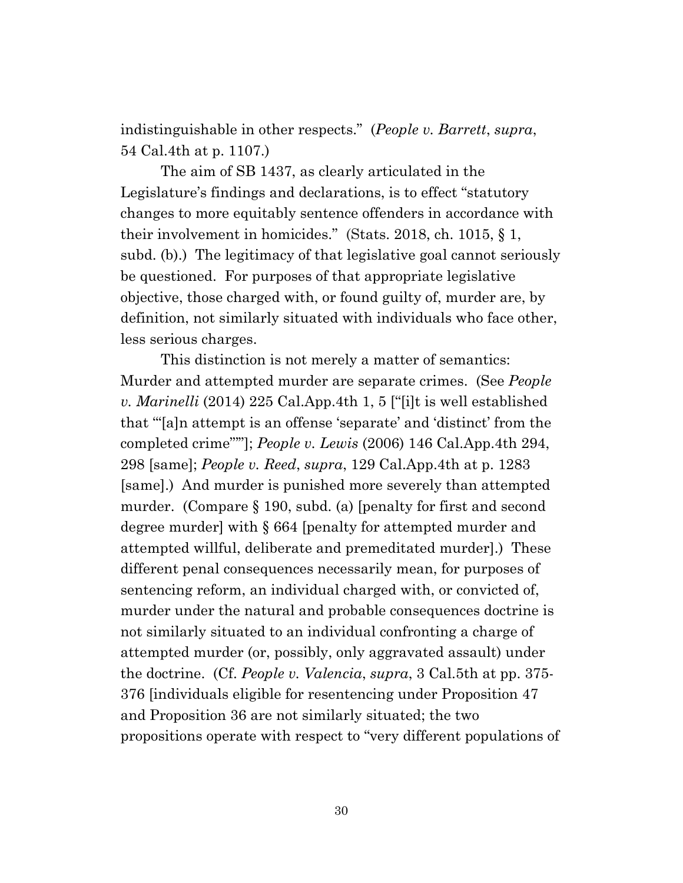indistinguishable in other respects." (*People v. Barrett*, *supra*, 54 Cal.4th at p. 1107.)

The aim of SB 1437, as clearly articulated in the Legislature's findings and declarations, is to effect "statutory changes to more equitably sentence offenders in accordance with their involvement in homicides." (Stats. 2018, ch. 1015, § 1, subd. (b).) The legitimacy of that legislative goal cannot seriously be questioned. For purposes of that appropriate legislative objective, those charged with, or found guilty of, murder are, by definition, not similarly situated with individuals who face other, less serious charges.

This distinction is not merely a matter of semantics: Murder and attempted murder are separate crimes. (See *People v. Marinelli* (2014) 225 Cal.App.4th 1, 5 ["[i]t is well established that "'[a]n attempt is an offense 'separate' and 'distinct' from the completed crime'""]; *People v. Lewis* (2006) 146 Cal.App.4th 294, 298 [same]; *People v. Reed*, *supra*, 129 Cal.App.4th at p. 1283 [same].) And murder is punished more severely than attempted murder. (Compare § 190, subd. (a) [penalty for first and second degree murder] with § 664 [penalty for attempted murder and attempted willful, deliberate and premeditated murder].) These different penal consequences necessarily mean, for purposes of sentencing reform, an individual charged with, or convicted of, murder under the natural and probable consequences doctrine is not similarly situated to an individual confronting a charge of attempted murder (or, possibly, only aggravated assault) under the doctrine. (Cf. *People v. Valencia*, *supra*, 3 Cal.5th at pp. 375-376 [individuals eligible for resentencing under Proposition 47 and Proposition 36 are not similarly situated; the two propositions operate with respect to "very different populations of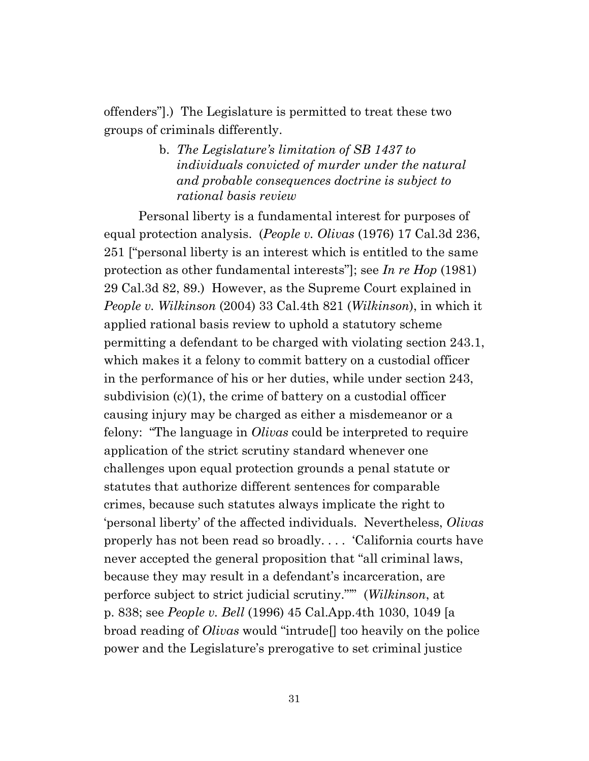offenders"].) The Legislature is permitted to treat these two groups of criminals differently.

b. *The Legislature's limitation of SB 1437 to individuals convicted of murder under the natural and probable consequences doctrine is subject to rational basis review*

Personal liberty is a fundamental interest for purposes of equal protection analysis. (*People v. Olivas* (1976) 17 Cal.3d 236, 251 ["personal liberty is an interest which is entitled to the same protection as other fundamental interests"]; see *In re Hop* (1981) 29 Cal.3d 82, 89.) However, as the Supreme Court explained in *People v. Wilkinson* (2004) 33 Cal.4th 821 (*Wilkinson*), in which it applied rational basis review to uphold a statutory scheme permitting a defendant to be charged with violating section 243.1, which makes it a felony to commit battery on a custodial officer in the performance of his or her duties, while under section 243, subdivision (c)(1), the crime of battery on a custodial officer causing injury may be charged as either a misdemeanor or a felony: "The language in *Olivas* could be interpreted to require application of the strict scrutiny standard whenever one challenges upon equal protection grounds a penal statute or statutes that authorize different sentences for comparable crimes, because such statutes always implicate the right to 'personal liberty' of the affected individuals. Nevertheless, *Olivas* properly has not been read so broadly. . . . 'California courts have never accepted the general proposition that "all criminal laws, because they may result in a defendant's incarceration, are perforce subject to strict judicial scrutiny."'" (*Wilkinson*, at p. 838; see *People v. Bell* (1996) 45 Cal.App.4th 1030, 1049 [a broad reading of *Olivas* would "intrude[] too heavily on the police power and the Legislature's prerogative to set criminal justice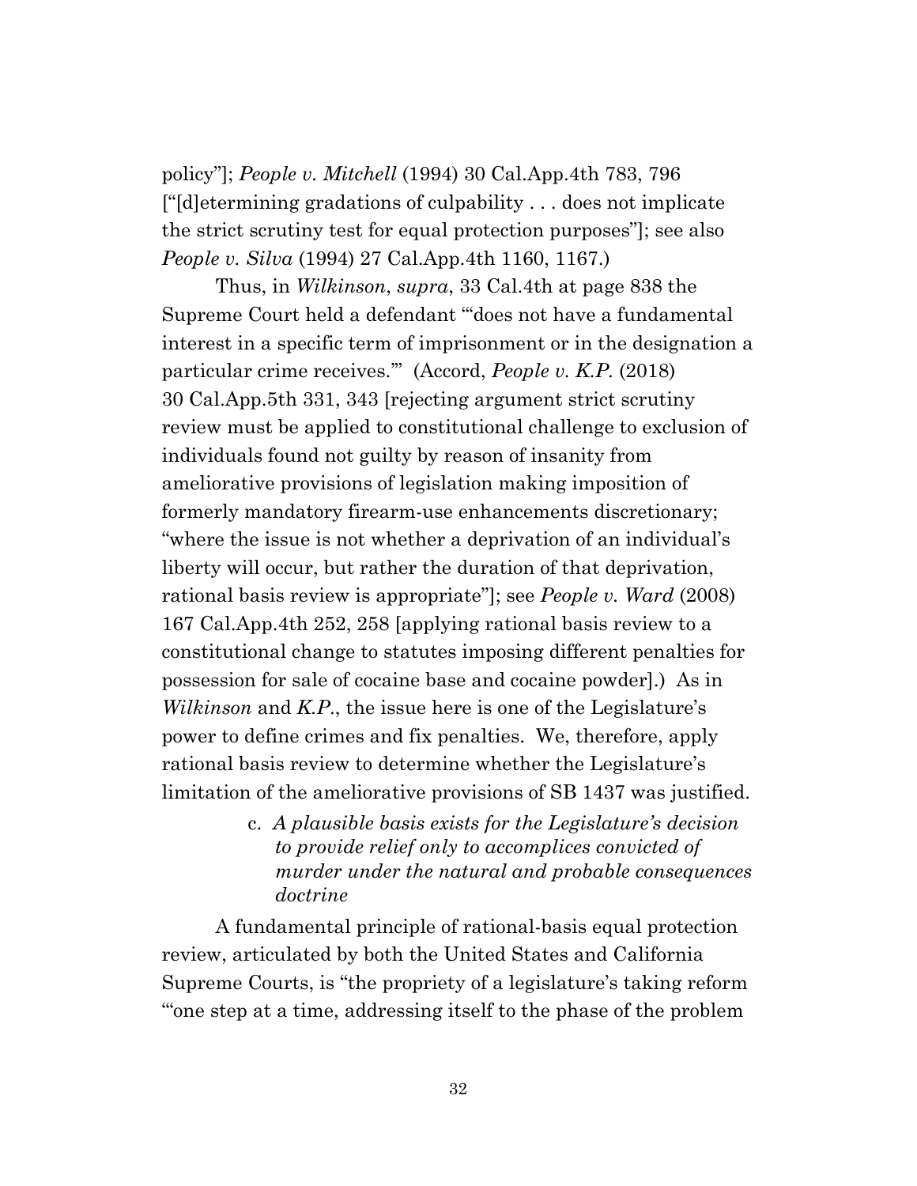policy"]; *People v. Mitchell* (1994) 30 Cal.App.4th 783, 796 ["[d]etermining gradations of culpability . . . does not implicate the strict scrutiny test for equal protection purposes"]; see also *People v. Silva* (1994) 27 Cal.App.4th 1160, 1167.)

Thus, in *Wilkinson*, *supra*, 33 Cal.4th at page 838 the Supreme Court held a defendant "'does not have a fundamental interest in a specific term of imprisonment or in the designation a particular crime receives.'" (Accord, *People v. K.P.* (2018) 30 Cal.App.5th 331, 343 [rejecting argument strict scrutiny review must be applied to constitutional challenge to exclusion of individuals found not guilty by reason of insanity from ameliorative provisions of legislation making imposition of formerly mandatory firearm-use enhancements discretionary; "where the issue is not whether a deprivation of an individual's liberty will occur, but rather the duration of that deprivation, rational basis review is appropriate"]; see *People v. Ward* (2008) 167 Cal.App.4th 252, 258 [applying rational basis review to a constitutional change to statutes imposing different penalties for possession for sale of cocaine base and cocaine powder].) As in *Wilkinson* and *K.P.*, the issue here is one of the Legislature's power to define crimes and fix penalties. We, therefore, apply rational basis review to determine whether the Legislature's limitation of the ameliorative provisions of SB 1437 was justified.

c. *A plausible basis exists for the Legislature's decision to provide relief only to accomplices convicted of murder under the natural and probable consequences doctrine*

A fundamental principle of rational-basis equal protection review, articulated by both the United States and California Supreme Courts, is "the propriety of a legislature's taking reform "'one step at a time, addressing itself to the phase of the problem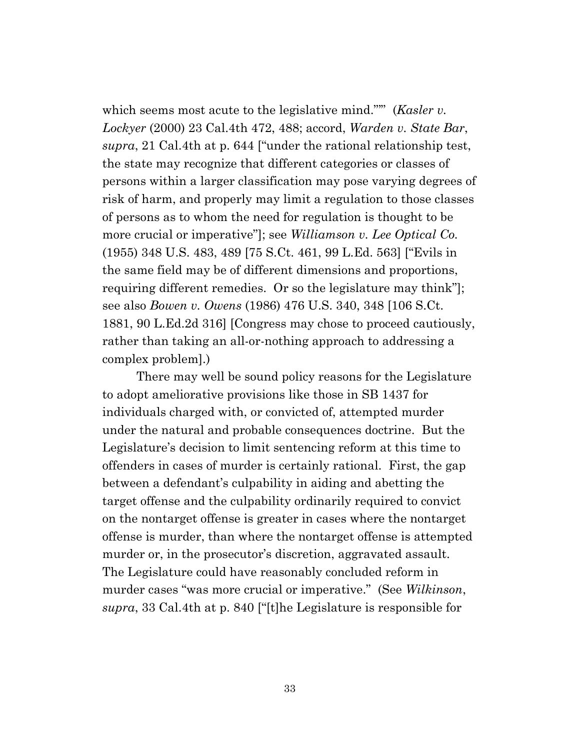which seems most acute to the legislative mind.""" (*Kasler v. Lockyer* (2000) 23 Cal.4th 472, 488; accord, *Warden v. State Bar*, *supra*, 21 Cal.4th at p. 644 ["under the rational relationship test, the state may recognize that different categories or classes of persons within a larger classification may pose varying degrees of risk of harm, and properly may limit a regulation to those classes of persons as to whom the need for regulation is thought to be more crucial or imperative"]; see *Williamson v. Lee Optical Co.* (1955) 348 U.S. 483, 489 [75 S.Ct. 461, 99 L.Ed. 563] ["Evils in the same field may be of different dimensions and proportions, requiring different remedies. Or so the legislature may think"]; see also *Bowen v. Owens* (1986) 476 U.S. 340, 348 [106 S.Ct. 1881, 90 L.Ed.2d 316] [Congress may chose to proceed cautiously, rather than taking an all-or-nothing approach to addressing a complex problem].)

There may well be sound policy reasons for the Legislature to adopt ameliorative provisions like those in SB 1437 for individuals charged with, or convicted of, attempted murder under the natural and probable consequences doctrine. But the Legislature's decision to limit sentencing reform at this time to offenders in cases of murder is certainly rational. First, the gap between a defendant's culpability in aiding and abetting the target offense and the culpability ordinarily required to convict on the nontarget offense is greater in cases where the nontarget offense is murder, than where the nontarget offense is attempted murder or, in the prosecutor's discretion, aggravated assault. The Legislature could have reasonably concluded reform in murder cases "was more crucial or imperative." (See *Wilkinson*, *supra*, 33 Cal.4th at p. 840 ["[t]he Legislature is responsible for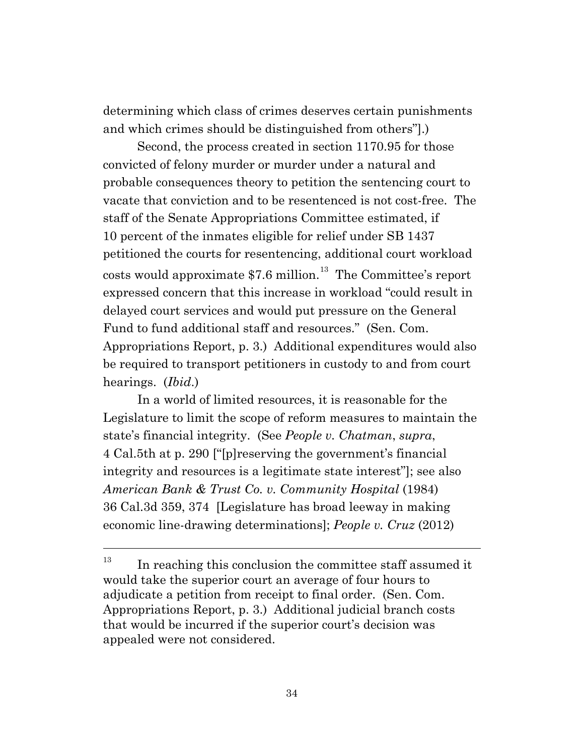determining which class of crimes deserves certain punishments and which crimes should be distinguished from others"].)

Second, the process created in section 1170.95 for those convicted of felony murder or murder under a natural and probable consequences theory to petition the sentencing court to vacate that conviction and to be resentenced is not cost-free. The staff of the Senate Appropriations Committee estimated, if 10 percent of the inmates eligible for relief under SB 1437 petitioned the courts for resentencing, additional court workload costs would approximate $7.6 million.[13] The Committee's report expressed concern that this increase in workload "could result in delayed court services and would put pressure on the General Fund to fund additional staff and resources." (Sen. Com. Appropriations Report, p. 3.) Additional expenditures would also be required to transport petitioners in custody to and from court hearings. (*Ibid.*)

In a world of limited resources, it is reasonable for the Legislature to limit the scope of reform measures to maintain the state's financial integrity. (See *People v. Chatman*, *supra*, 4 Cal.5th at p. 290 ["[p]reserving the government's financial integrity and resources is a legitimate state interest"]; see also *American Bank & Trust Co. v. Community Hospital* (1984) 36 Cal.3d 359, 374 [Legislature has broad leeway in making economic line-drawing determinations]; *People v. Cruz* (2012)

---

[13] In reaching this conclusion the committee staff assumed it would take the superior court an average of four hours to adjudicate a petition from receipt to final order. (Sen. Com. Appropriations Report, p. 3.) Additional judicial branch costs that would be incurred if the superior court's decision was appealed were not considered.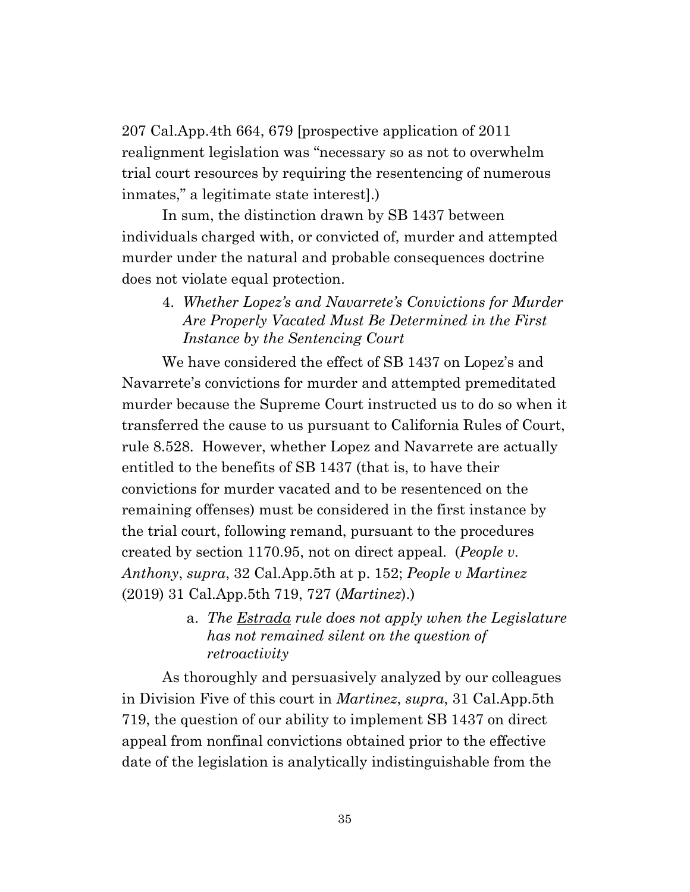207 Cal.App.4th 664, 679 [prospective application of 2011 realignment legislation was "necessary so as not to overwhelm trial court resources by requiring the resentencing of numerous inmates," a legitimate state interest].)

In sum, the distinction drawn by SB 1437 between individuals charged with, or convicted of, murder and attempted murder under the natural and probable consequences doctrine does not violate equal protection.

4. *Whether Lopez's and Navarrete's Convictions for Murder Are Properly Vacated Must Be Determined in the First Instance by the Sentencing Court*

We have considered the effect of SB 1437 on Lopez's and Navarrete's convictions for murder and attempted premeditated murder because the Supreme Court instructed us to do so when it transferred the cause to us pursuant to California Rules of Court, rule 8.528. However, whether Lopez and Navarrete are actually entitled to the benefits of SB 1437 (that is, to have their convictions for murder vacated and to be resentenced on the remaining offenses) must be considered in the first instance by the trial court, following remand, pursuant to the procedures created by section 1170.95, not on direct appeal. (*People v. Anthony*, *supra*, 32 Cal.App.5th at p. 152; *People v Martinez* (2019) 31 Cal.App.5th 719, 727 (*Martinez*).)

a. *The <u>Estrada</u> rule does not apply when the Legislature has not remained silent on the question of retroactivity*

As thoroughly and persuasively analyzed by our colleagues in Division Five of this court in *Martinez*, *supra*, 31 Cal.App.5th 719, the question of our ability to implement SB 1437 on direct appeal from nonfinal convictions obtained prior to the effective date of the legislation is analytically indistinguishable from the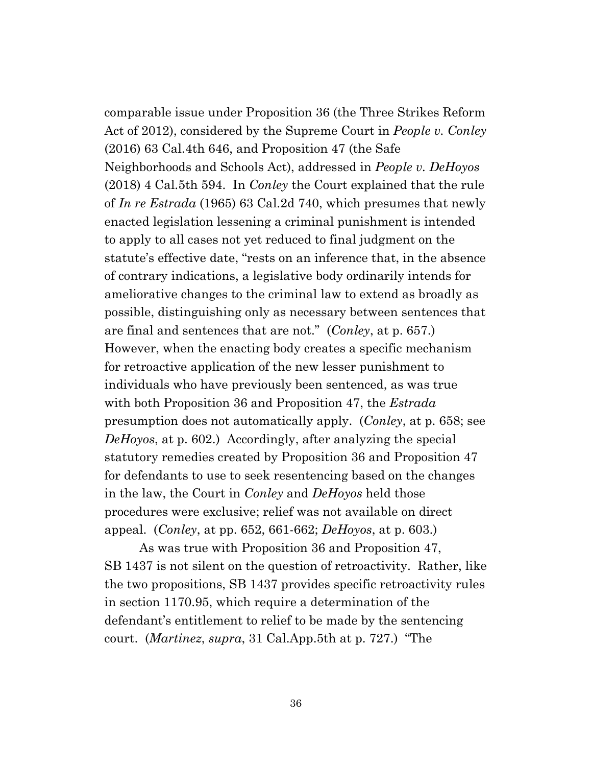comparable issue under Proposition 36 (the Three Strikes Reform Act of 2012), considered by the Supreme Court in *People v. Conley* (2016) 63 Cal.4th 646, and Proposition 47 (the Safe Neighborhoods and Schools Act), addressed in *People v. DeHoyos* (2018) 4 Cal.5th 594. In *Conley* the Court explained that the rule of *In re Estrada* (1965) 63 Cal.2d 740, which presumes that newly enacted legislation lessening a criminal punishment is intended to apply to all cases not yet reduced to final judgment on the statute's effective date, "rests on an inference that, in the absence of contrary indications, a legislative body ordinarily intends for ameliorative changes to the criminal law to extend as broadly as possible, distinguishing only as necessary between sentences that are final and sentences that are not." (*Conley*, at p. 657.) However, when the enacting body creates a specific mechanism for retroactive application of the new lesser punishment to individuals who have previously been sentenced, as was true with both Proposition 36 and Proposition 47, the *Estrada* presumption does not automatically apply. (*Conley*, at p. 658; see *DeHoyos*, at p. 602.) Accordingly, after analyzing the special statutory remedies created by Proposition 36 and Proposition 47 for defendants to use to seek resentencing based on the changes in the law, the Court in *Conley* and *DeHoyos* held those procedures were exclusive; relief was not available on direct appeal. (*Conley*, at pp. 652, 661-662; *DeHoyos*, at p. 603.)

As was true with Proposition 36 and Proposition 47, SB 1437 is not silent on the question of retroactivity. Rather, like the two propositions, SB 1437 provides specific retroactivity rules in section 1170.95, which require a determination of the defendant's entitlement to relief to be made by the sentencing court. (*Martinez*, *supra*, 31 Cal.App.5th at p. 727.) "The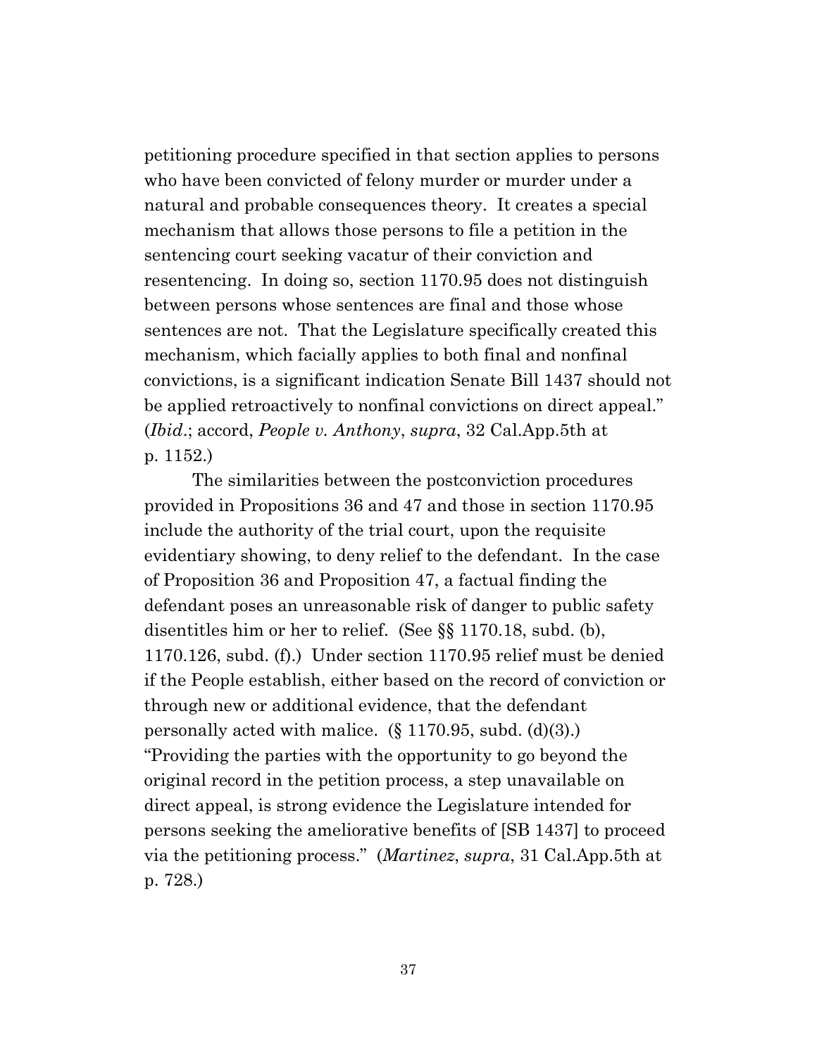petitioning procedure specified in that section applies to persons who have been convicted of felony murder or murder under a natural and probable consequences theory. It creates a special mechanism that allows those persons to file a petition in the sentencing court seeking vacatur of their conviction and resentencing. In doing so, section 1170.95 does not distinguish between persons whose sentences are final and those whose sentences are not. That the Legislature specifically created this mechanism, which facially applies to both final and nonfinal convictions, is a significant indication Senate Bill 1437 should not be applied retroactively to nonfinal convictions on direct appeal." (*Ibid*.; accord, *People v. Anthony*, *supra*, 32 Cal.App.5th at p. 1152.)

The similarities between the postconviction procedures provided in Propositions 36 and 47 and those in section 1170.95 include the authority of the trial court, upon the requisite evidentiary showing, to deny relief to the defendant. In the case of Proposition 36 and Proposition 47, a factual finding the defendant poses an unreasonable risk of danger to public safety disentitles him or her to relief. (See §§ 1170.18, subd. (b), 1170.126, subd. (f).) Under section 1170.95 relief must be denied if the People establish, either based on the record of conviction or through new or additional evidence, that the defendant personally acted with malice. (§ 1170.95, subd. (d)(3).) "Providing the parties with the opportunity to go beyond the original record in the petition process, a step unavailable on direct appeal, is strong evidence the Legislature intended for persons seeking the ameliorative benefits of [SB 1437] to proceed via the petitioning process." (*Martinez*, *supra*, 31 Cal.App.5th at p. 728.)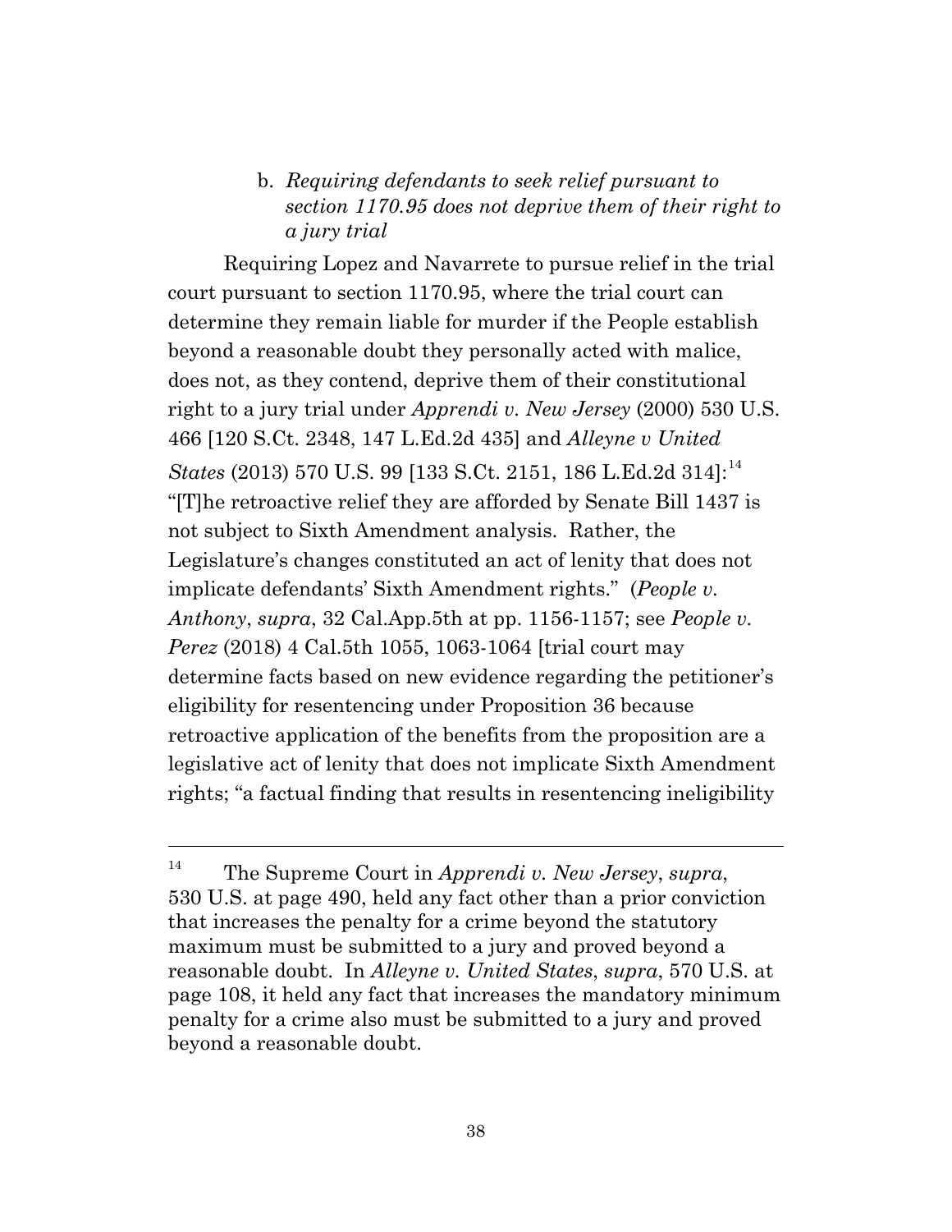b. *Requiring defendants to seek relief pursuant to section 1170.95 does not deprive them of their right to a jury trial*

Requiring Lopez and Navarrete to pursue relief in the trial court pursuant to section 1170.95, where the trial court can determine they remain liable for murder if the People establish beyond a reasonable doubt they personally acted with malice, does not, as they contend, deprive them of their constitutional right to a jury trial under *Apprendi v. New Jersey* (2000) 530 U.S. 466 [120 S.Ct. 2348, 147 L.Ed.2d 435] and *Alleyne v United States* (2013) 570 U.S. 99 [133 S.Ct. 2151, 186 L.Ed.2d 314]:[14] "[T]he retroactive relief they are afforded by Senate Bill 1437 is not subject to Sixth Amendment analysis. Rather, the Legislature's changes constituted an act of lenity that does not implicate defendants' Sixth Amendment rights." (*People v. Anthony*, *supra*, 32 Cal.App.5th at pp. 1156-1157; see *People v. Perez* (2018) 4 Cal.5th 1055, 1063-1064 [trial court may determine facts based on new evidence regarding the petitioner's eligibility for resentencing under Proposition 36 because retroactive application of the benefits from the proposition are a legislative act of lenity that does not implicate Sixth Amendment rights; "a factual finding that results in resentencing ineligibility

---

[14] The Supreme Court in *Apprendi v. New Jersey*, *supra*, 530 U.S. at page 490, held any fact other than a prior conviction that increases the penalty for a crime beyond the statutory maximum must be submitted to a jury and proved beyond a reasonable doubt. In *Alleyne v. United States*, *supra*, 570 U.S. at page 108, it held any fact that increases the mandatory minimum penalty for a crime also must be submitted to a jury and proved beyond a reasonable doubt.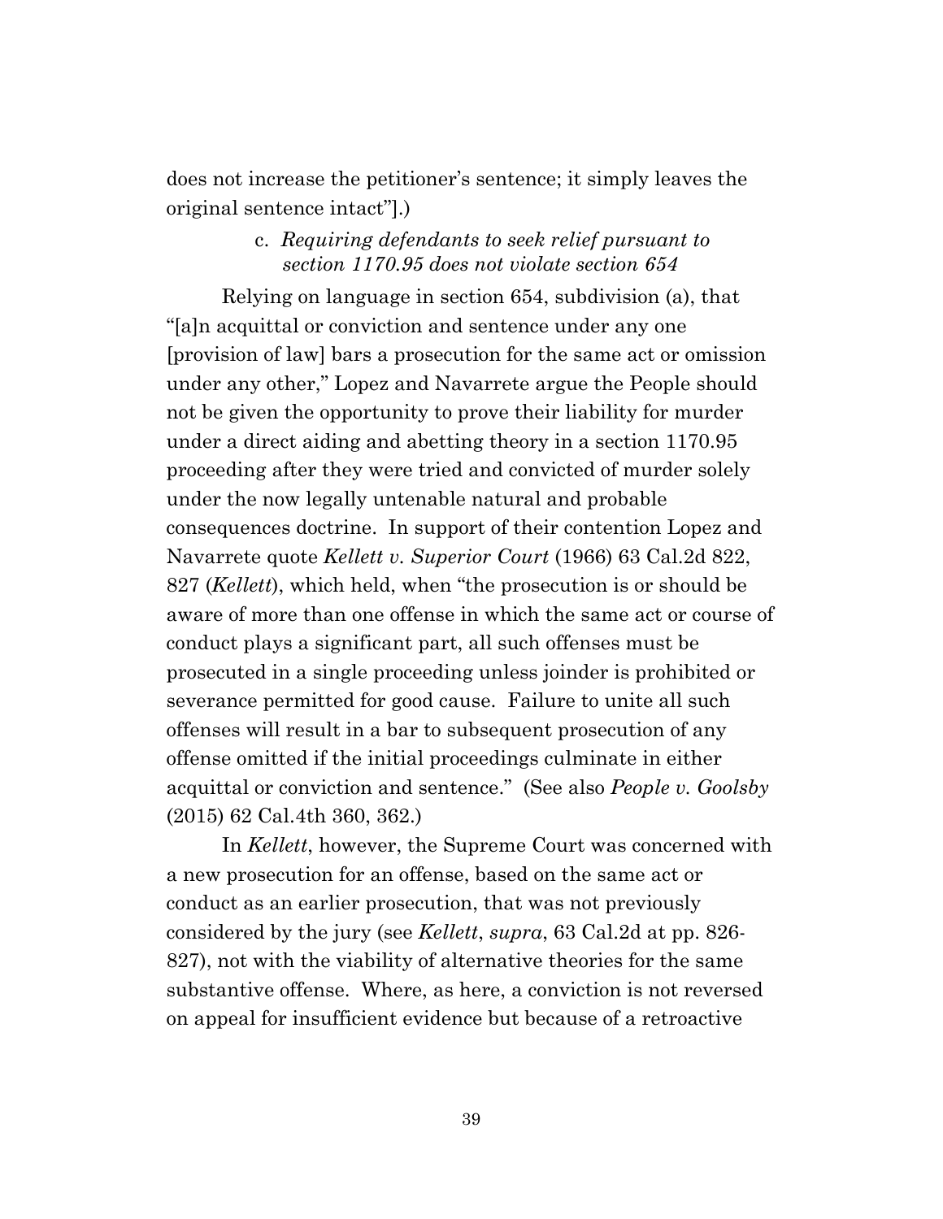does not increase the petitioner's sentence; it simply leaves the original sentence intact"].)

#### c. *Requiring defendants to seek relief pursuant to section 1170.95 does not violate section 654*

Relying on language in section 654, subdivision (a), that "[a]n acquittal or conviction and sentence under any one [provision of law] bars a prosecution for the same act or omission under any other," Lopez and Navarrete argue the People should not be given the opportunity to prove their liability for murder under a direct aiding and abetting theory in a section 1170.95 proceeding after they were tried and convicted of murder solely under the now legally untenable natural and probable consequences doctrine. In support of their contention Lopez and Navarrete quote *Kellett v. Superior Court* (1966) 63 Cal.2d 822, 827 (*Kellett*), which held, when "the prosecution is or should be aware of more than one offense in which the same act or course of conduct plays a significant part, all such offenses must be prosecuted in a single proceeding unless joinder is prohibited or severance permitted for good cause. Failure to unite all such offenses will result in a bar to subsequent prosecution of any offense omitted if the initial proceedings culminate in either acquittal or conviction and sentence." (See also *People v. Goolsby* (2015) 62 Cal.4th 360, 362.)

In *Kellett*, however, the Supreme Court was concerned with a new prosecution for an offense, based on the same act or conduct as an earlier prosecution, that was not previously considered by the jury (see *Kellett*, *supra*, 63 Cal.2d at pp. 826-827), not with the viability of alternative theories for the same substantive offense. Where, as here, a conviction is not reversed on appeal for insufficient evidence but because of a retroactive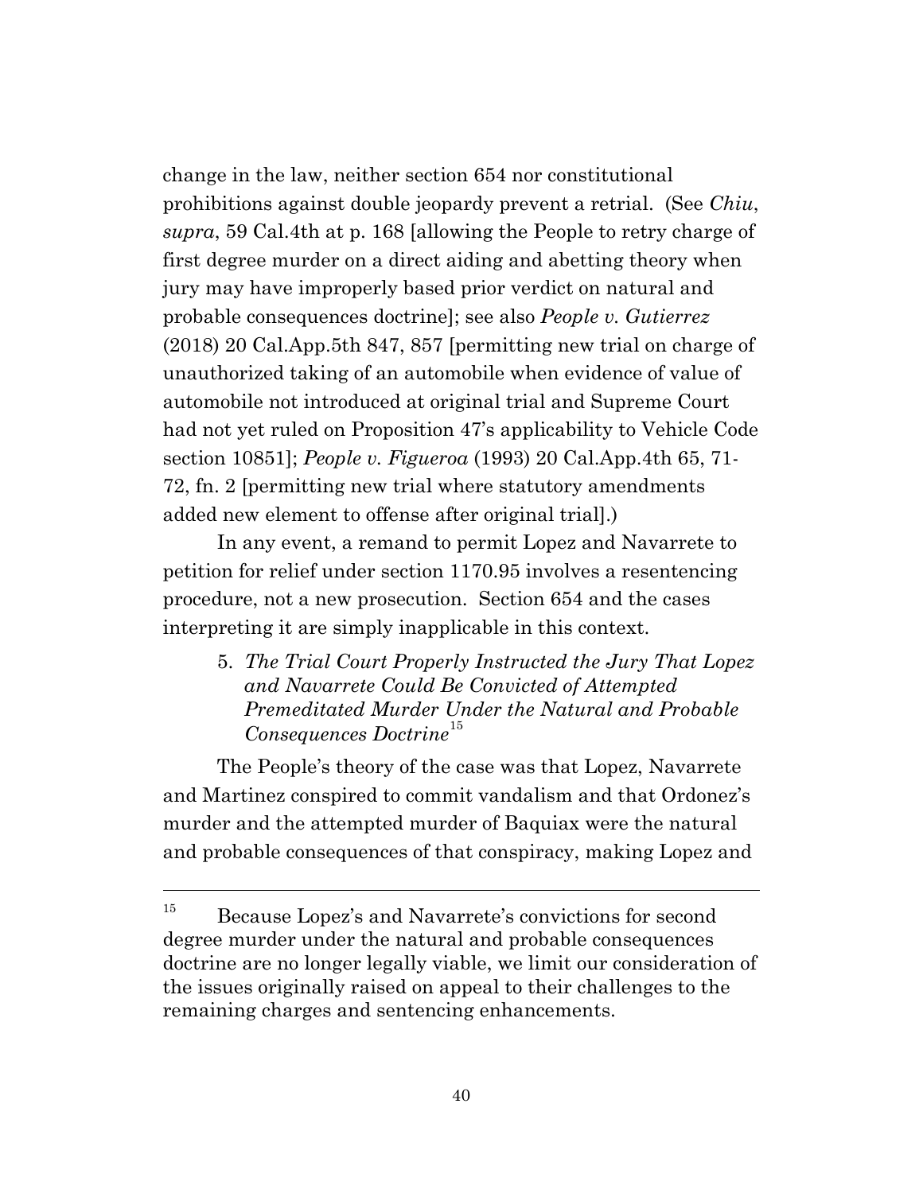change in the law, neither section 654 nor constitutional prohibitions against double jeopardy prevent a retrial. (See *Chiu*, *supra*, 59 Cal.4th at p. 168 [allowing the People to retry charge of first degree murder on a direct aiding and abetting theory when jury may have improperly based prior verdict on natural and probable consequences doctrine]; see also *People v. Gutierrez* (2018) 20 Cal.App.5th 847, 857 [permitting new trial on charge of unauthorized taking of an automobile when evidence of value of automobile not introduced at original trial and Supreme Court had not yet ruled on Proposition 47's applicability to Vehicle Code section 10851]; *People v. Figueroa* (1993) 20 Cal.App.4th 65, 71-72, fn. 2 [permitting new trial where statutory amendments added new element to offense after original trial].)

In any event, a remand to permit Lopez and Navarrete to petition for relief under section 1170.95 involves a resentencing procedure, not a new prosecution. Section 654 and the cases interpreting it are simply inapplicable in this context.

5. *The Trial Court Properly Instructed the Jury That Lopez and Navarrete Could Be Convicted of Attempted Premeditated Murder Under the Natural and Probable Consequences Doctrine*[15]

The People's theory of the case was that Lopez, Navarrete and Martinez conspired to commit vandalism and that Ordonez's murder and the attempted murder of Baquiax were the natural and probable consequences of that conspiracy, making Lopez and

[15] Because Lopez's and Navarrete's convictions for second degree murder under the natural and probable consequences doctrine are no longer legally viable, we limit our consideration of the issues originally raised on appeal to their challenges to the remaining charges and sentencing enhancements.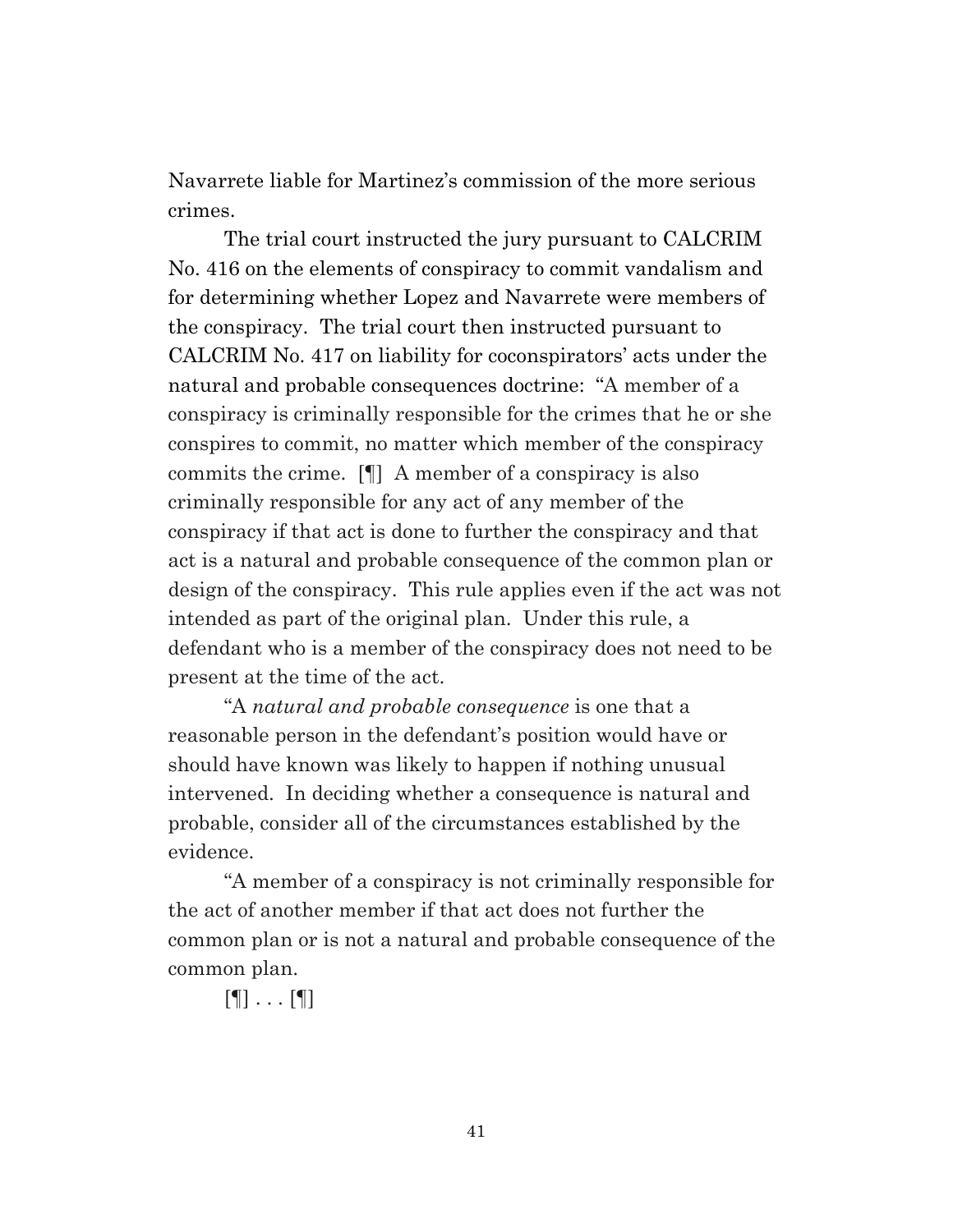Navarrete liable for Martinez's commission of the more serious crimes.

The trial court instructed the jury pursuant to CALCRIM No. 416 on the elements of conspiracy to commit vandalism and for determining whether Lopez and Navarrete were members of the conspiracy. The trial court then instructed pursuant to CALCRIM No. 417 on liability for coconspirators' acts under the natural and probable consequences doctrine: "A member of a conspiracy is criminally responsible for the crimes that he or she conspires to commit, no matter which member of the conspiracy commits the crime. [¶] A member of a conspiracy is also criminally responsible for any act of any member of the conspiracy if that act is done to further the conspiracy and that act is a natural and probable consequence of the common plan or design of the conspiracy. This rule applies even if the act was not intended as part of the original plan. Under this rule, a defendant who is a member of the conspiracy does not need to be present at the time of the act.

"A *natural and probable consequence* is one that a reasonable person in the defendant's position would have or should have known was likely to happen if nothing unusual intervened. In deciding whether a consequence is natural and probable, consider all of the circumstances established by the evidence.

"A member of a conspiracy is not criminally responsible for the act of another member if that act does not further the common plan or is not a natural and probable consequence of the common plan.

[¶] . . . [¶]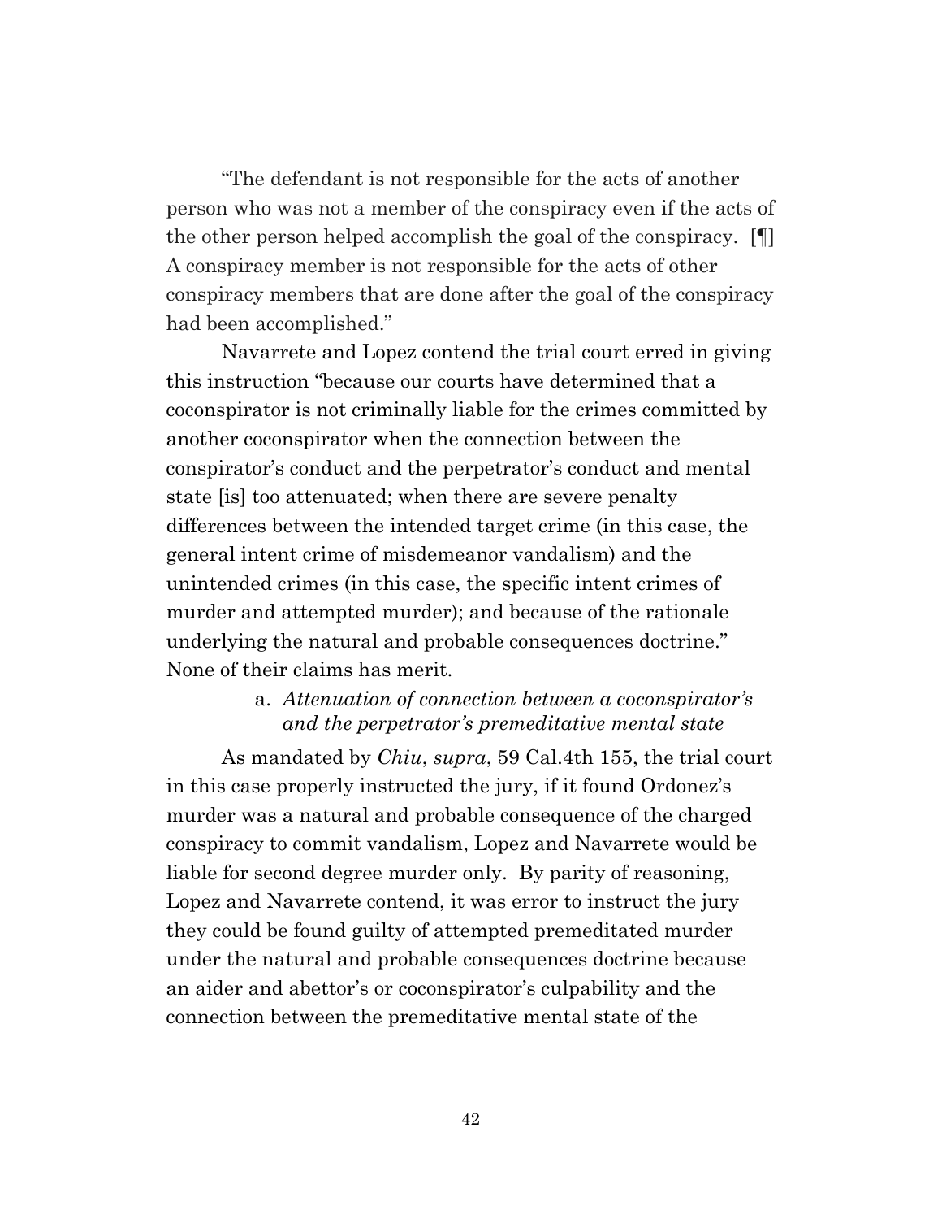"The defendant is not responsible for the acts of another person who was not a member of the conspiracy even if the acts of the other person helped accomplish the goal of the conspiracy. [¶] A conspiracy member is not responsible for the acts of other conspiracy members that are done after the goal of the conspiracy had been accomplished."

Navarrete and Lopez contend the trial court erred in giving this instruction "because our courts have determined that a coconspirator is not criminally liable for the crimes committed by another coconspirator when the connection between the conspirator's conduct and the perpetrator's conduct and mental state [is] too attenuated; when there are severe penalty differences between the intended target crime (in this case, the general intent crime of misdemeanor vandalism) and the unintended crimes (in this case, the specific intent crimes of murder and attempted murder); and because of the rationale underlying the natural and probable consequences doctrine." None of their claims has merit.

a. *Attenuation of connection between a coconspirator's and the perpetrator's premeditative mental state*

As mandated by *Chiu*, *supra*, 59 Cal.4th 155, the trial court in this case properly instructed the jury, if it found Ordonez's murder was a natural and probable consequence of the charged conspiracy to commit vandalism, Lopez and Navarrete would be liable for second degree murder only. By parity of reasoning, Lopez and Navarrete contend, it was error to instruct the jury they could be found guilty of attempted premeditated murder under the natural and probable consequences doctrine because an aider and abettor's or coconspirator's culpability and the connection between the premeditative mental state of the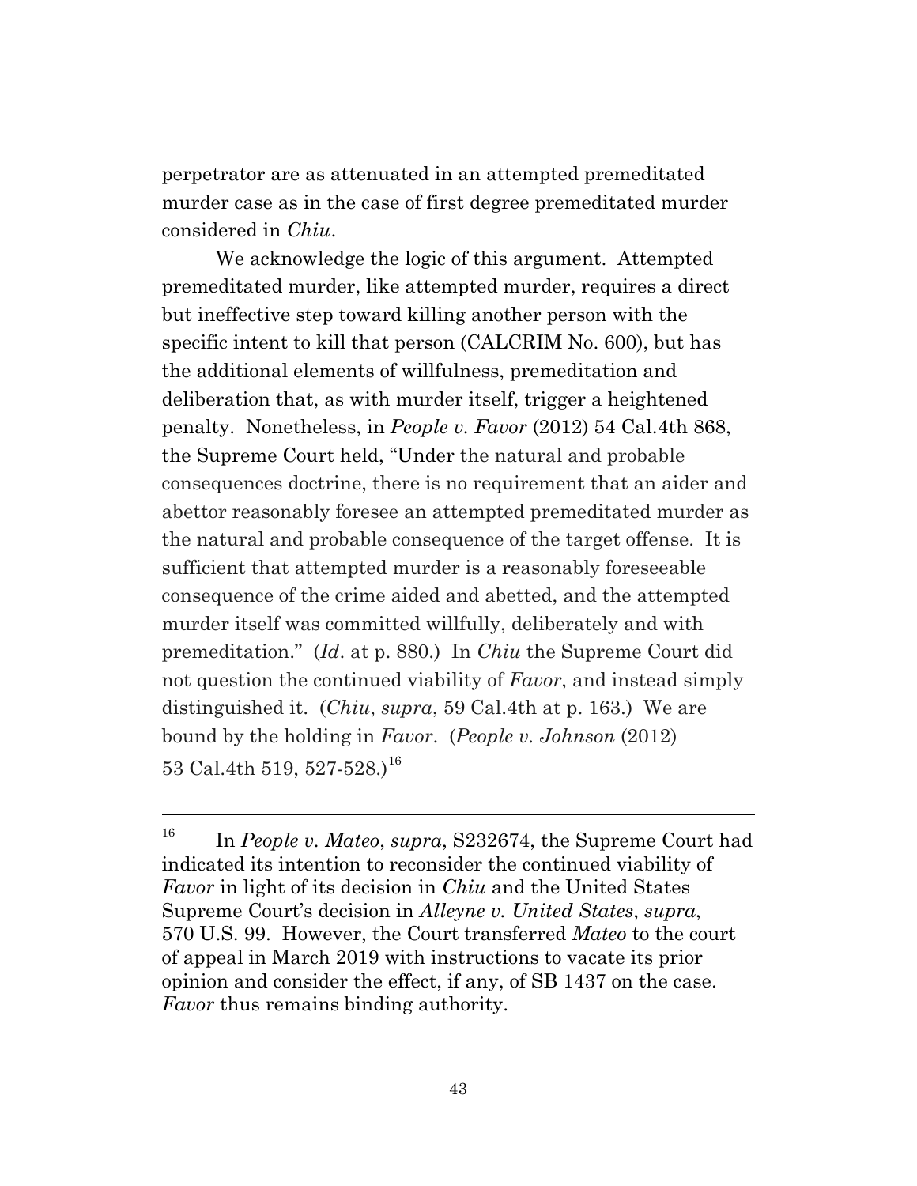perpetrator are as attenuated in an attempted premeditated murder case as in the case of first degree premeditated murder considered in *Chiu*.

We acknowledge the logic of this argument. Attempted premeditated murder, like attempted murder, requires a direct but ineffective step toward killing another person with the specific intent to kill that person (CALCRIM No. 600), but has the additional elements of willfulness, premeditation and deliberation that, as with murder itself, trigger a heightened penalty. Nonetheless, in *People v. Favor* (2012) 54 Cal.4th 868, the Supreme Court held, "Under the natural and probable consequences doctrine, there is no requirement that an aider and abettor reasonably foresee an attempted premeditated murder as the natural and probable consequence of the target offense. It is sufficient that attempted murder is a reasonably foreseeable consequence of the crime aided and abetted, and the attempted murder itself was committed willfully, deliberately and with premeditation." (*Id*. at p. 880.) In *Chiu* the Supreme Court did not question the continued viability of *Favor*, and instead simply distinguished it. (*Chiu*, *supra*, 59 Cal.4th at p. 163.) We are bound by the holding in *Favor*. (*People v. Johnson* (2012) 53 Cal.4th 519, 527-528.)[16]

---

[16] In *People v. Mateo*, *supra*, S232674, the Supreme Court had indicated its intention to reconsider the continued viability of *Favor* in light of its decision in *Chiu* and the United States Supreme Court's decision in *Alleyne v. United States*, *supra*, 570 U.S. 99. However, the Court transferred *Mateo* to the court of appeal in March 2019 with instructions to vacate its prior opinion and consider the effect, if any, of SB 1437 on the case. *Favor* thus remains binding authority.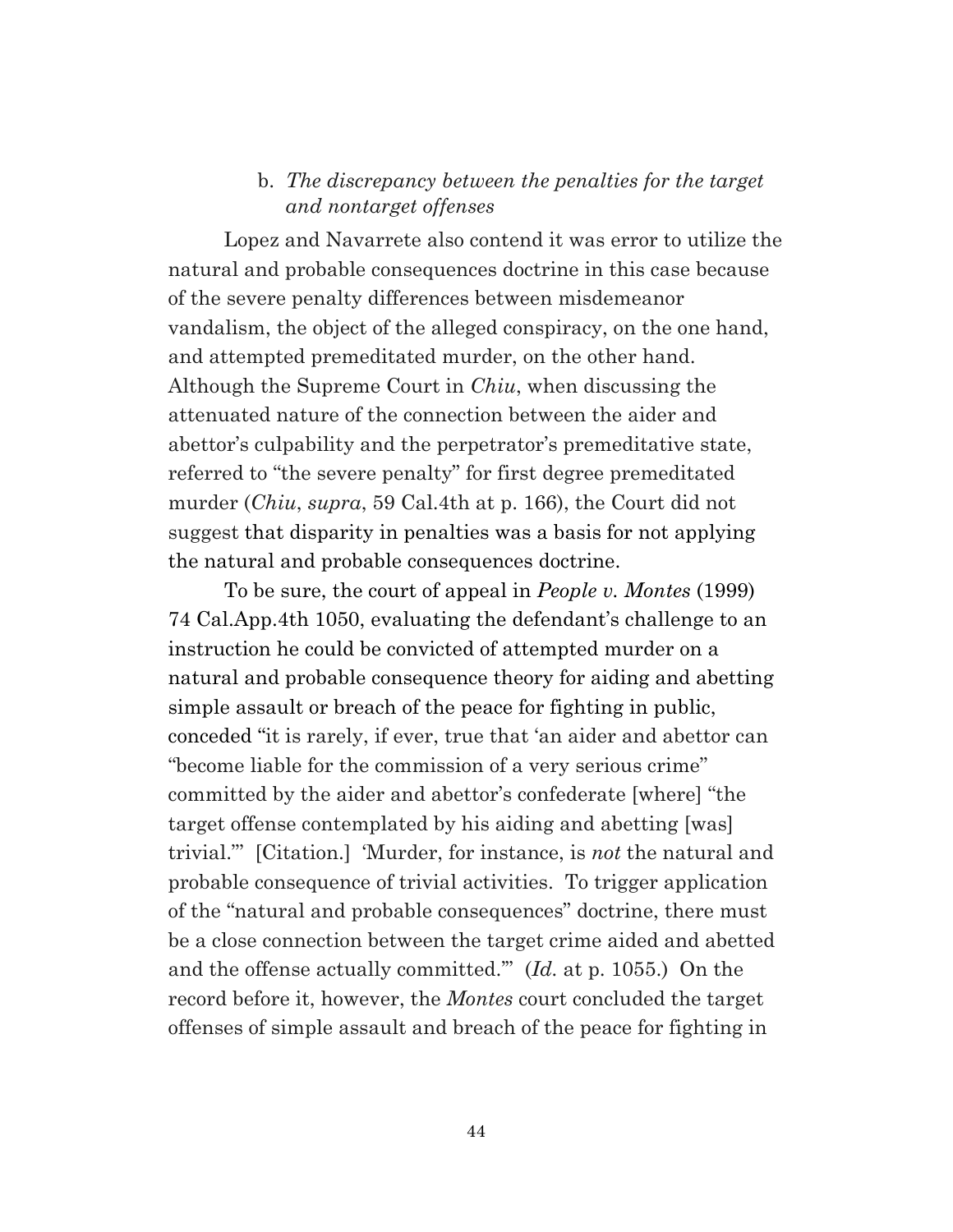### b. *The discrepancy between the penalties for the target and nontarget offenses*

Lopez and Navarrete also contend it was error to utilize the natural and probable consequences doctrine in this case because of the severe penalty differences between misdemeanor vandalism, the object of the alleged conspiracy, on the one hand, and attempted premeditated murder, on the other hand. Although the Supreme Court in *Chiu*, when discussing the attenuated nature of the connection between the aider and abettor's culpability and the perpetrator's premeditative state, referred to "the severe penalty" for first degree premeditated murder (*Chiu*, *supra*, 59 Cal.4th at p. 166), the Court did not suggest that disparity in penalties was a basis for not applying the natural and probable consequences doctrine.

To be sure, the court of appeal in *People v. Montes* (1999) 74 Cal.App.4th 1050, evaluating the defendant's challenge to an instruction he could be convicted of attempted murder on a natural and probable consequence theory for aiding and abetting simple assault or breach of the peace for fighting in public, conceded "it is rarely, if ever, true that 'an aider and abettor can "become liable for the commission of a very serious crime" committed by the aider and abettor's confederate [where] "the target offense contemplated by his aiding and abetting [was] trivial."' [Citation.] 'Murder, for instance, is *not* the natural and probable consequence of trivial activities. To trigger application of the "natural and probable consequences" doctrine, there must be a close connection between the target crime aided and abetted and the offense actually committed.'" (*Id.* at p. 1055.) On the record before it, however, the *Montes* court concluded the target offenses of simple assault and breach of the peace for fighting in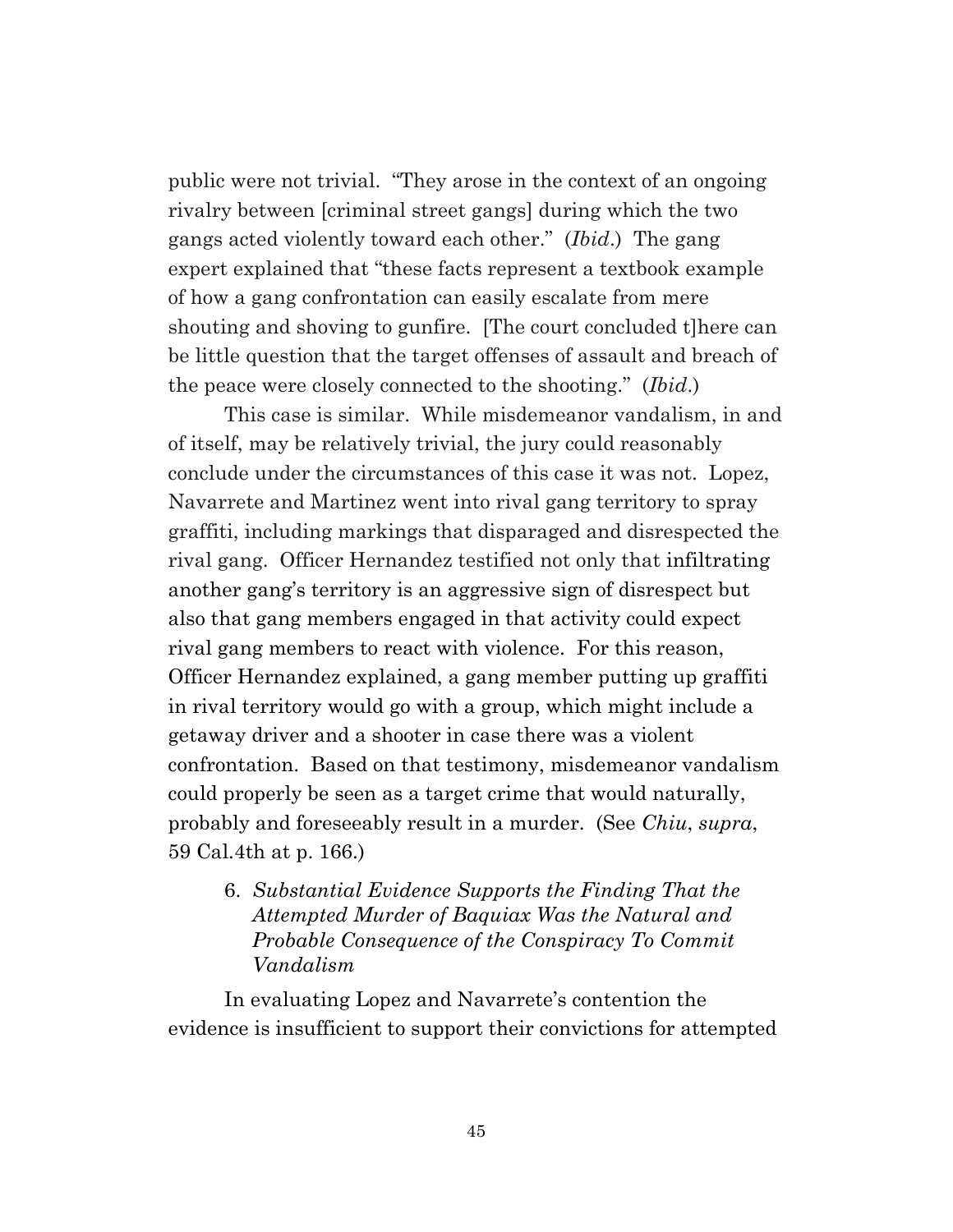public were not trivial. "They arose in the context of an ongoing rivalry between [criminal street gangs] during which the two gangs acted violently toward each other." (*Ibid*.) The gang expert explained that "these facts represent a textbook example of how a gang confrontation can easily escalate from mere shouting and shoving to gunfire. [The court concluded t]here can be little question that the target offenses of assault and breach of the peace were closely connected to the shooting." (*Ibid*.)

This case is similar. While misdemeanor vandalism, in and of itself, may be relatively trivial, the jury could reasonably conclude under the circumstances of this case it was not. Lopez, Navarrete and Martinez went into rival gang territory to spray graffiti, including markings that disparaged and disrespected the rival gang. Officer Hernandez testified not only that infiltrating another gang's territory is an aggressive sign of disrespect but also that gang members engaged in that activity could expect rival gang members to react with violence. For this reason, Officer Hernandez explained, a gang member putting up graffiti in rival territory would go with a group, which might include a getaway driver and a shooter in case there was a violent confrontation. Based on that testimony, misdemeanor vandalism could properly be seen as a target crime that would naturally, probably and foreseeably result in a murder. (See *Chiu*, *supra*, 59 Cal.4th at p. 166.)

6. *Substantial Evidence Supports the Finding That the Attempted Murder of Baquiax Was the Natural and Probable Consequence of the Conspiracy To Commit Vandalism*

In evaluating Lopez and Navarrete's contention the evidence is insufficient to support their convictions for attempted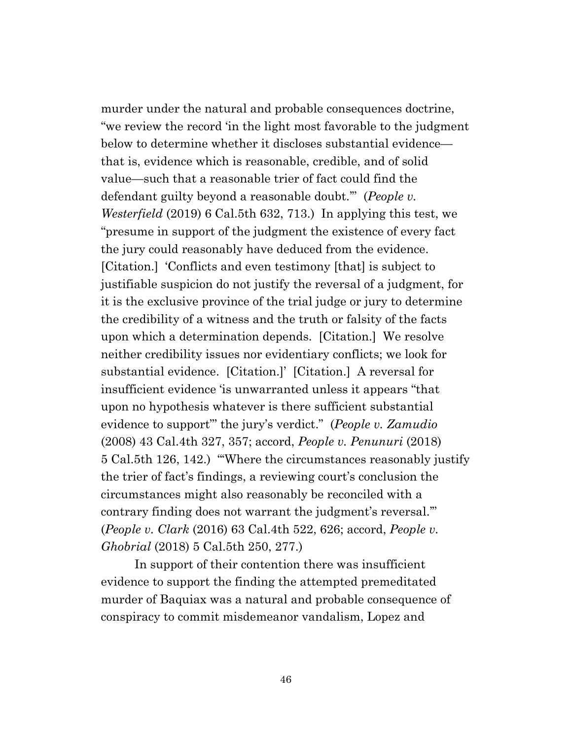murder under the natural and probable consequences doctrine, "we review the record 'in the light most favorable to the judgment below to determine whether it discloses substantial evidence—that is, evidence which is reasonable, credible, and of solid value—such that a reasonable trier of fact could find the defendant guilty beyond a reasonable doubt.'" (*People v. Westerfield* (2019) 6 Cal.5th 632, 713.) In applying this test, we "presume in support of the judgment the existence of every fact the jury could reasonably have deduced from the evidence. [Citation.] 'Conflicts and even testimony [that] is subject to justifiable suspicion do not justify the reversal of a judgment, for it is the exclusive province of the trial judge or jury to determine the credibility of a witness and the truth or falsity of the facts upon which a determination depends. [Citation.] We resolve neither credibility issues nor evidentiary conflicts; we look for substantial evidence. [Citation.]' [Citation.] A reversal for insufficient evidence 'is unwarranted unless it appears "that upon no hypothesis whatever is there sufficient substantial evidence to support"' the jury's verdict." (*People v. Zamudio* (2008) 43 Cal.4th 327, 357; accord, *People v. Penunuri* (2018) 5 Cal.5th 126, 142.) "'Where the circumstances reasonably justify the trier of fact's findings, a reviewing court's conclusion the circumstances might also reasonably be reconciled with a contrary finding does not warrant the judgment's reversal.'" (*People v. Clark* (2016) 63 Cal.4th 522, 626; accord, *People v. Ghobrial* (2018) 5 Cal.5th 250, 277.)

In support of their contention there was insufficient evidence to support the finding the attempted premeditated murder of Baquiax was a natural and probable consequence of conspiracy to commit misdemeanor vandalism, Lopez and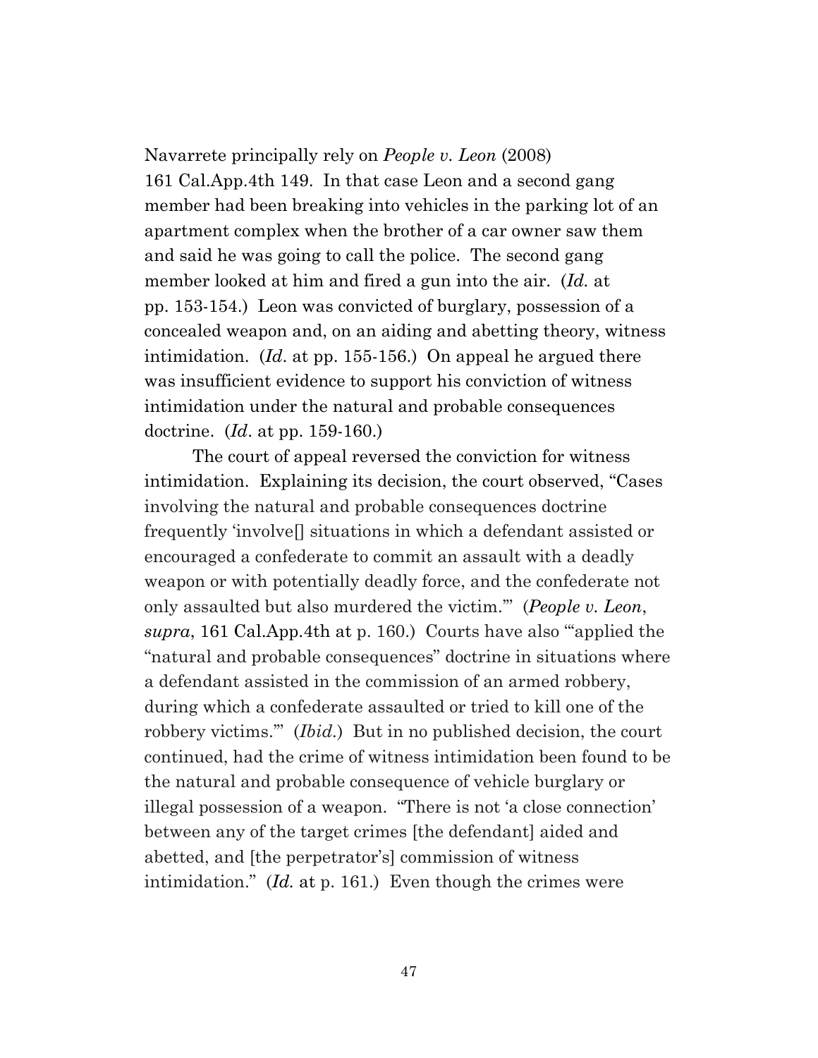Navarrete principally rely on *People v. Leon* (2008) 161 Cal.App.4th 149. In that case Leon and a second gang member had been breaking into vehicles in the parking lot of an apartment complex when the brother of a car owner saw them and said he was going to call the police. The second gang member looked at him and fired a gun into the air. (*Id.* at pp. 153-154.) Leon was convicted of burglary, possession of a concealed weapon and, on an aiding and abetting theory, witness intimidation. (*Id*. at pp. 155-156.) On appeal he argued there was insufficient evidence to support his conviction of witness intimidation under the natural and probable consequences doctrine. (*Id*. at pp. 159-160.)

The court of appeal reversed the conviction for witness intimidation. Explaining its decision, the court observed, "Cases involving the natural and probable consequences doctrine frequently 'involve[] situations in which a defendant assisted or encouraged a confederate to commit an assault with a deadly weapon or with potentially deadly force, and the confederate not only assaulted but also murdered the victim.'" (*People v. Leon*, *supra*, 161 Cal.App.4th at p. 160.) Courts have also "'applied the "natural and probable consequences" doctrine in situations where a defendant assisted in the commission of an armed robbery, during which a confederate assaulted or tried to kill one of the robbery victims.'" (*Ibid.*) But in no published decision, the court continued, had the crime of witness intimidation been found to be the natural and probable consequence of vehicle burglary or illegal possession of a weapon. "There is not 'a close connection' between any of the target crimes [the defendant] aided and abetted, and [the perpetrator's] commission of witness intimidation." (*Id.* at p. 161.) Even though the crimes were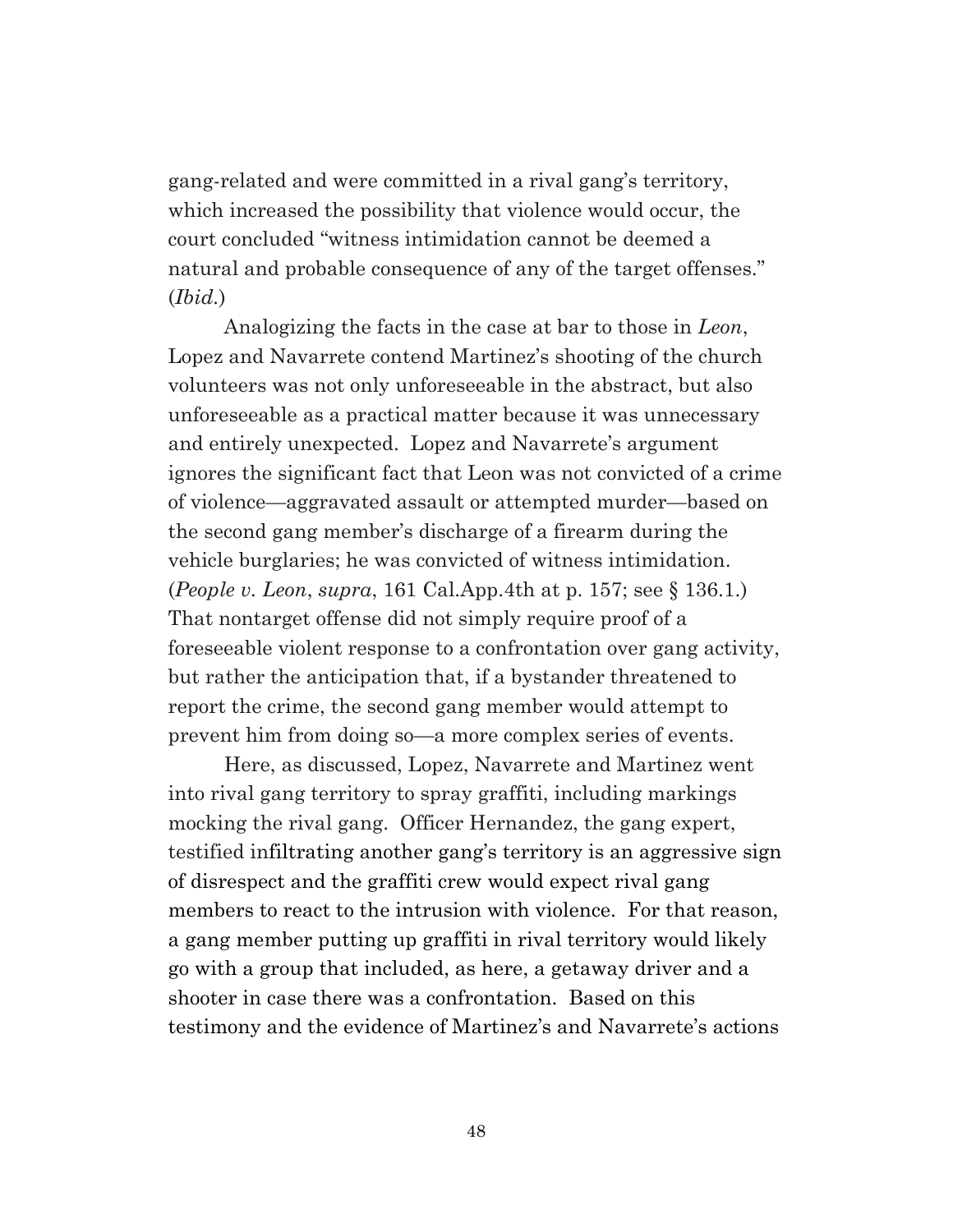gang-related and were committed in a rival gang's territory, which increased the possibility that violence would occur, the court concluded "witness intimidation cannot be deemed a natural and probable consequence of any of the target offenses." (*Ibid.*)

Analogizing the facts in the case at bar to those in *Leon*, Lopez and Navarrete contend Martinez's shooting of the church volunteers was not only unforeseeable in the abstract, but also unforeseeable as a practical matter because it was unnecessary and entirely unexpected. Lopez and Navarrete's argument ignores the significant fact that Leon was not convicted of a crime of violence—aggravated assault or attempted murder—based on the second gang member's discharge of a firearm during the vehicle burglaries; he was convicted of witness intimidation. (*People v. Leon*, *supra*, 161 Cal.App.4th at p. 157; see § 136.1.) That nontarget offense did not simply require proof of a foreseeable violent response to a confrontation over gang activity, but rather the anticipation that, if a bystander threatened to report the crime, the second gang member would attempt to prevent him from doing so—a more complex series of events.

Here, as discussed, Lopez, Navarrete and Martinez went into rival gang territory to spray graffiti, including markings mocking the rival gang. Officer Hernandez, the gang expert, testified infiltrating another gang's territory is an aggressive sign of disrespect and the graffiti crew would expect rival gang members to react to the intrusion with violence. For that reason, a gang member putting up graffiti in rival territory would likely go with a group that included, as here, a getaway driver and a shooter in case there was a confrontation. Based on this testimony and the evidence of Martinez's and Navarrete's actions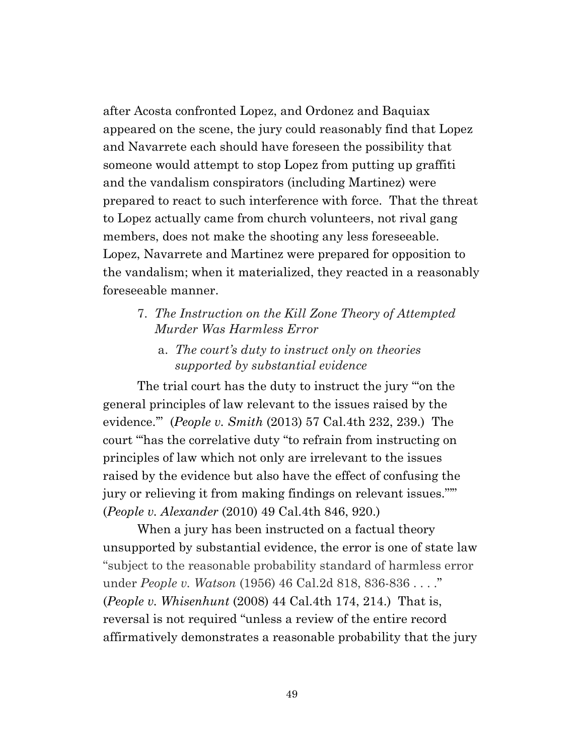after Acosta confronted Lopez, and Ordonez and Baquiax appeared on the scene, the jury could reasonably find that Lopez and Navarrete each should have foreseen the possibility that someone would attempt to stop Lopez from putting up graffiti and the vandalism conspirators (including Martinez) were prepared to react to such interference with force. That the threat to Lopez actually came from church volunteers, not rival gang members, does not make the shooting any less foreseeable. Lopez, Navarrete and Martinez were prepared for opposition to the vandalism; when it materialized, they reacted in a reasonably foreseeable manner.

7. *The Instruction on the Kill Zone Theory of Attempted Murder Was Harmless Error*

   a. *The court's duty to instruct only on theories supported by substantial evidence*

The trial court has the duty to instruct the jury "'on the general principles of law relevant to the issues raised by the evidence.'" (*People v. Smith* (2013) 57 Cal.4th 232, 239.) The court "'has the correlative duty "to refrain from instructing on principles of law which not only are irrelevant to the issues raised by the evidence but also have the effect of confusing the jury or relieving it from making findings on relevant issues."'" (*People v. Alexander* (2010) 49 Cal.4th 846, 920.)

When a jury has been instructed on a factual theory unsupported by substantial evidence, the error is one of state law "subject to the reasonable probability standard of harmless error under *People v. Watson* (1956) 46 Cal.2d 818, 836-836 . . . ." (*People v. Whisenhunt* (2008) 44 Cal.4th 174, 214.) That is, reversal is not required "unless a review of the entire record affirmatively demonstrates a reasonable probability that the jury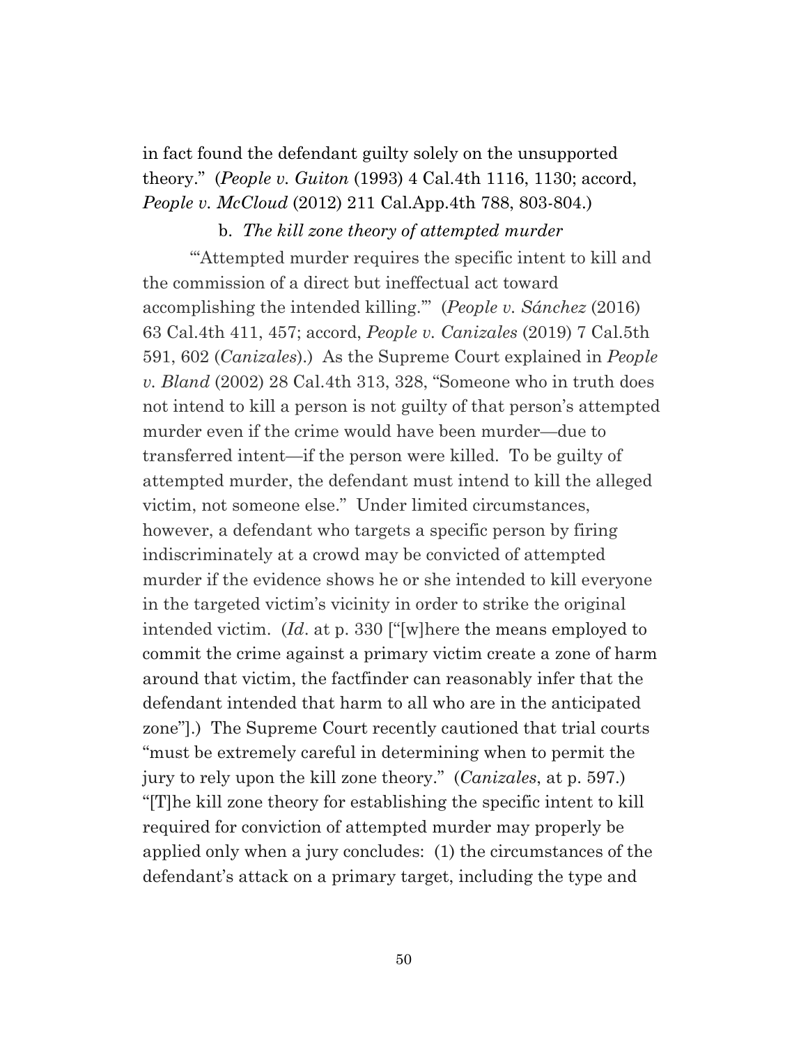in fact found the defendant guilty solely on the unsupported theory." (*People v. Guiton* (1993) 4 Cal.4th 1116, 1130; accord, *People v. McCloud* (2012) 211 Cal.App.4th 788, 803-804.)

b. *The kill zone theory of attempted murder*

"'Attempted murder requires the specific intent to kill and the commission of a direct but ineffectual act toward accomplishing the intended killing.'" (*People v. Sánchez* (2016) 63 Cal.4th 411, 457; accord, *People v. Canizales* (2019) 7 Cal.5th 591, 602 (*Canizales*).) As the Supreme Court explained in *People v. Bland* (2002) 28 Cal.4th 313, 328, "Someone who in truth does not intend to kill a person is not guilty of that person's attempted murder even if the crime would have been murder—due to transferred intent—if the person were killed. To be guilty of attempted murder, the defendant must intend to kill the alleged victim, not someone else." Under limited circumstances, however, a defendant who targets a specific person by firing indiscriminately at a crowd may be convicted of attempted murder if the evidence shows he or she intended to kill everyone in the targeted victim's vicinity in order to strike the original intended victim. (*Id*. at p. 330 ["[w]here the means employed to commit the crime against a primary victim create a zone of harm around that victim, the factfinder can reasonably infer that the defendant intended that harm to all who are in the anticipated zone"].) The Supreme Court recently cautioned that trial courts "must be extremely careful in determining when to permit the jury to rely upon the kill zone theory." (*Canizales*, at p. 597.) "[T]he kill zone theory for establishing the specific intent to kill required for conviction of attempted murder may properly be applied only when a jury concludes: (1) the circumstances of the defendant's attack on a primary target, including the type and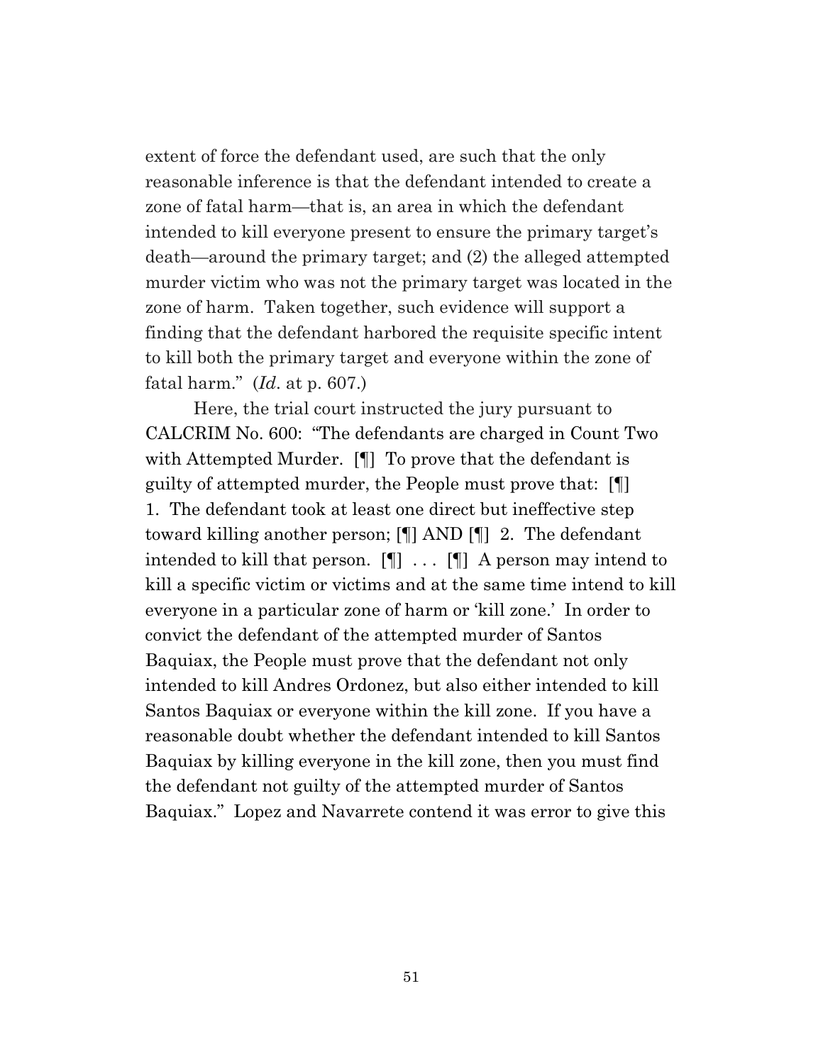extent of force the defendant used, are such that the only reasonable inference is that the defendant intended to create a zone of fatal harm—that is, an area in which the defendant intended to kill everyone present to ensure the primary target's death—around the primary target; and (2) the alleged attempted murder victim who was not the primary target was located in the zone of harm. Taken together, such evidence will support a finding that the defendant harbored the requisite specific intent to kill both the primary target and everyone within the zone of fatal harm." (*Id*. at p. 607.)

Here, the trial court instructed the jury pursuant to CALCRIM No. 600: "The defendants are charged in Count Two with Attempted Murder. [¶] To prove that the defendant is guilty of attempted murder, the People must prove that: [¶] 1. The defendant took at least one direct but ineffective step toward killing another person; [¶] AND [¶] 2. The defendant intended to kill that person. [¶] . . . [¶] A person may intend to kill a specific victim or victims and at the same time intend to kill everyone in a particular zone of harm or 'kill zone.' In order to convict the defendant of the attempted murder of Santos Baquiax, the People must prove that the defendant not only intended to kill Andres Ordonez, but also either intended to kill Santos Baquiax or everyone within the kill zone. If you have a reasonable doubt whether the defendant intended to kill Santos Baquiax by killing everyone in the kill zone, then you must find the defendant not guilty of the attempted murder of Santos Baquiax." Lopez and Navarrete contend it was error to give this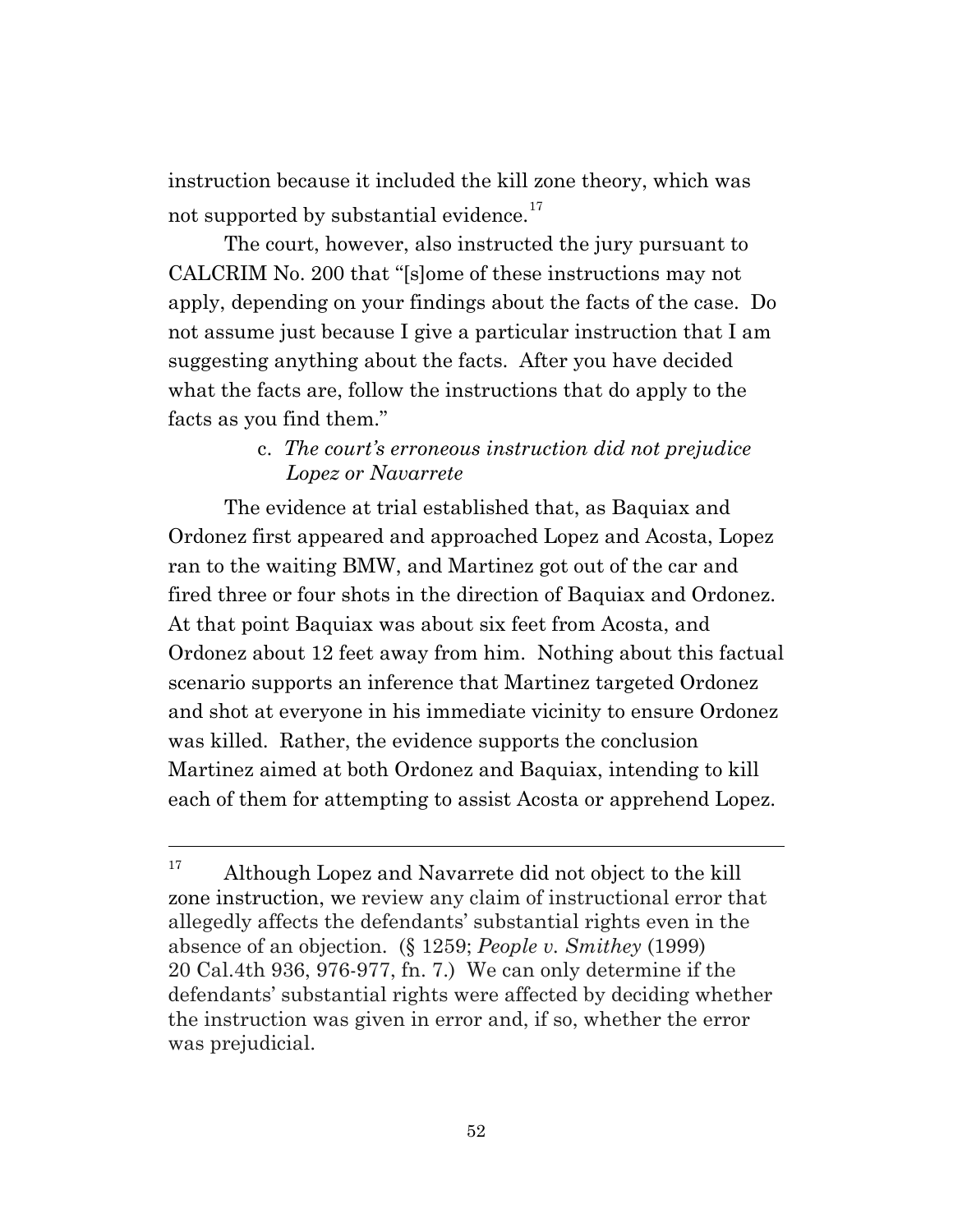instruction because it included the kill zone theory, which was not supported by substantial evidence.[17]

The court, however, also instructed the jury pursuant to CALCRIM No. 200 that "[s]ome of these instructions may not apply, depending on your findings about the facts of the case. Do not assume just because I give a particular instruction that I am suggesting anything about the facts. After you have decided what the facts are, follow the instructions that do apply to the facts as you find them."

c. *The court's erroneous instruction did not prejudice Lopez or Navarrete*

The evidence at trial established that, as Baquiax and Ordonez first appeared and approached Lopez and Acosta, Lopez ran to the waiting BMW, and Martinez got out of the car and fired three or four shots in the direction of Baquiax and Ordonez. At that point Baquiax was about six feet from Acosta, and Ordonez about 12 feet away from him. Nothing about this factual scenario supports an inference that Martinez targeted Ordonez and shot at everyone in his immediate vicinity to ensure Ordonez was killed. Rather, the evidence supports the conclusion Martinez aimed at both Ordonez and Baquiax, intending to kill each of them for attempting to assist Acosta or apprehend Lopez.

---

[17] Although Lopez and Navarrete did not object to the kill zone instruction, we review any claim of instructional error that allegedly affects the defendants' substantial rights even in the absence of an objection. (§ 1259; *People v. Smithey* (1999) 20 Cal.4th 936, 976-977, fn. 7.) We can only determine if the defendants' substantial rights were affected by deciding whether the instruction was given in error and, if so, whether the error was prejudicial.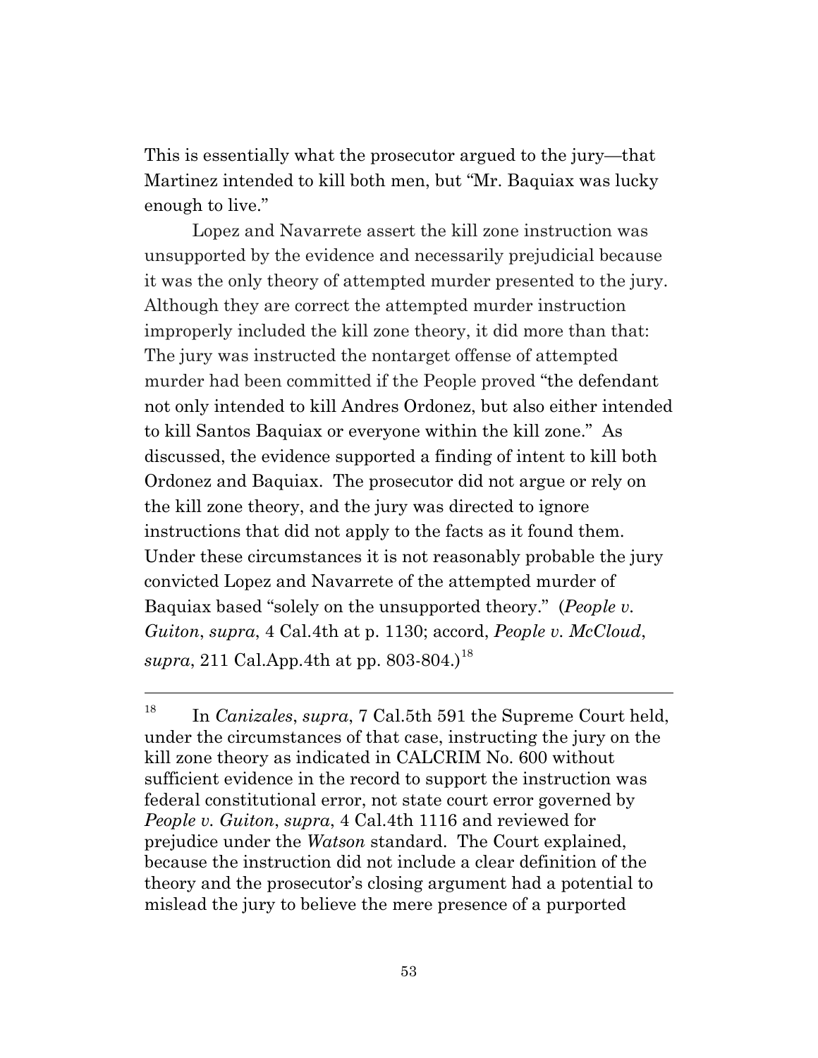This is essentially what the prosecutor argued to the jury—that Martinez intended to kill both men, but "Mr. Baquiax was lucky enough to live."

Lopez and Navarrete assert the kill zone instruction was unsupported by the evidence and necessarily prejudicial because it was the only theory of attempted murder presented to the jury. Although they are correct the attempted murder instruction improperly included the kill zone theory, it did more than that: The jury was instructed the nontarget offense of attempted murder had been committed if the People proved "the defendant not only intended to kill Andres Ordonez, but also either intended to kill Santos Baquiax or everyone within the kill zone." As discussed, the evidence supported a finding of intent to kill both Ordonez and Baquiax. The prosecutor did not argue or rely on the kill zone theory, and the jury was directed to ignore instructions that did not apply to the facts as it found them. Under these circumstances it is not reasonably probable the jury convicted Lopez and Navarrete of the attempted murder of Baquiax based "solely on the unsupported theory." (*People v. Guiton*, *supra*, 4 Cal.4th at p. 1130; accord, *People v. McCloud*, *supra*, 211 Cal.App.4th at pp. 803-804.)[18]

---

[18] In *Canizales*, *supra*, 7 Cal.5th 591 the Supreme Court held, under the circumstances of that case, instructing the jury on the kill zone theory as indicated in CALCRIM No. 600 without sufficient evidence in the record to support the instruction was federal constitutional error, not state court error governed by *People v. Guiton*, *supra*, 4 Cal.4th 1116 and reviewed for prejudice under the *Watson* standard. The Court explained, because the instruction did not include a clear definition of the theory and the prosecutor's closing argument had a potential to mislead the jury to believe the mere presence of a purported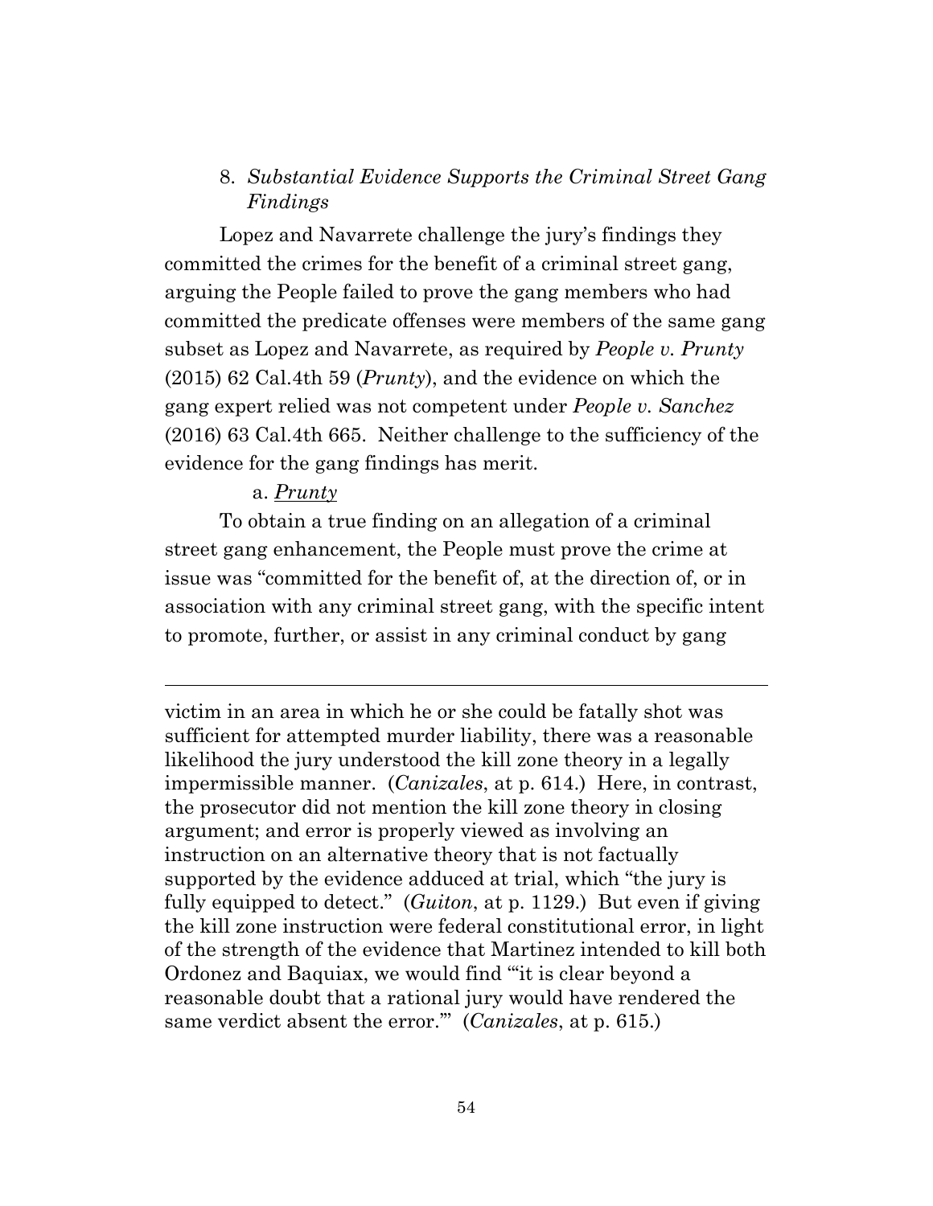### 8. *Substantial Evidence Supports the Criminal Street Gang Findings*

Lopez and Navarrete challenge the jury's findings they committed the crimes for the benefit of a criminal street gang, arguing the People failed to prove the gang members who had committed the predicate offenses were members of the same gang subset as Lopez and Navarrete, as required by *People v. Prunty* (2015) 62 Cal.4th 59 (*Prunty*), and the evidence on which the gang expert relied was not competent under *People v. Sanchez* (2016) 63 Cal.4th 665. Neither challenge to the sufficiency of the evidence for the gang findings has merit.

a. *Prunty*

To obtain a true finding on an allegation of a criminal street gang enhancement, the People must prove the crime at issue was "committed for the benefit of, at the direction of, or in association with any criminal street gang, with the specific intent to promote, further, or assist in any criminal conduct by gang

---

victim in an area in which he or she could be fatally shot was sufficient for attempted murder liability, there was a reasonable likelihood the jury understood the kill zone theory in a legally impermissible manner. (*Canizales*, at p. 614.) Here, in contrast, the prosecutor did not mention the kill zone theory in closing argument; and error is properly viewed as involving an instruction on an alternative theory that is not factually supported by the evidence adduced at trial, which "the jury is fully equipped to detect." (*Guiton*, at p. 1129.) But even if giving the kill zone instruction were federal constitutional error, in light of the strength of the evidence that Martinez intended to kill both Ordonez and Baquiax, we would find "'it is clear beyond a reasonable doubt that a rational jury would have rendered the same verdict absent the error.'" (*Canizales*, at p. 615.)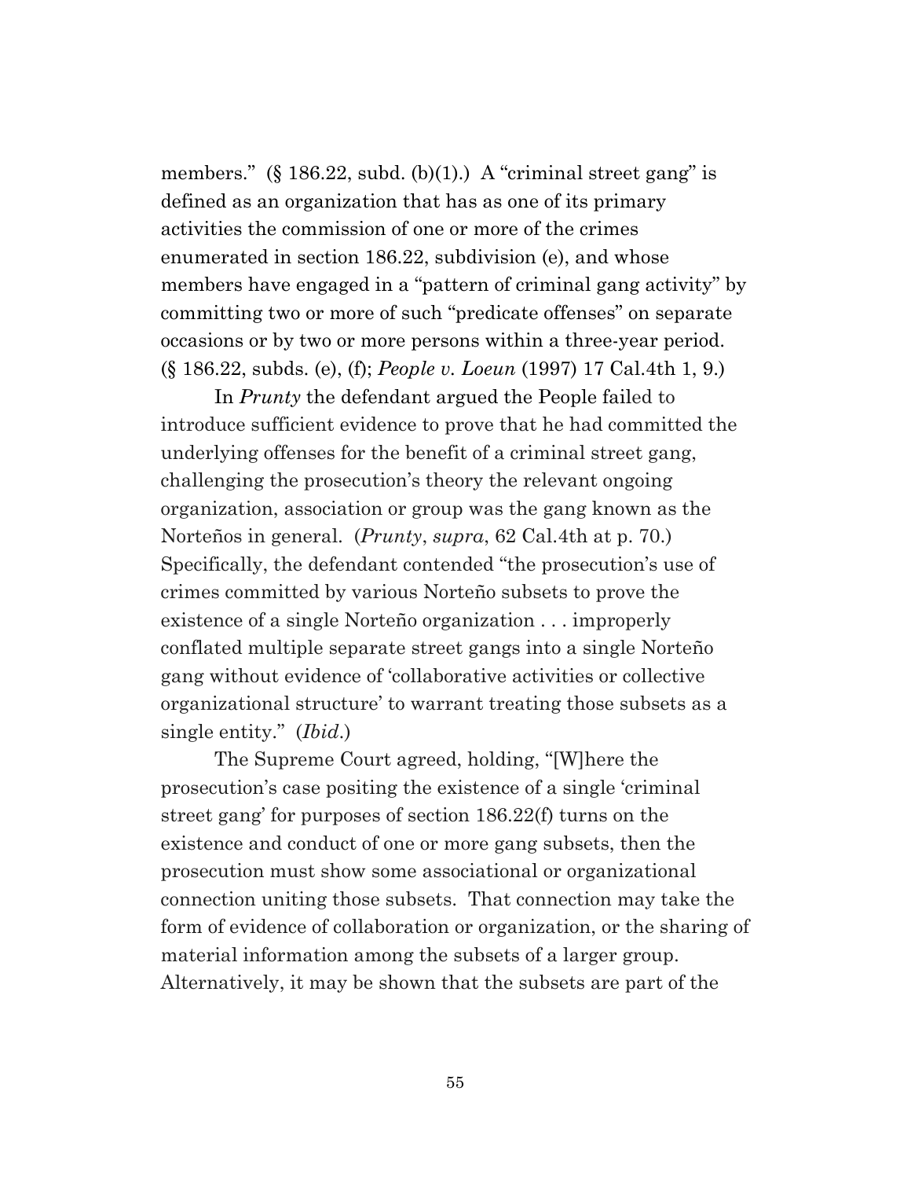members." (§ 186.22, subd. (b)(1).) A "criminal street gang" is defined as an organization that has as one of its primary activities the commission of one or more of the crimes enumerated in section 186.22, subdivision (e), and whose members have engaged in a "pattern of criminal gang activity" by committing two or more of such "predicate offenses" on separate occasions or by two or more persons within a three-year period. (§ 186.22, subds. (e), (f); *People v. Loeun* (1997) 17 Cal.4th 1, 9.)

In *Prunty* the defendant argued the People failed to introduce sufficient evidence to prove that he had committed the underlying offenses for the benefit of a criminal street gang, challenging the prosecution's theory the relevant ongoing organization, association or group was the gang known as the Norteños in general. (*Prunty*, *supra*, 62 Cal.4th at p. 70.) Specifically, the defendant contended "the prosecution's use of crimes committed by various Norteño subsets to prove the existence of a single Norteño organization . . . improperly conflated multiple separate street gangs into a single Norteño gang without evidence of 'collaborative activities or collective organizational structure' to warrant treating those subsets as a single entity." (*Ibid*.)

The Supreme Court agreed, holding, "[W]here the prosecution's case positing the existence of a single 'criminal street gang' for purposes of section 186.22(f) turns on the existence and conduct of one or more gang subsets, then the prosecution must show some associational or organizational connection uniting those subsets. That connection may take the form of evidence of collaboration or organization, or the sharing of material information among the subsets of a larger group. Alternatively, it may be shown that the subsets are part of the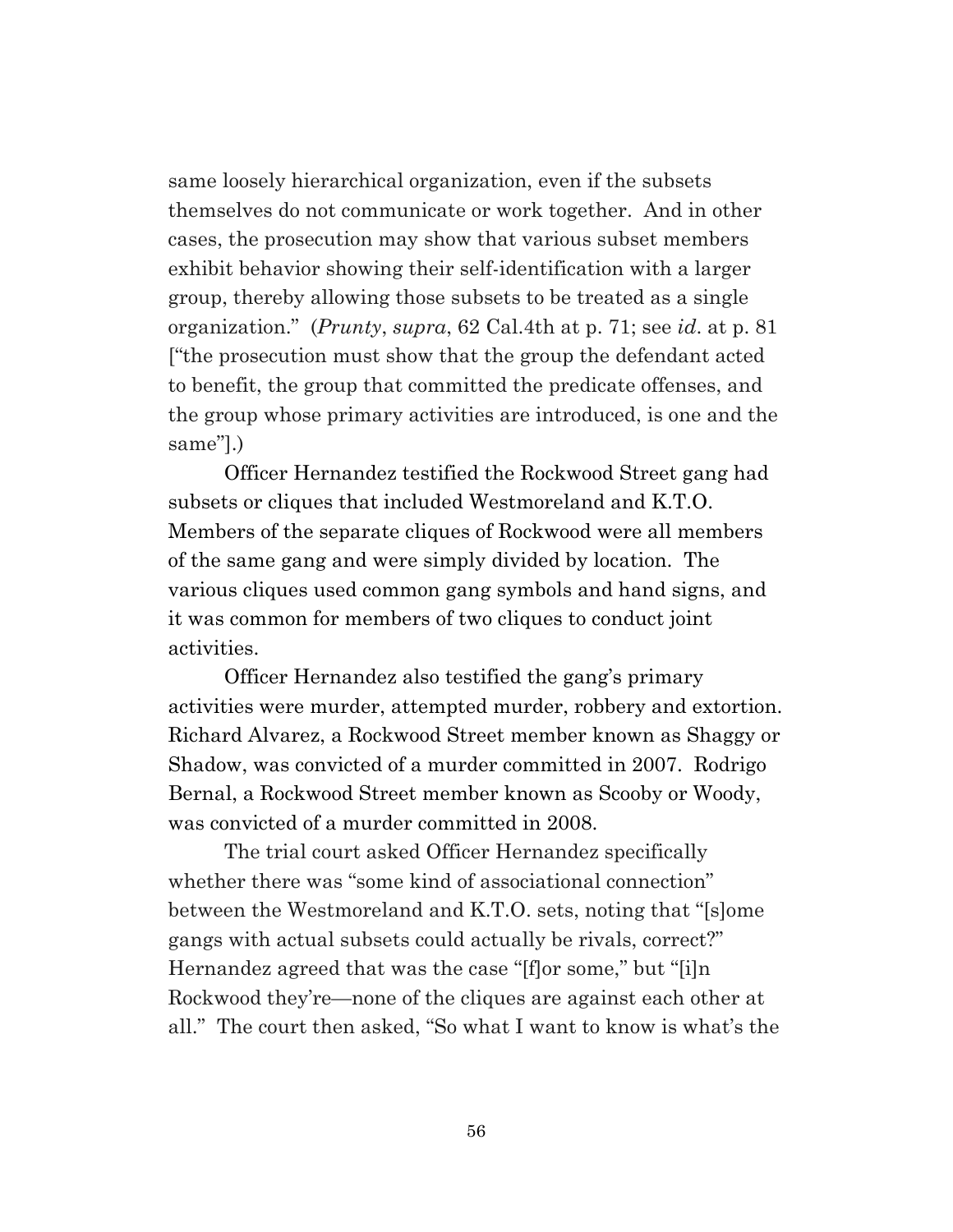same loosely hierarchical organization, even if the subsets themselves do not communicate or work together. And in other cases, the prosecution may show that various subset members exhibit behavior showing their self-identification with a larger group, thereby allowing those subsets to be treated as a single organization." (*Prunty*, *supra*, 62 Cal.4th at p. 71; see *id*. at p. 81 ["the prosecution must show that the group the defendant acted to benefit, the group that committed the predicate offenses, and the group whose primary activities are introduced, is one and the same"].)

Officer Hernandez testified the Rockwood Street gang had subsets or cliques that included Westmoreland and K.T.O. Members of the separate cliques of Rockwood were all members of the same gang and were simply divided by location. The various cliques used common gang symbols and hand signs, and it was common for members of two cliques to conduct joint activities.

Officer Hernandez also testified the gang's primary activities were murder, attempted murder, robbery and extortion. Richard Alvarez, a Rockwood Street member known as Shaggy or Shadow, was convicted of a murder committed in 2007. Rodrigo Bernal, a Rockwood Street member known as Scooby or Woody, was convicted of a murder committed in 2008.

The trial court asked Officer Hernandez specifically whether there was "some kind of associational connection" between the Westmoreland and K.T.O. sets, noting that "[s]ome gangs with actual subsets could actually be rivals, correct?" Hernandez agreed that was the case "[f]or some," but "[i]n Rockwood they're—none of the cliques are against each other at all." The court then asked, "So what I want to know is what's the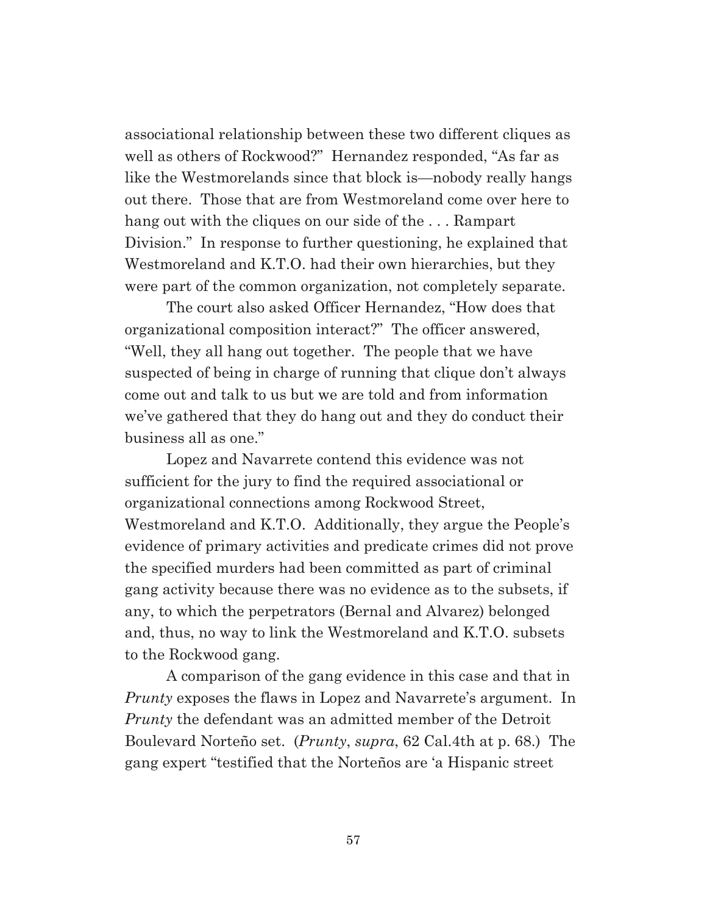associational relationship between these two different cliques as well as others of Rockwood?" Hernandez responded, "As far as like the Westmorelands since that block is—nobody really hangs out there. Those that are from Westmoreland come over here to hang out with the cliques on our side of the . . . Rampart Division." In response to further questioning, he explained that Westmoreland and K.T.O. had their own hierarchies, but they were part of the common organization, not completely separate.

The court also asked Officer Hernandez, "How does that organizational composition interact?" The officer answered, "Well, they all hang out together. The people that we have suspected of being in charge of running that clique don't always come out and talk to us but we are told and from information we've gathered that they do hang out and they do conduct their business all as one."

Lopez and Navarrete contend this evidence was not sufficient for the jury to find the required associational or organizational connections among Rockwood Street, Westmoreland and K.T.O. Additionally, they argue the People's evidence of primary activities and predicate crimes did not prove the specified murders had been committed as part of criminal gang activity because there was no evidence as to the subsets, if any, to which the perpetrators (Bernal and Alvarez) belonged and, thus, no way to link the Westmoreland and K.T.O. subsets to the Rockwood gang.

A comparison of the gang evidence in this case and that in *Prunty* exposes the flaws in Lopez and Navarrete's argument. In *Prunty* the defendant was an admitted member of the Detroit Boulevard Norteño set. (*Prunty*, *supra*, 62 Cal.4th at p. 68.) The gang expert "testified that the Norteños are 'a Hispanic street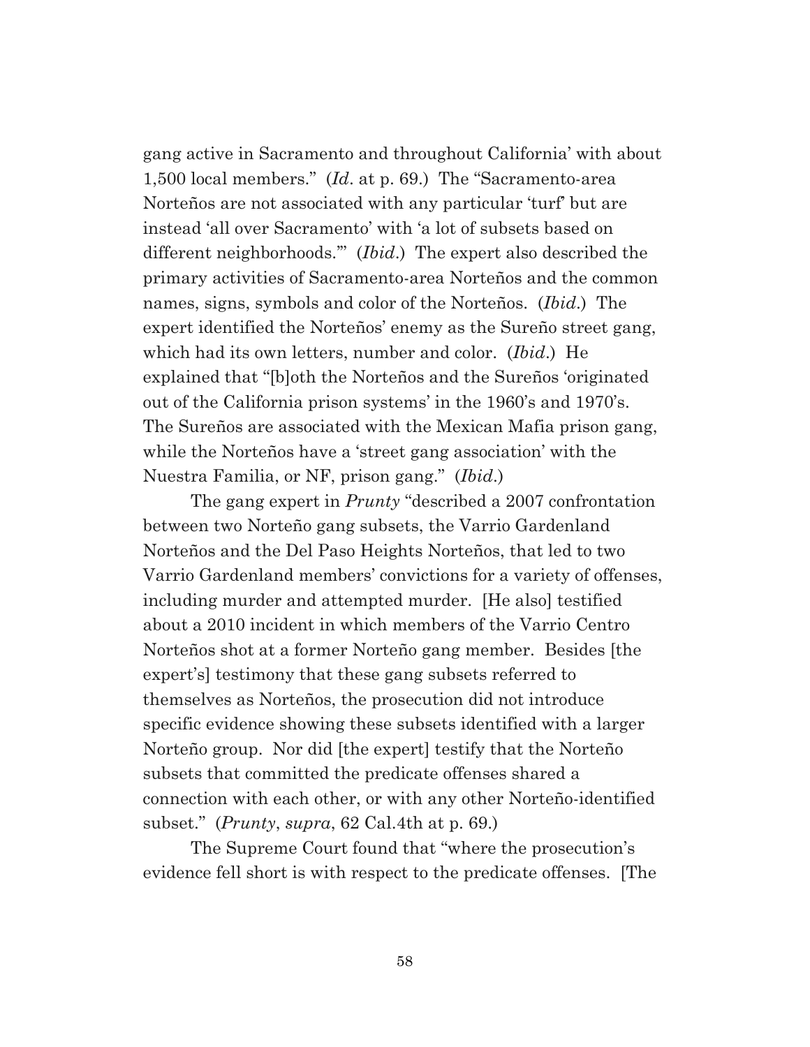gang active in Sacramento and throughout California' with about 1,500 local members." (*Id*. at p. 69.) The "Sacramento-area Norteños are not associated with any particular 'turf' but are instead 'all over Sacramento' with 'a lot of subsets based on different neighborhoods.'" (*Ibid*.) The expert also described the primary activities of Sacramento-area Norteños and the common names, signs, symbols and color of the Norteños. (*Ibid*.) The expert identified the Norteños' enemy as the Sureño street gang, which had its own letters, number and color. (*Ibid*.) He explained that "[b]oth the Norteños and the Sureños 'originated out of the California prison systems' in the 1960's and 1970's. The Sureños are associated with the Mexican Mafia prison gang, while the Norteños have a 'street gang association' with the Nuestra Familia, or NF, prison gang." (*Ibid*.)

The gang expert in *Prunty* "described a 2007 confrontation between two Norteño gang subsets, the Varrio Gardenland Norteños and the Del Paso Heights Norteños, that led to two Varrio Gardenland members' convictions for a variety of offenses, including murder and attempted murder. [He also] testified about a 2010 incident in which members of the Varrio Centro Norteños shot at a former Norteño gang member. Besides [the expert's] testimony that these gang subsets referred to themselves as Norteños, the prosecution did not introduce specific evidence showing these subsets identified with a larger Norteño group. Nor did [the expert] testify that the Norteño subsets that committed the predicate offenses shared a connection with each other, or with any other Norteño-identified subset." (*Prunty*, *supra*, 62 Cal.4th at p. 69.)

The Supreme Court found that "where the prosecution's evidence fell short is with respect to the predicate offenses. [The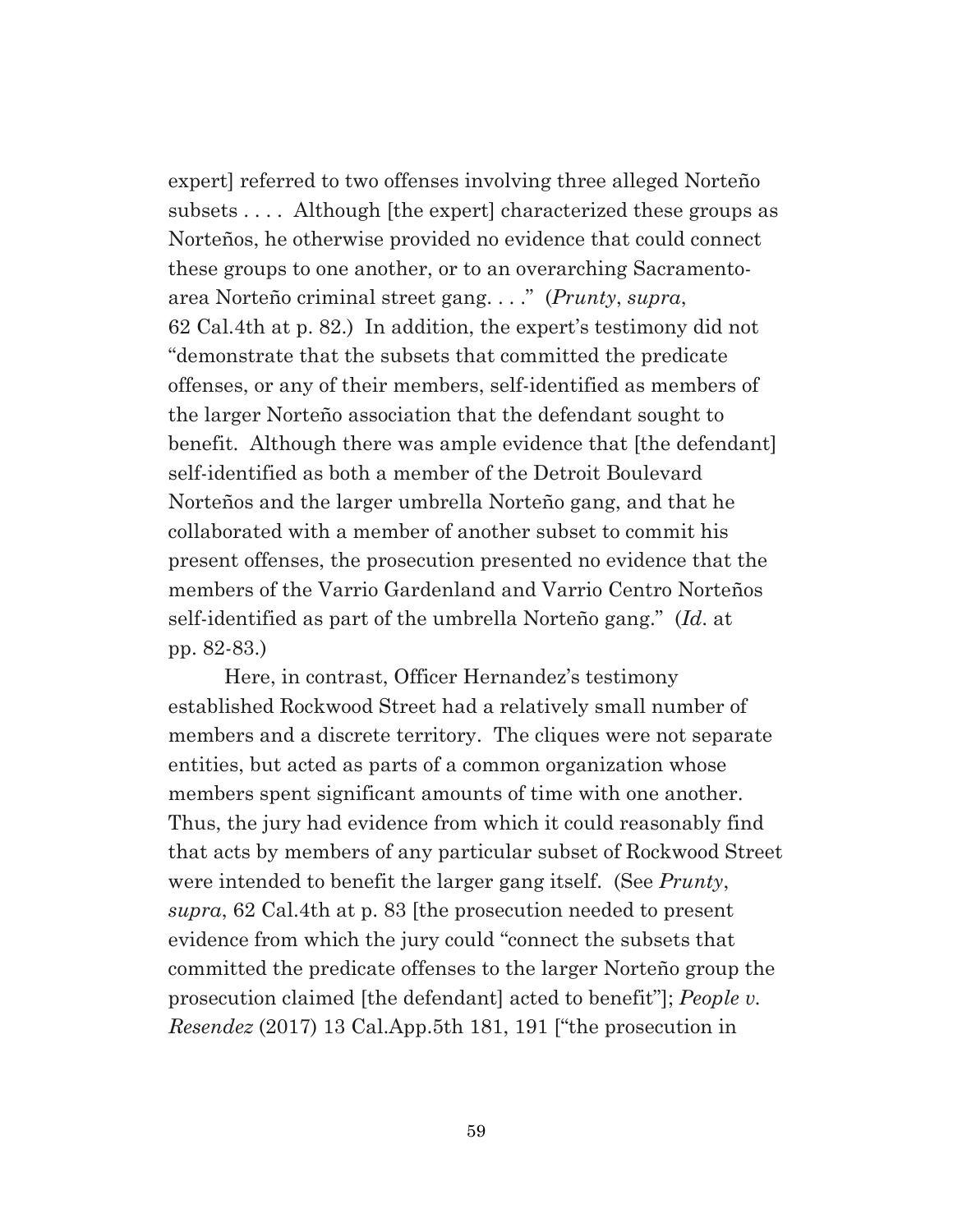expert] referred to two offenses involving three alleged Norteño subsets . . . . Although [the expert] characterized these groups as Norteños, he otherwise provided no evidence that could connect these groups to one another, or to an overarching Sacramento-area Norteño criminal street gang. . . ." (*Prunty*, *supra*, 62 Cal.4th at p. 82.) In addition, the expert's testimony did not "demonstrate that the subsets that committed the predicate offenses, or any of their members, self-identified as members of the larger Norteño association that the defendant sought to benefit. Although there was ample evidence that [the defendant] self-identified as both a member of the Detroit Boulevard Norteños and the larger umbrella Norteño gang, and that he collaborated with a member of another subset to commit his present offenses, the prosecution presented no evidence that the members of the Varrio Gardenland and Varrio Centro Norteños self-identified as part of the umbrella Norteño gang." (*Id*. at pp. 82-83.)

Here, in contrast, Officer Hernandez's testimony established Rockwood Street had a relatively small number of members and a discrete territory. The cliques were not separate entities, but acted as parts of a common organization whose members spent significant amounts of time with one another. Thus, the jury had evidence from which it could reasonably find that acts by members of any particular subset of Rockwood Street were intended to benefit the larger gang itself. (See *Prunty*, *supra*, 62 Cal.4th at p. 83 [the prosecution needed to present evidence from which the jury could "connect the subsets that committed the predicate offenses to the larger Norteño group the prosecution claimed [the defendant] acted to benefit"]; *People v. Resendez* (2017) 13 Cal.App.5th 181, 191 ["the prosecution in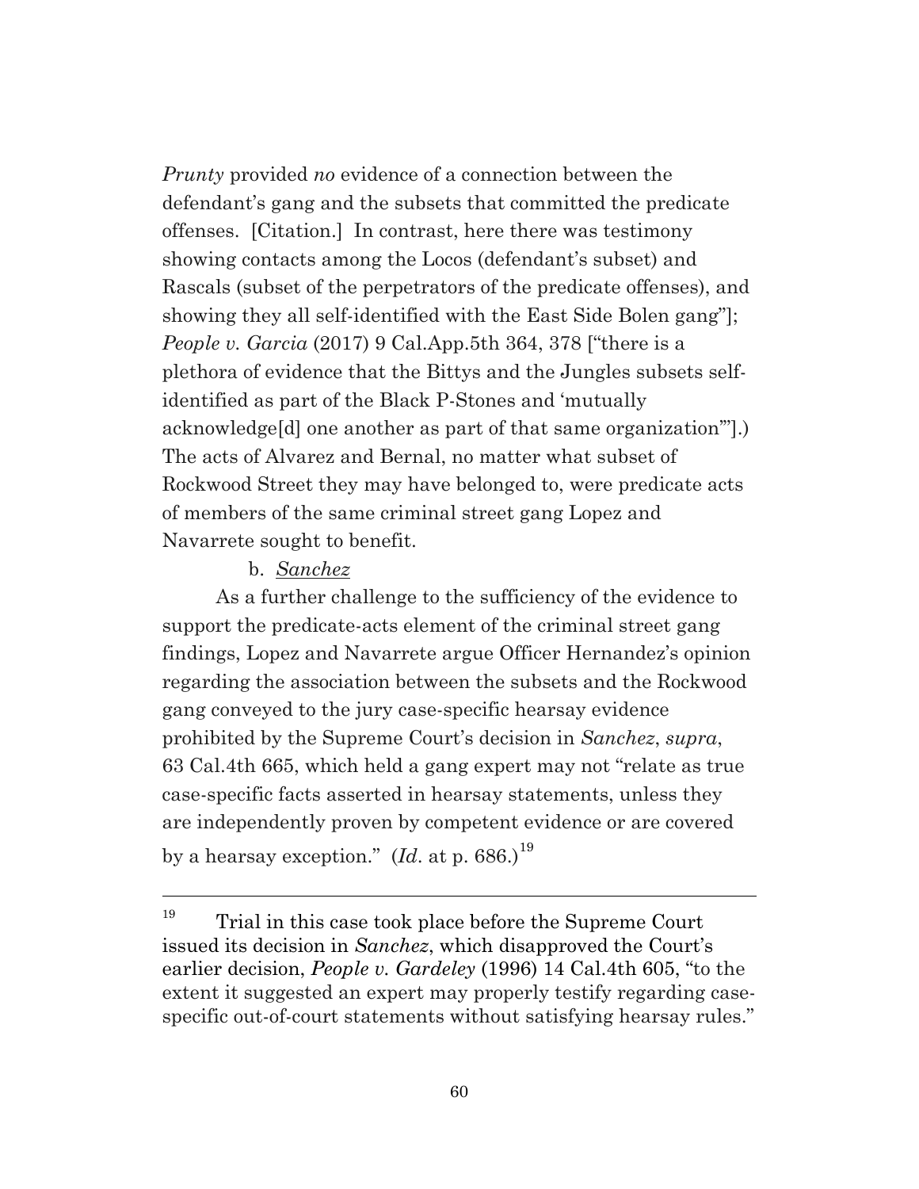*Prunty* provided *no* evidence of a connection between the defendant's gang and the subsets that committed the predicate offenses. [Citation.] In contrast, here there was testimony showing contacts among the Locos (defendant's subset) and Rascals (subset of the perpetrators of the predicate offenses), and showing they all self-identified with the East Side Bolen gang"]; *People v. Garcia* (2017) 9 Cal.App.5th 364, 378 ["there is a plethora of evidence that the Bittys and the Jungles subsets self-identified as part of the Black P-Stones and 'mutually acknowledge[d] one another as part of that same organization'"].) The acts of Alvarez and Bernal, no matter what subset of Rockwood Street they may have belonged to, were predicate acts of members of the same criminal street gang Lopez and Navarrete sought to benefit.

b. *Sanchez*

As a further challenge to the sufficiency of the evidence to support the predicate-acts element of the criminal street gang findings, Lopez and Navarrete argue Officer Hernandez's opinion regarding the association between the subsets and the Rockwood gang conveyed to the jury case-specific hearsay evidence prohibited by the Supreme Court's decision in *Sanchez*, *supra*, 63 Cal.4th 665, which held a gang expert may not "relate as true case-specific facts asserted in hearsay statements, unless they are independently proven by competent evidence or are covered by a hearsay exception." (*Id*. at p. 686.)[19]

---

[19] Trial in this case took place before the Supreme Court issued its decision in *Sanchez*, which disapproved the Court's earlier decision, *People v. Gardeley* (1996) 14 Cal.4th 605, "to the extent it suggested an expert may properly testify regarding case-specific out-of-court statements without satisfying hearsay rules."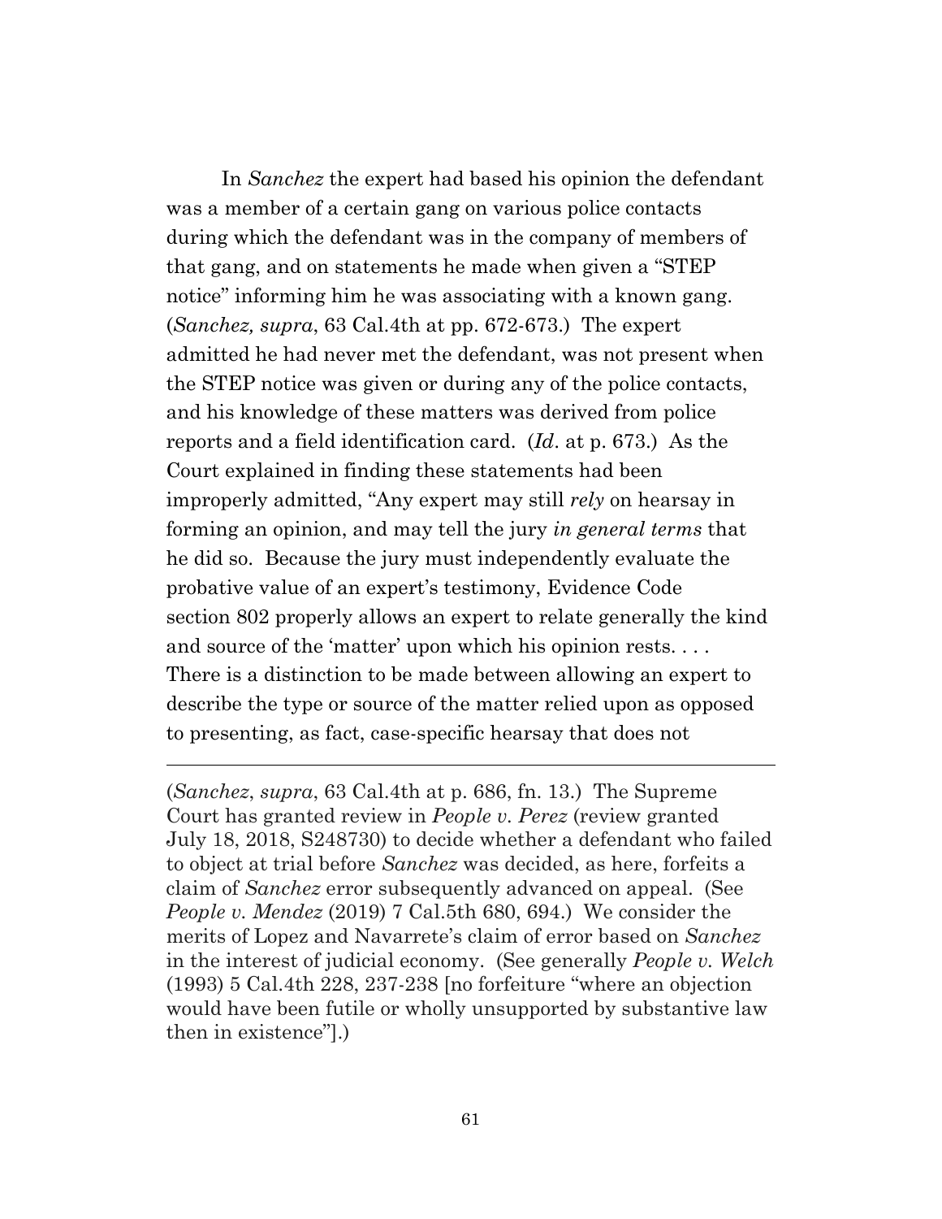In *Sanchez* the expert had based his opinion the defendant was a member of a certain gang on various police contacts during which the defendant was in the company of members of that gang, and on statements he made when given a "STEP notice" informing him he was associating with a known gang. (*Sanchez, supra*, 63 Cal.4th at pp. 672-673.) The expert admitted he had never met the defendant, was not present when the STEP notice was given or during any of the police contacts, and his knowledge of these matters was derived from police reports and a field identification card. (*Id*. at p. 673.) As the Court explained in finding these statements had been improperly admitted, "Any expert may still *rely* on hearsay in forming an opinion, and may tell the jury *in general terms* that he did so. Because the jury must independently evaluate the probative value of an expert's testimony, Evidence Code section 802 properly allows an expert to relate generally the kind and source of the 'matter' upon which his opinion rests. . . . There is a distinction to be made between allowing an expert to describe the type or source of the matter relied upon as opposed to presenting, as fact, case-specific hearsay that does not

---

(*Sanchez*, *supra*, 63 Cal.4th at p. 686, fn. 13.) The Supreme Court has granted review in *People v. Perez* (review granted July 18, 2018, S248730) to decide whether a defendant who failed to object at trial before *Sanchez* was decided, as here, forfeits a claim of *Sanchez* error subsequently advanced on appeal. (See *People v. Mendez* (2019) 7 Cal.5th 680, 694.) We consider the merits of Lopez and Navarrete's claim of error based on *Sanchez* in the interest of judicial economy. (See generally *People v. Welch* (1993) 5 Cal.4th 228, 237-238 [no forfeiture "where an objection would have been futile or wholly unsupported by substantive law then in existence"].)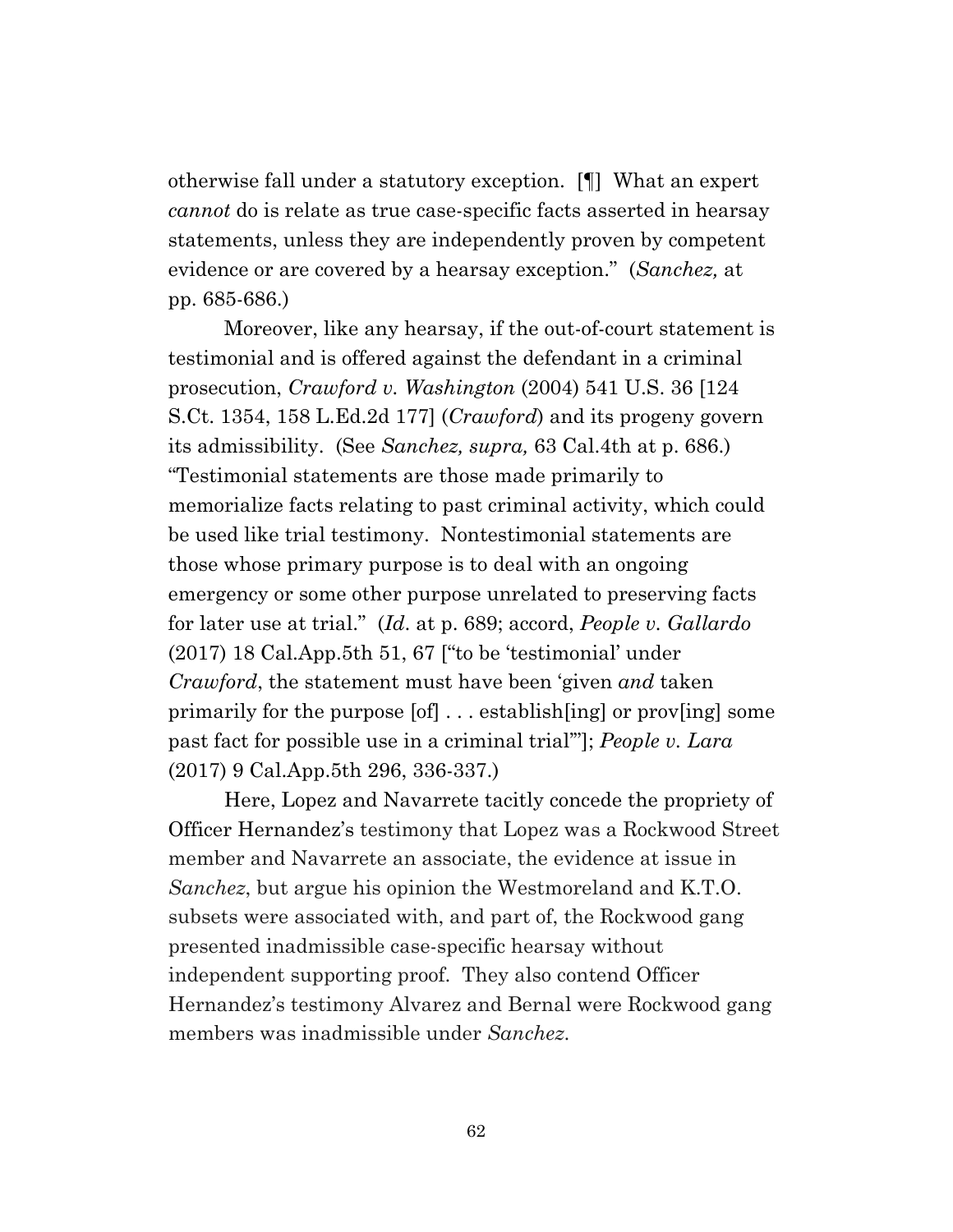otherwise fall under a statutory exception. [¶] What an expert *cannot* do is relate as true case-specific facts asserted in hearsay statements, unless they are independently proven by competent evidence or are covered by a hearsay exception." (*Sanchez,* at pp. 685-686.)

Moreover, like any hearsay, if the out-of-court statement is testimonial and is offered against the defendant in a criminal prosecution, *Crawford v. Washington* (2004) 541 U.S. 36 [124 S.Ct. 1354, 158 L.Ed.2d 177] (*Crawford*) and its progeny govern its admissibility. (See *Sanchez, supra,* 63 Cal.4th at p. 686.) "Testimonial statements are those made primarily to memorialize facts relating to past criminal activity, which could be used like trial testimony. Nontestimonial statements are those whose primary purpose is to deal with an ongoing emergency or some other purpose unrelated to preserving facts for later use at trial." (*Id.* at p. 689; accord, *People v. Gallardo* (2017) 18 Cal.App.5th 51, 67 ["to be 'testimonial' under *Crawford*, the statement must have been 'given *and* taken primarily for the purpose [of] . . . establish[ing] or prov[ing] some past fact for possible use in a criminal trial'"]; *People v. Lara* (2017) 9 Cal.App.5th 296, 336-337.)

Here, Lopez and Navarrete tacitly concede the propriety of Officer Hernandez's testimony that Lopez was a Rockwood Street member and Navarrete an associate, the evidence at issue in *Sanchez*, but argue his opinion the Westmoreland and K.T.O. subsets were associated with, and part of, the Rockwood gang presented inadmissible case-specific hearsay without independent supporting proof. They also contend Officer Hernandez's testimony Alvarez and Bernal were Rockwood gang members was inadmissible under *Sanchez*.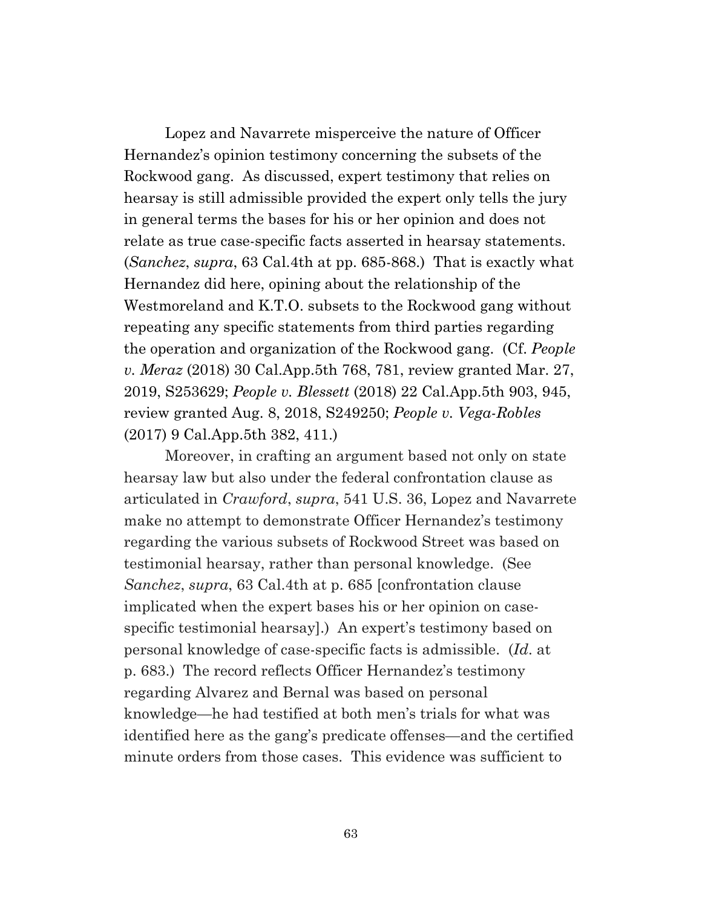Lopez and Navarrete misperceive the nature of Officer Hernandez's opinion testimony concerning the subsets of the Rockwood gang. As discussed, expert testimony that relies on hearsay is still admissible provided the expert only tells the jury in general terms the bases for his or her opinion and does not relate as true case-specific facts asserted in hearsay statements. (*Sanchez*, *supra*, 63 Cal.4th at pp. 685-868.) That is exactly what Hernandez did here, opining about the relationship of the Westmoreland and K.T.O. subsets to the Rockwood gang without repeating any specific statements from third parties regarding the operation and organization of the Rockwood gang. (Cf. *People v. Meraz* (2018) 30 Cal.App.5th 768, 781, review granted Mar. 27, 2019, S253629; *People v. Blessett* (2018) 22 Cal.App.5th 903, 945, review granted Aug. 8, 2018, S249250; *People v. Vega-Robles* (2017) 9 Cal.App.5th 382, 411.)

Moreover, in crafting an argument based not only on state hearsay law but also under the federal confrontation clause as articulated in *Crawford*, *supra*, 541 U.S. 36, Lopez and Navarrete make no attempt to demonstrate Officer Hernandez's testimony regarding the various subsets of Rockwood Street was based on testimonial hearsay, rather than personal knowledge. (See *Sanchez*, *supra*, 63 Cal.4th at p. 685 [confrontation clause implicated when the expert bases his or her opinion on case-specific testimonial hearsay].) An expert's testimony based on personal knowledge of case-specific facts is admissible. (*Id*. at p. 683.) The record reflects Officer Hernandez's testimony regarding Alvarez and Bernal was based on personal knowledge—he had testified at both men's trials for what was identified here as the gang's predicate offenses—and the certified minute orders from those cases. This evidence was sufficient to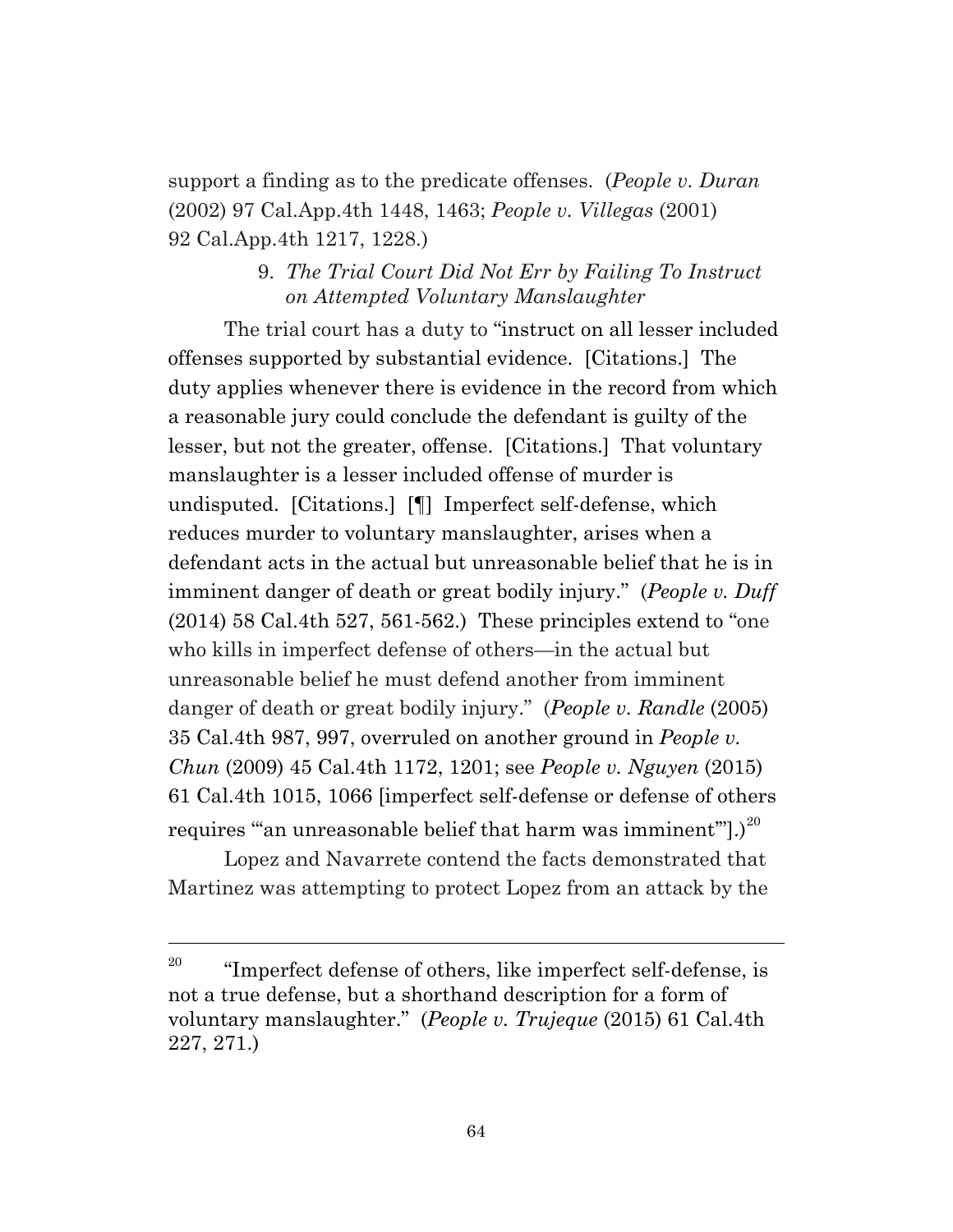support a finding as to the predicate offenses. (*People v. Duran* (2002) 97 Cal.App.4th 1448, 1463; *People v. Villegas* (2001) 92 Cal.App.4th 1217, 1228.)

### 9. *The Trial Court Did Not Err by Failing To Instruct on Attempted Voluntary Manslaughter*

The trial court has a duty to "instruct on all lesser included offenses supported by substantial evidence. [Citations.] The duty applies whenever there is evidence in the record from which a reasonable jury could conclude the defendant is guilty of the lesser, but not the greater, offense. [Citations.] That voluntary manslaughter is a lesser included offense of murder is undisputed. [Citations.] [¶] Imperfect self-defense, which reduces murder to voluntary manslaughter, arises when a defendant acts in the actual but unreasonable belief that he is in imminent danger of death or great bodily injury." (*People v. Duff* (2014) 58 Cal.4th 527, 561-562.) These principles extend to "one who kills in imperfect defense of others—in the actual but unreasonable belief he must defend another from imminent danger of death or great bodily injury." (*People v. Randle* (2005) 35 Cal.4th 987, 997, overruled on another ground in *People v. Chun* (2009) 45 Cal.4th 1172, 1201; see *People v. Nguyen* (2015) 61 Cal.4th 1015, 1066 [imperfect self-defense or defense of others requires "'an unreasonable belief that harm was imminent'"].)[20]

Lopez and Navarrete contend the facts demonstrated that Martinez was attempting to protect Lopez from an attack by the

---

[20] "Imperfect defense of others, like imperfect self-defense, is not a true defense, but a shorthand description for a form of voluntary manslaughter." (*People v. Trujeque* (2015) 61 Cal.4th 227, 271.)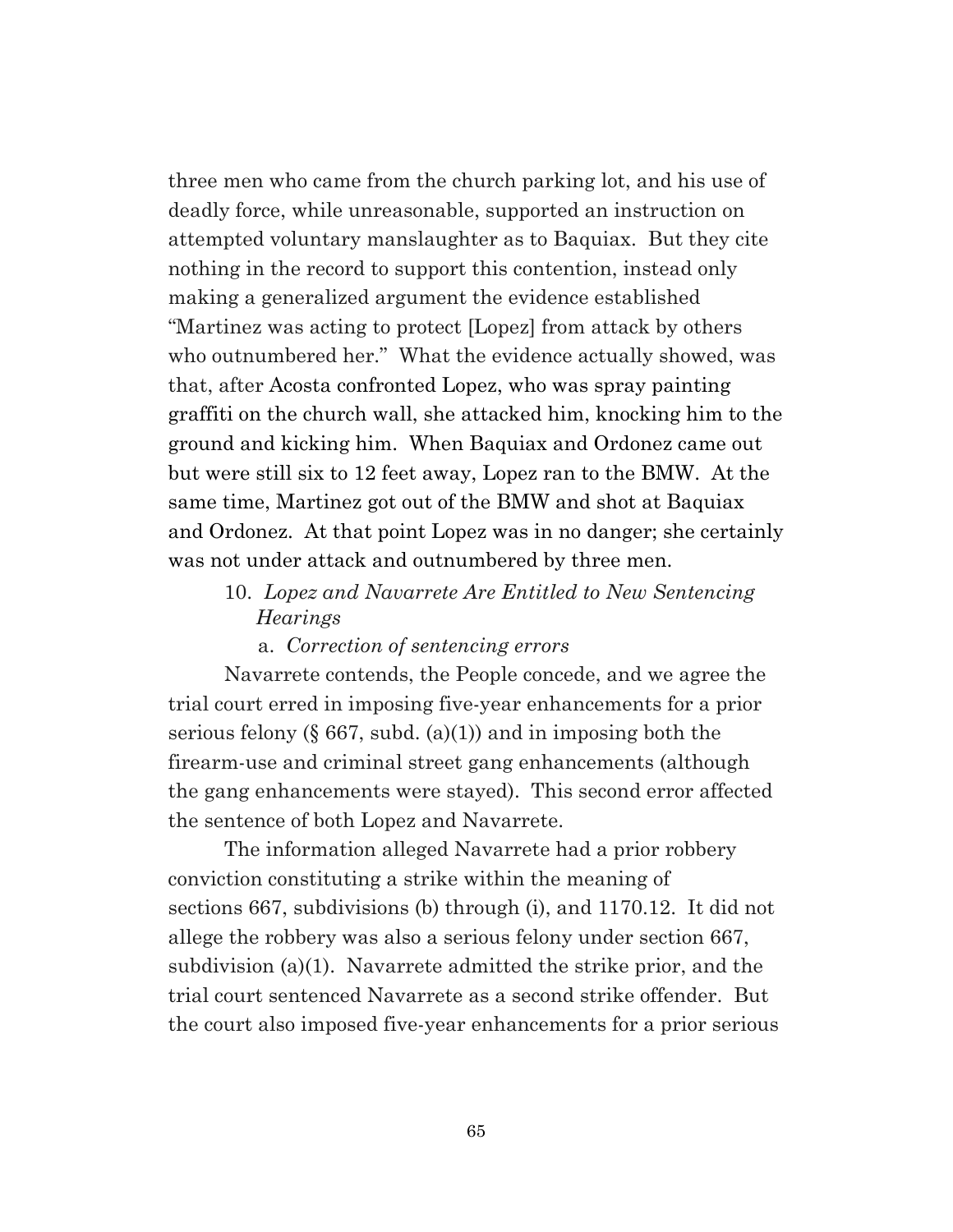three men who came from the church parking lot, and his use of deadly force, while unreasonable, supported an instruction on attempted voluntary manslaughter as to Baquiax. But they cite nothing in the record to support this contention, instead only making a generalized argument the evidence established "Martinez was acting to protect [Lopez] from attack by others who outnumbered her." What the evidence actually showed, was that, after Acosta confronted Lopez, who was spray painting graffiti on the church wall, she attacked him, knocking him to the ground and kicking him. When Baquiax and Ordonez came out but were still six to 12 feet away, Lopez ran to the BMW. At the same time, Martinez got out of the BMW and shot at Baquiax and Ordonez. At that point Lopez was in no danger; she certainly was not under attack and outnumbered by three men.

10. *Lopez and Navarrete Are Entitled to New Sentencing Hearings*

a. *Correction of sentencing errors*

Navarrete contends, the People concede, and we agree the trial court erred in imposing five-year enhancements for a prior serious felony (§ 667, subd. (a)(1)) and in imposing both the firearm-use and criminal street gang enhancements (although the gang enhancements were stayed). This second error affected the sentence of both Lopez and Navarrete.

The information alleged Navarrete had a prior robbery conviction constituting a strike within the meaning of sections 667, subdivisions (b) through (i), and 1170.12. It did not allege the robbery was also a serious felony under section 667, subdivision (a)(1). Navarrete admitted the strike prior, and the trial court sentenced Navarrete as a second strike offender. But the court also imposed five-year enhancements for a prior serious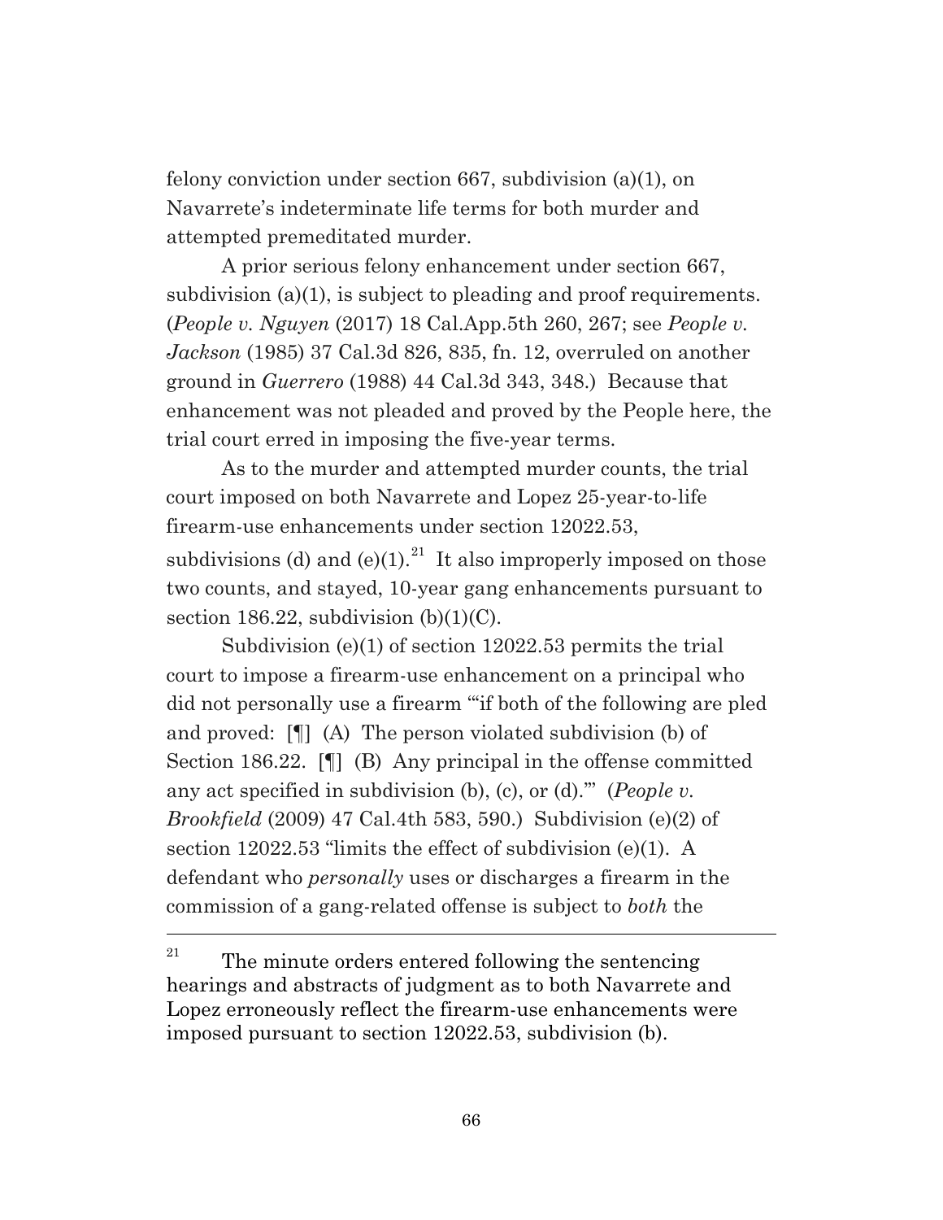felony conviction under section 667, subdivision (a)(1), on Navarrete's indeterminate life terms for both murder and attempted premeditated murder.

A prior serious felony enhancement under section 667, subdivision (a)(1), is subject to pleading and proof requirements. (*People v. Nguyen* (2017) 18 Cal.App.5th 260, 267; see *People v. Jackson* (1985) 37 Cal.3d 826, 835, fn. 12, overruled on another ground in *Guerrero* (1988) 44 Cal.3d 343, 348.) Because that enhancement was not pleaded and proved by the People here, the trial court erred in imposing the five-year terms.

As to the murder and attempted murder counts, the trial court imposed on both Navarrete and Lopez 25-year-to-life firearm-use enhancements under section 12022.53, subdivisions (d) and (e)(1).[21] It also improperly imposed on those two counts, and stayed, 10-year gang enhancements pursuant to section 186.22, subdivision (b)(1)(C).

Subdivision (e)(1) of section 12022.53 permits the trial court to impose a firearm-use enhancement on a principal who did not personally use a firearm "'if both of the following are pled and proved: [¶] (A) The person violated subdivision (b) of Section 186.22. [¶] (B) Any principal in the offense committed any act specified in subdivision (b), (c), or (d).'" (*People v. Brookfield* (2009) 47 Cal.4th 583, 590.) Subdivision (e)(2) of section 12022.53 "limits the effect of subdivision (e)(1). A defendant who *personally* uses or discharges a firearm in the commission of a gang-related offense is subject to *both* the

---

[21] The minute orders entered following the sentencing hearings and abstracts of judgment as to both Navarrete and Lopez erroneously reflect the firearm-use enhancements were imposed pursuant to section 12022.53, subdivision (b).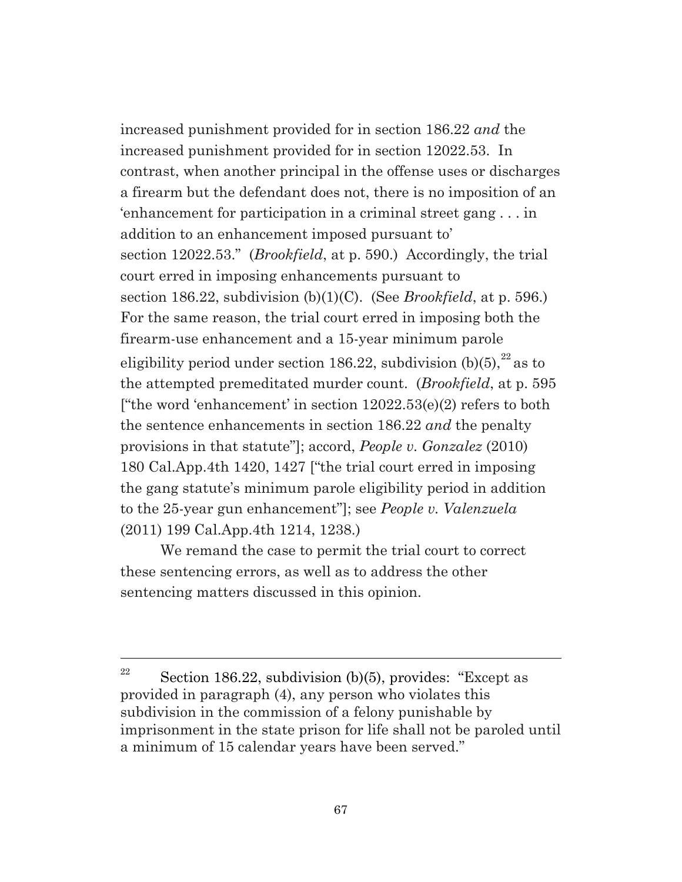increased punishment provided for in section 186.22 *and* the increased punishment provided for in section 12022.53. In contrast, when another principal in the offense uses or discharges a firearm but the defendant does not, there is no imposition of an 'enhancement for participation in a criminal street gang . . . in addition to an enhancement imposed pursuant to' section 12022.53." (*Brookfield*, at p. 590.) Accordingly, the trial court erred in imposing enhancements pursuant to section 186.22, subdivision (b)(1)(C). (See *Brookfield*, at p. 596.) For the same reason, the trial court erred in imposing both the firearm-use enhancement and a 15-year minimum parole eligibility period under section 186.22, subdivision (b)(5),[22] as to the attempted premeditated murder count. (*Brookfield*, at p. 595 ["the word 'enhancement' in section 12022.53(e)(2) refers to both the sentence enhancements in section 186.22 *and* the penalty provisions in that statute"]; accord, *People v. Gonzalez* (2010) 180 Cal.App.4th 1420, 1427 ["the trial court erred in imposing the gang statute's minimum parole eligibility period in addition to the 25-year gun enhancement"]; see *People v. Valenzuela* (2011) 199 Cal.App.4th 1214, 1238.)

We remand the case to permit the trial court to correct these sentencing errors, as well as to address the other sentencing matters discussed in this opinion.

---

[22] Section 186.22, subdivision (b)(5), provides: "Except as provided in paragraph (4), any person who violates this subdivision in the commission of a felony punishable by imprisonment in the state prison for life shall not be paroled until a minimum of 15 calendar years have been served."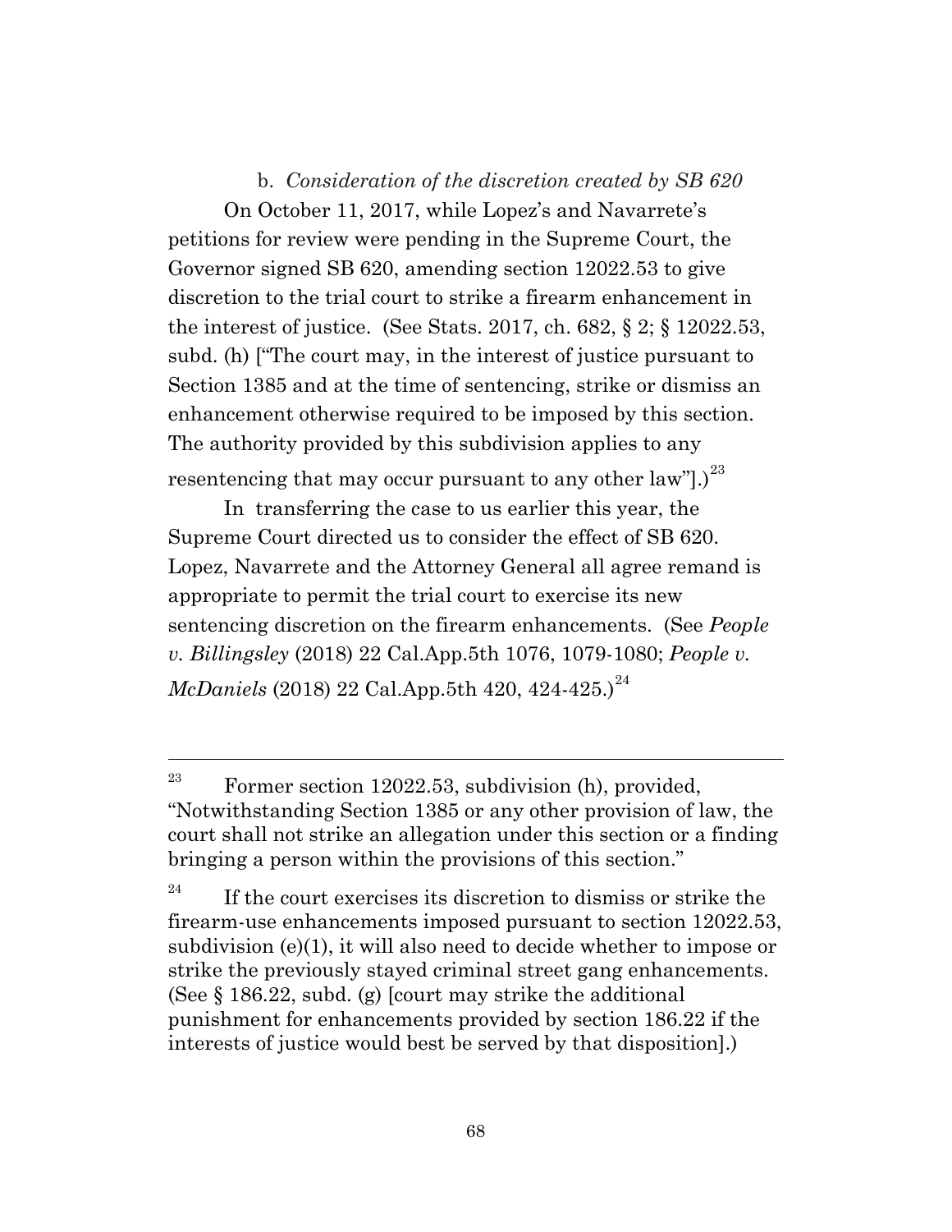b. *Consideration of the discretion created by SB 620*

On October 11, 2017, while Lopez's and Navarrete's petitions for review were pending in the Supreme Court, the Governor signed SB 620, amending section 12022.53 to give discretion to the trial court to strike a firearm enhancement in the interest of justice. (See Stats. 2017, ch. 682, § 2; § 12022.53, subd. (h) ["The court may, in the interest of justice pursuant to Section 1385 and at the time of sentencing, strike or dismiss an enhancement otherwise required to be imposed by this section. The authority provided by this subdivision applies to any resentencing that may occur pursuant to any other law"].)[23]

In transferring the case to us earlier this year, the Supreme Court directed us to consider the effect of SB 620. Lopez, Navarrete and the Attorney General all agree remand is appropriate to permit the trial court to exercise its new sentencing discretion on the firearm enhancements. (See *People v. Billingsley* (2018) 22 Cal.App.5th 1076, 1079-1080; *People v. McDaniels* (2018) 22 Cal.App.5th 420, 424-425.)[24]

---

[23] Former section 12022.53, subdivision (h), provided, "Notwithstanding Section 1385 or any other provision of law, the court shall not strike an allegation under this section or a finding bringing a person within the provisions of this section."

[24] If the court exercises its discretion to dismiss or strike the firearm-use enhancements imposed pursuant to section 12022.53, subdivision (e)(1), it will also need to decide whether to impose or strike the previously stayed criminal street gang enhancements. (See § 186.22, subd. (g) [court may strike the additional punishment for enhancements provided by section 186.22 if the interests of justice would best be served by that disposition].)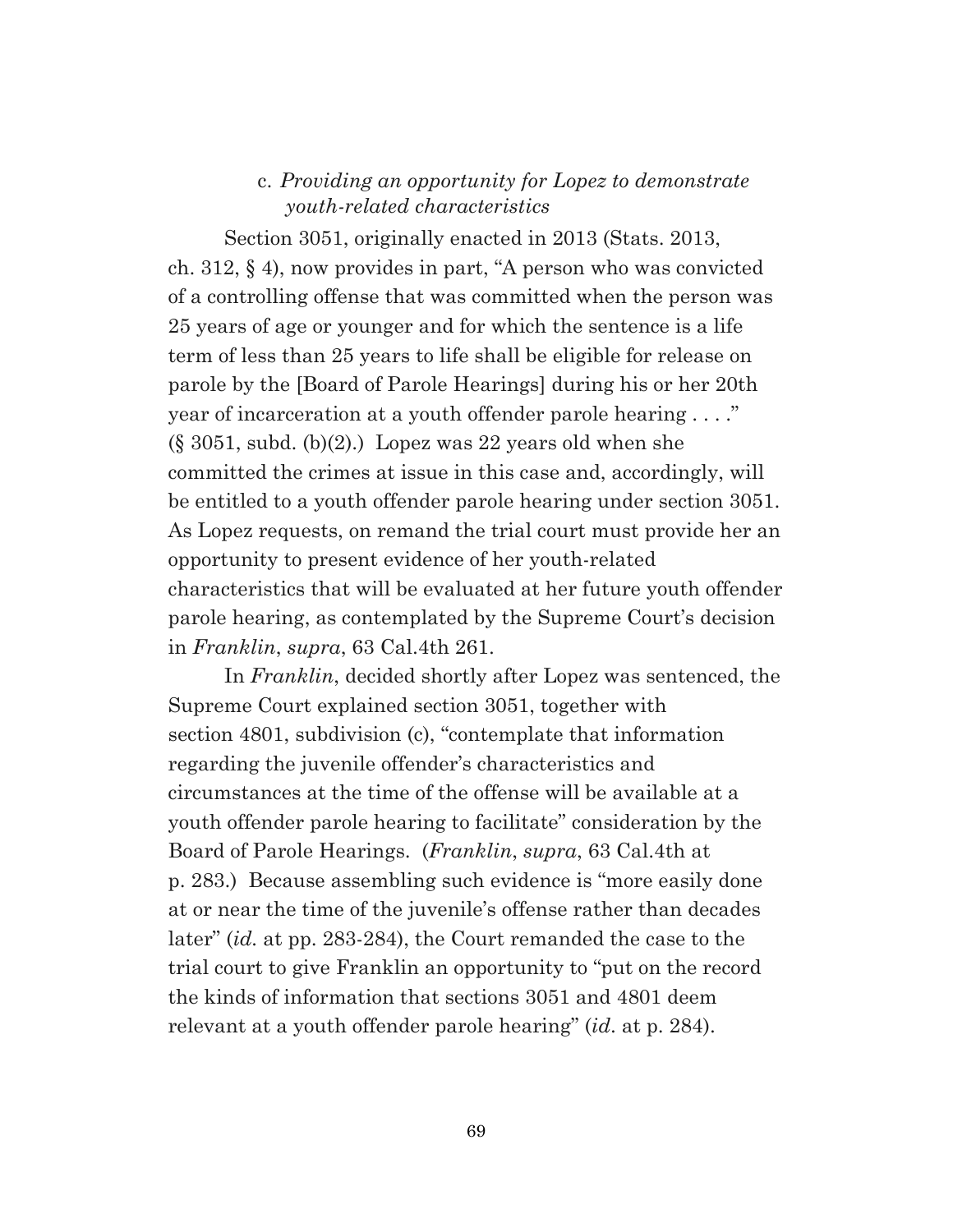#### c. *Providing an opportunity for Lopez to demonstrate youth-related characteristics*

Section 3051, originally enacted in 2013 (Stats. 2013, ch. 312, § 4), now provides in part, "A person who was convicted of a controlling offense that was committed when the person was 25 years of age or younger and for which the sentence is a life term of less than 25 years to life shall be eligible for release on parole by the [Board of Parole Hearings] during his or her 20th year of incarceration at a youth offender parole hearing . . . ." (§ 3051, subd. (b)(2).) Lopez was 22 years old when she committed the crimes at issue in this case and, accordingly, will be entitled to a youth offender parole hearing under section 3051. As Lopez requests, on remand the trial court must provide her an opportunity to present evidence of her youth-related characteristics that will be evaluated at her future youth offender parole hearing, as contemplated by the Supreme Court's decision in *Franklin*, *supra*, 63 Cal.4th 261.

In *Franklin*, decided shortly after Lopez was sentenced, the Supreme Court explained section 3051, together with section 4801, subdivision (c), "contemplate that information regarding the juvenile offender's characteristics and circumstances at the time of the offense will be available at a youth offender parole hearing to facilitate" consideration by the Board of Parole Hearings. (*Franklin*, *supra*, 63 Cal.4th at p. 283.) Because assembling such evidence is "more easily done at or near the time of the juvenile's offense rather than decades later" (*id.* at pp. 283-284), the Court remanded the case to the trial court to give Franklin an opportunity to "put on the record the kinds of information that sections 3051 and 4801 deem relevant at a youth offender parole hearing" (*id*. at p. 284).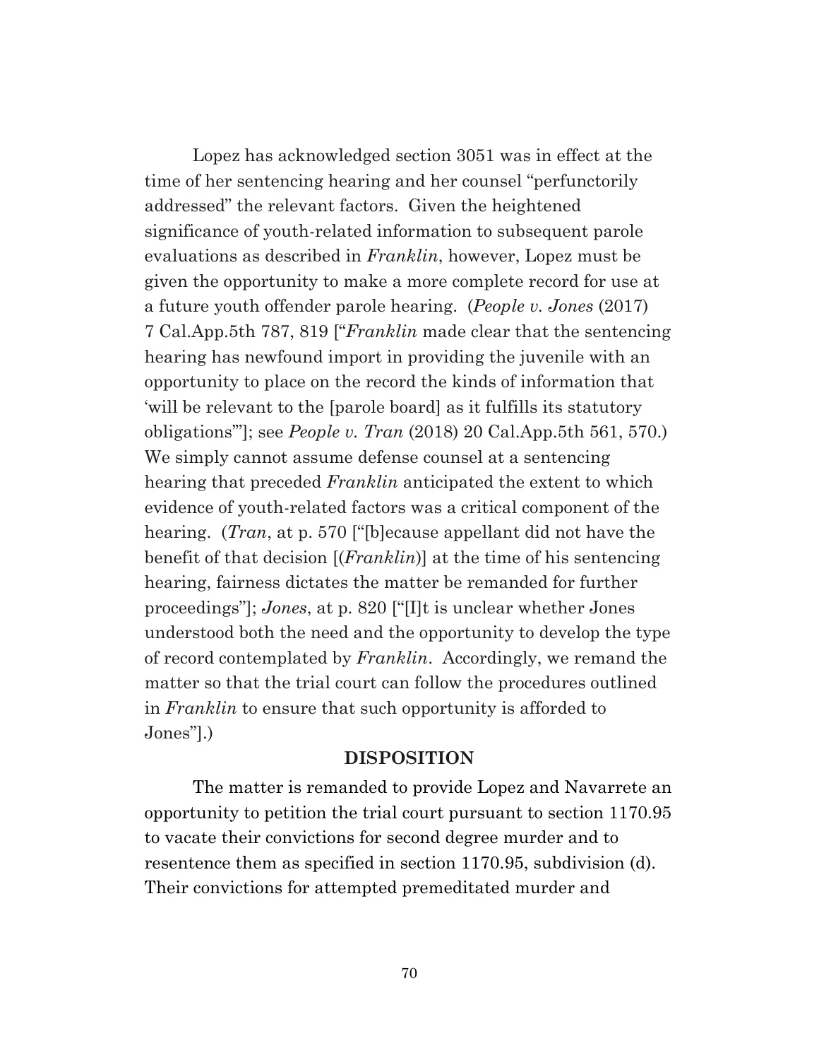Lopez has acknowledged section 3051 was in effect at the time of her sentencing hearing and her counsel "perfunctorily addressed" the relevant factors. Given the heightened significance of youth-related information to subsequent parole evaluations as described in *Franklin*, however, Lopez must be given the opportunity to make a more complete record for use at a future youth offender parole hearing. (*People v. Jones* (2017) 7 Cal.App.5th 787, 819 ["*Franklin* made clear that the sentencing hearing has newfound import in providing the juvenile with an opportunity to place on the record the kinds of information that 'will be relevant to the [parole board] as it fulfills its statutory obligations'"]; see *People v. Tran* (2018) 20 Cal.App.5th 561, 570.) We simply cannot assume defense counsel at a sentencing hearing that preceded *Franklin* anticipated the extent to which evidence of youth-related factors was a critical component of the hearing. (*Tran*, at p. 570 ["[b]ecause appellant did not have the benefit of that decision [(*Franklin*)] at the time of his sentencing hearing, fairness dictates the matter be remanded for further proceedings"]; *Jones*, at p. 820 ["[I]t is unclear whether Jones understood both the need and the opportunity to develop the type of record contemplated by *Franklin*. Accordingly, we remand the matter so that the trial court can follow the procedures outlined in *Franklin* to ensure that such opportunity is afforded to Jones"].)

## DISPOSITION

The matter is remanded to provide Lopez and Navarrete an opportunity to petition the trial court pursuant to section 1170.95 to vacate their convictions for second degree murder and to resentence them as specified in section 1170.95, subdivision (d). Their convictions for attempted premeditated murder and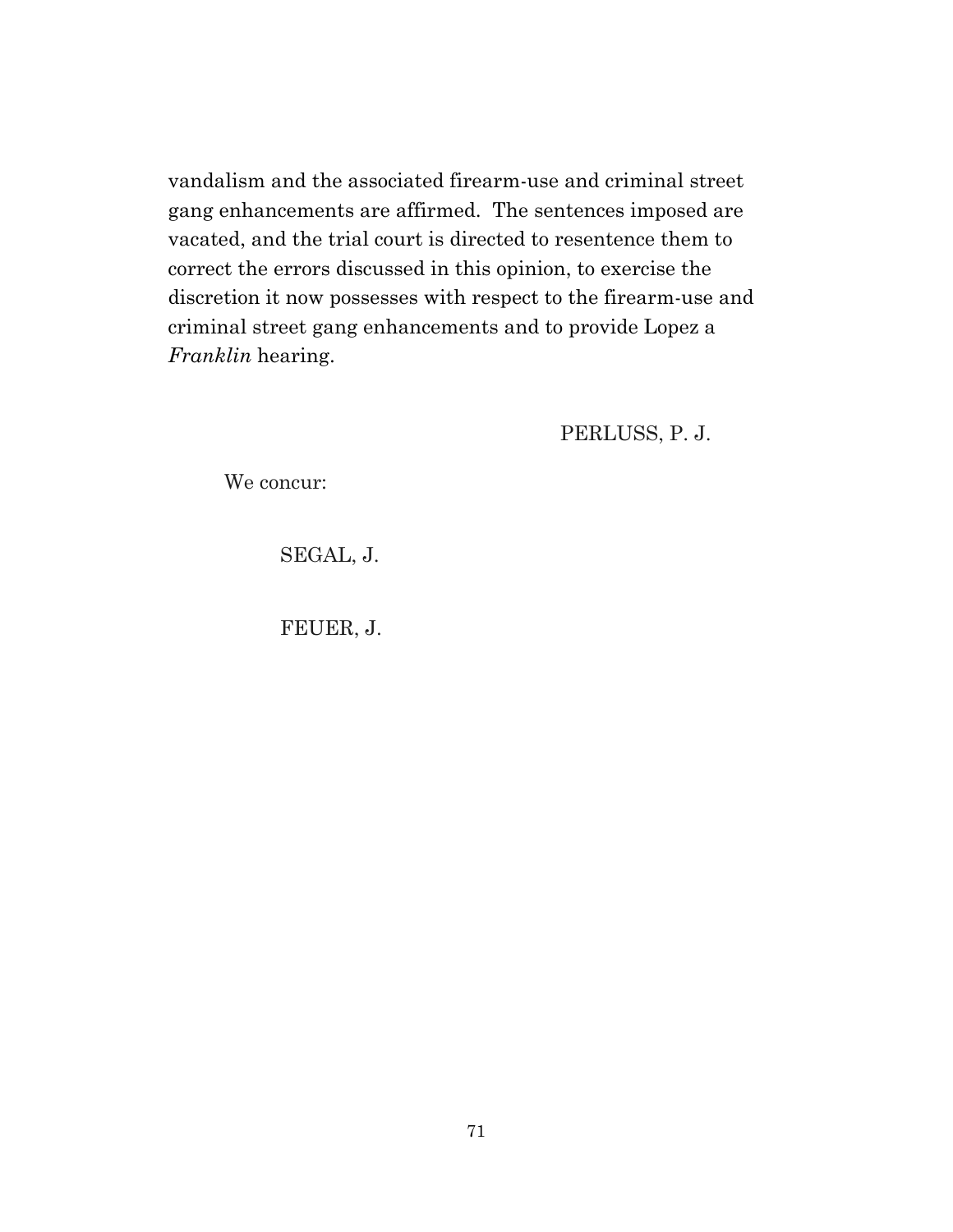vandalism and the associated firearm-use and criminal street gang enhancements are affirmed. The sentences imposed are vacated, and the trial court is directed to resentence them to correct the errors discussed in this opinion, to exercise the discretion it now possesses with respect to the firearm-use and criminal street gang enhancements and to provide Lopez a *Franklin* hearing.

PERLUSS, P. J.

We concur:

SEGAL, J.

FEUER, J.